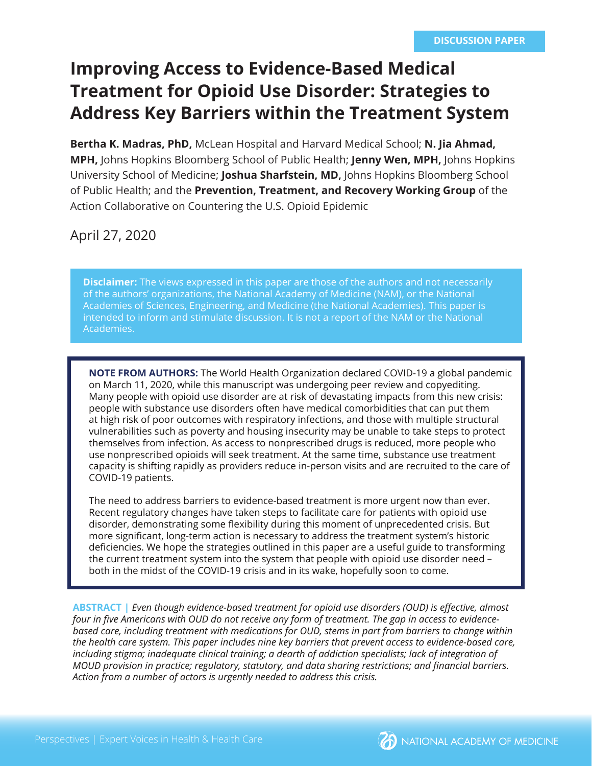DISCUSSION PAPER

# Improving Access to Evidence-Based Medical Treatment for Opioid Use Disorder: Strategies to Address Key Barriers within the Treatment System

**Bertha K. Madras, PhD,** McLean Hospital and Harvard Medical School; **N. Jia Ahmad, MPH,** Johns Hopkins Bloomberg School of Public Health; **Jenny Wen, MPH,** Johns Hopkins University School of Medicine; **Joshua Sharfstein, MD,** Johns Hopkins Bloomberg School of Public Health; and the **Prevention, Treatment, and Recovery Working Group** of the Action Collaborative on Countering the U.S. Opioid Epidemic

April 27, 2020

**Disclaimer:** The views expressed in this paper are those of the authors and not necessarily of the authors' organizations, the National Academy of Medicine (NAM), or the National Academies of Sciences, Engineering, and Medicine (the National Academies). This paper is intended to inform and stimulate discussion. It is not a report of the NAM or the National Academies.

**NOTE FROM AUTHORS:** The World Health Organization declared COVID-19 a global pandemic on March 11, 2020, while this manuscript was undergoing peer review and copyediting. Many people with opioid use disorder are at risk of devastating impacts from this new crisis: people with substance use disorders often have medical comorbidities that can put them at high risk of poor outcomes with respiratory infections, and those with multiple structural vulnerabilities such as poverty and housing insecurity may be unable to take steps to protect themselves from infection. As access to nonprescribed drugs is reduced, more people who use nonprescribed opioids will seek treatment. At the same time, substance use treatment capacity is shifting rapidly as providers reduce in-person visits and are recruited to the care of COVID-19 patients.

The need to address barriers to evidence-based treatment is more urgent now than ever. Recent regulatory changes have taken steps to facilitate care for patients with opioid use disorder, demonstrating some flexibility during this moment of unprecedented crisis. But more significant, long-term action is necessary to address the treatment system's historic deficiencies. We hope the strategies outlined in this paper are a useful guide to transforming the current treatment system into the system that people with opioid use disorder need – both in the midst of the COVID-19 crisis and in its wake, hopefully soon to come.

**ABSTRACT |** *Even though evidence-based treatment for opioid use disorders (OUD) is effective, almost four in five Americans with OUD do not receive any form of treatment. The gap in access to evidence-based care, including treatment with medications for OUD, stems in part from barriers to change within the health care system. This paper includes nine key barriers that prevent access to evidence-based care, including stigma; inadequate clinical training; a dearth of addiction specialists; lack of integration of MOUD provision in practice; regulatory, statutory, and data sharing restrictions; and financial barriers. Action from a number of actors is urgently needed to address this crisis.*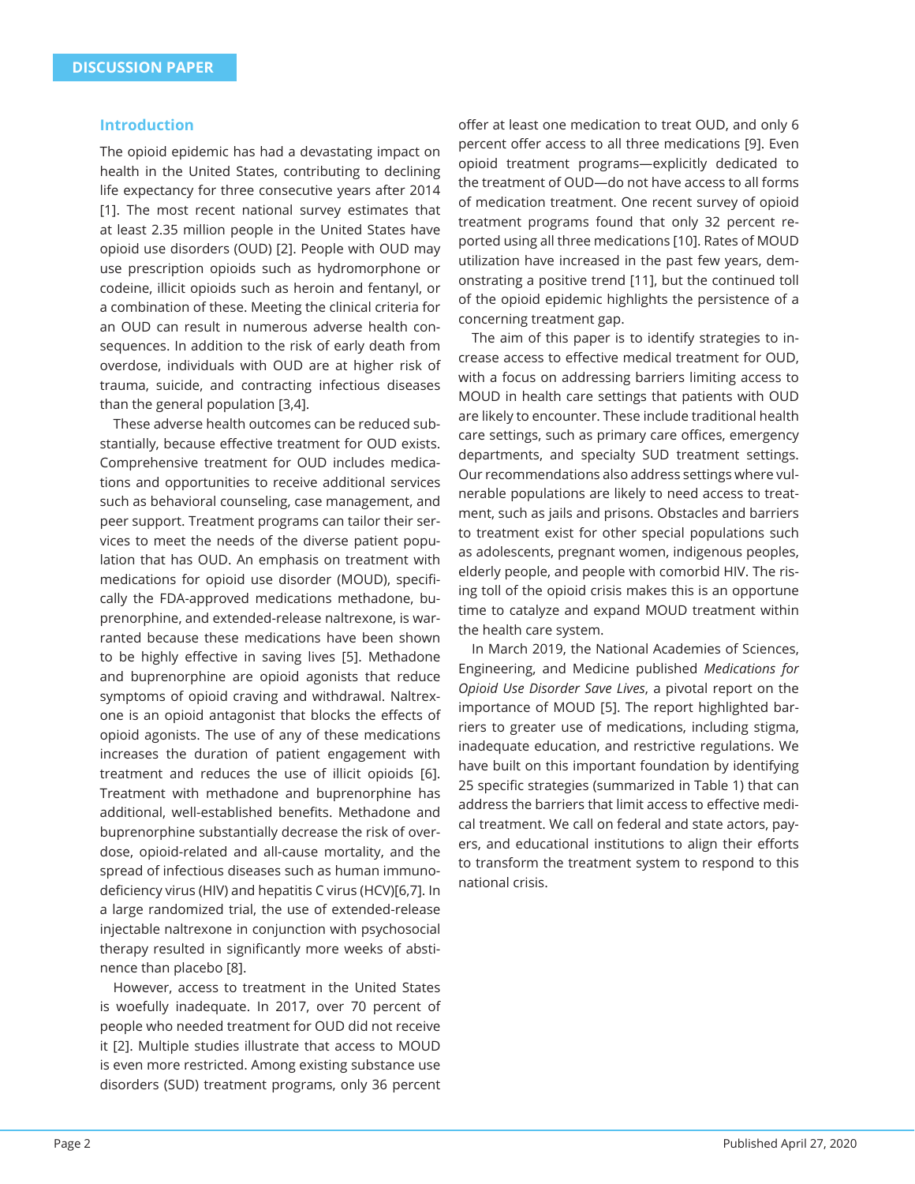## Introduction

The opioid epidemic has had a devastating impact on health in the United States, contributing to declining life expectancy for three consecutive years after 2014 [1]. The most recent national survey estimates that at least 2.35 million people in the United States have opioid use disorders (OUD) [2]. People with OUD may use prescription opioids such as hydromorphone or codeine, illicit opioids such as heroin and fentanyl, or a combination of these. Meeting the clinical criteria for an OUD can result in numerous adverse health consequences. In addition to the risk of early death from overdose, individuals with OUD are at higher risk of trauma, suicide, and contracting infectious diseases than the general population [3,4].

These adverse health outcomes can be reduced substantially, because effective treatment for OUD exists. Comprehensive treatment for OUD includes medications and opportunities to receive additional services such as behavioral counseling, case management, and peer support. Treatment programs can tailor their services to meet the needs of the diverse patient population that has OUD. An emphasis on treatment with medications for opioid use disorder (MOUD), specifically the FDA-approved medications methadone, buprenorphine, and extended-release naltrexone, is warranted because these medications have been shown to be highly effective in saving lives [5]. Methadone and buprenorphine are opioid agonists that reduce symptoms of opioid craving and withdrawal. Naltrexone is an opioid antagonist that blocks the effects of opioid agonists. The use of any of these medications increases the duration of patient engagement with treatment and reduces the use of illicit opioids [6]. Treatment with methadone and buprenorphine has additional, well-established benefits. Methadone and buprenorphine substantially decrease the risk of overdose, opioid-related and all-cause mortality, and the spread of infectious diseases such as human immunodeficiency virus (HIV) and hepatitis C virus (HCV)[6,7]. In a large randomized trial, the use of extended-release injectable naltrexone in conjunction with psychosocial therapy resulted in significantly more weeks of abstinence than placebo [8].

However, access to treatment in the United States is woefully inadequate. In 2017, over 70 percent of people who needed treatment for OUD did not receive it [2]. Multiple studies illustrate that access to MOUD is even more restricted. Among existing substance use disorders (SUD) treatment programs, only 36 percent offer at least one medication to treat OUD, and only 6 percent offer access to all three medications [9]. Even opioid treatment programs—explicitly dedicated to the treatment of OUD—do not have access to all forms of medication treatment. One recent survey of opioid treatment programs found that only 32 percent reported using all three medications [10]. Rates of MOUD utilization have increased in the past few years, demonstrating a positive trend [11], but the continued toll of the opioid epidemic highlights the persistence of a concerning treatment gap.

The aim of this paper is to identify strategies to increase access to effective medical treatment for OUD, with a focus on addressing barriers limiting access to MOUD in health care settings that patients with OUD are likely to encounter. These include traditional health care settings, such as primary care offices, emergency departments, and specialty SUD treatment settings. Our recommendations also address settings where vulnerable populations are likely to need access to treatment, such as jails and prisons. Obstacles and barriers to treatment exist for other special populations such as adolescents, pregnant women, indigenous peoples, elderly people, and people with comorbid HIV. The rising toll of the opioid crisis makes this is an opportune time to catalyze and expand MOUD treatment within the health care system.

In March 2019, the National Academies of Sciences, Engineering, and Medicine published *Medications for Opioid Use Disorder Save Lives*, a pivotal report on the importance of MOUD [5]. The report highlighted barriers to greater use of medications, including stigma, inadequate education, and restrictive regulations. We have built on this important foundation by identifying 25 specific strategies (summarized in Table 1) that can address the barriers that limit access to effective medical treatment. We call on federal and state actors, payers, and educational institutions to align their efforts to transform the treatment system to respond to this national crisis.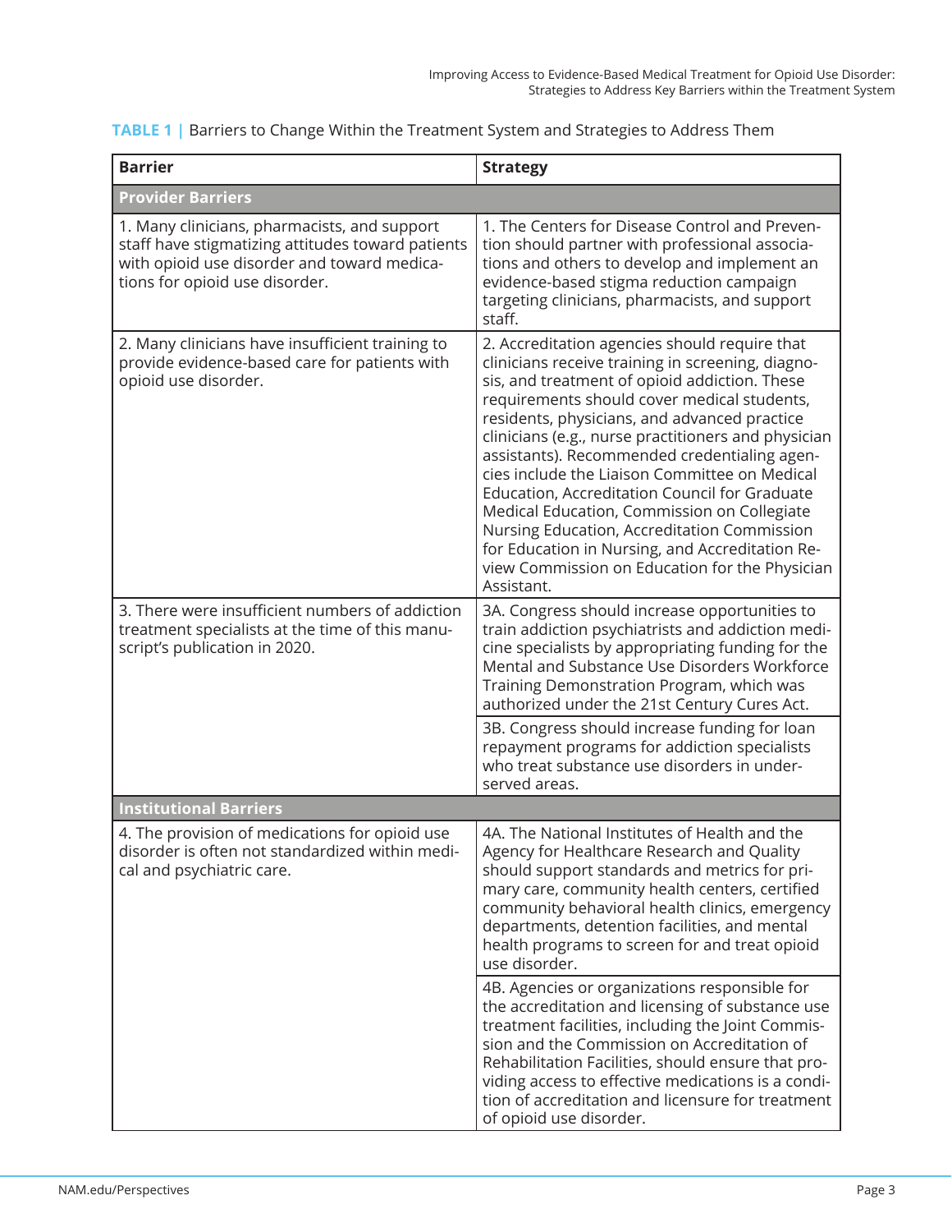**TABLE 1 |** Barriers to Change Within the Treatment System and Strategies to Address Them

| Barrier | Strategy |
|---|---|
| **Provider Barriers** | |
| 1. Many clinicians, pharmacists, and support staff have stigmatizing attitudes toward patients with opioid use disorder and toward medications for opioid use disorder. | 1. The Centers for Disease Control and Prevention should partner with professional associations and others to develop and implement an evidence-based stigma reduction campaign targeting clinicians, pharmacists, and support staff. |
| 2. Many clinicians have insufficient training to provide evidence-based care for patients with opioid use disorder. | 2. Accreditation agencies should require that clinicians receive training in screening, diagnosis, and treatment of opioid addiction. These requirements should cover medical students, residents, physicians, and advanced practice clinicians (e.g., nurse practitioners and physician assistants). Recommended credentialing agencies include the Liaison Committee on Medical Education, Accreditation Council for Graduate Medical Education, Commission on Collegiate Nursing Education, Accreditation Commission for Education in Nursing, and Accreditation Review Commission on Education for the Physician Assistant. |
| 3. There were insufficient numbers of addiction treatment specialists at the time of this manuscript's publication in 2020. | 3A. Congress should increase opportunities to train addiction psychiatrists and addiction medicine specialists by appropriating funding for the Mental and Substance Use Disorders Workforce Training Demonstration Program, which was authorized under the 21st Century Cures Act. |
| | 3B. Congress should increase funding for loan repayment programs for addiction specialists who treat substance use disorders in underserved areas. |
| **Institutional Barriers** | |
| 4. The provision of medications for opioid use disorder is often not standardized within medical and psychiatric care. | 4A. The National Institutes of Health and the Agency for Healthcare Research and Quality should support standards and metrics for primary care, community health centers, certified community behavioral health clinics, emergency departments, detention facilities, and mental health programs to screen for and treat opioid use disorder. |
| | 4B. Agencies or organizations responsible for the accreditation and licensing of substance use treatment facilities, including the Joint Commission and the Commission on Accreditation of Rehabilitation Facilities, should ensure that providing access to effective medications is a condition of accreditation and licensure for treatment of opioid use disorder. |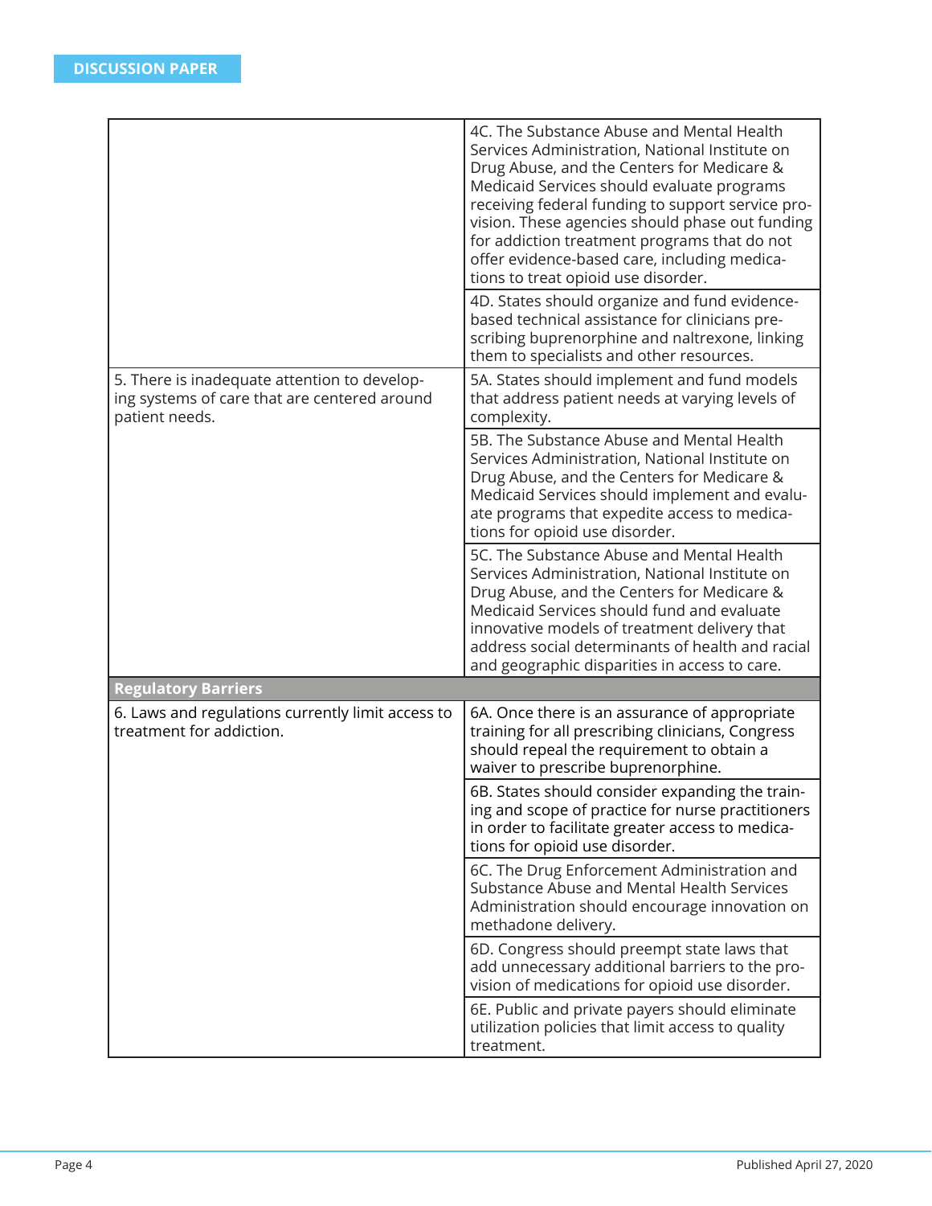| | |
|---|---|
| | 4C. The Substance Abuse and Mental Health Services Administration, National Institute on Drug Abuse, and the Centers for Medicare & Medicaid Services should evaluate programs receiving federal funding to support service provision. These agencies should phase out funding for addiction treatment programs that do not offer evidence-based care, including medications to treat opioid use disorder. |
| | 4D. States should organize and fund evidence-based technical assistance for clinicians prescribing buprenorphine and naltrexone, linking them to specialists and other resources. |
| 5. There is inadequate attention to developing systems of care that are centered around patient needs. | 5A. States should implement and fund models that address patient needs at varying levels of complexity. |
| | 5B. The Substance Abuse and Mental Health Services Administration, National Institute on Drug Abuse, and the Centers for Medicare & Medicaid Services should implement and evaluate programs that expedite access to medications for opioid use disorder. |
| | 5C. The Substance Abuse and Mental Health Services Administration, National Institute on Drug Abuse, and the Centers for Medicare & Medicaid Services should fund and evaluate innovative models of treatment delivery that address social determinants of health and racial and geographic disparities in access to care. |
| **Regulatory Barriers** | |
| 6. Laws and regulations currently limit access to treatment for addiction. | 6A. Once there is an assurance of appropriate training for all prescribing clinicians, Congress should repeal the requirement to obtain a waiver to prescribe buprenorphine. |
| | 6B. States should consider expanding the training and scope of practice for nurse practitioners in order to facilitate greater access to medications for opioid use disorder. |
| | 6C. The Drug Enforcement Administration and Substance Abuse and Mental Health Services Administration should encourage innovation on methadone delivery. |
| | 6D. Congress should preempt state laws that add unnecessary additional barriers to the provision of medications for opioid use disorder. |
| | 6E. Public and private payers should eliminate utilization policies that limit access to quality treatment. |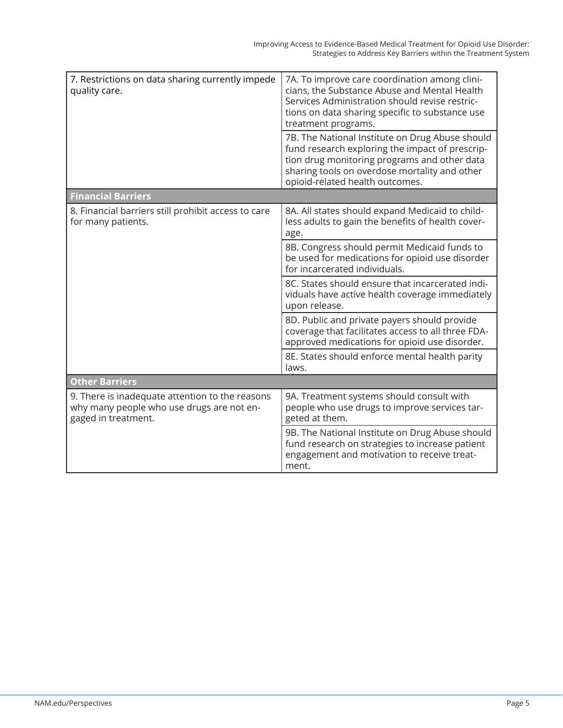| | |
|---|---|
| 7. Restrictions on data sharing currently impede quality care. | 7A. To improve care coordination among clinicians, the Substance Abuse and Mental Health Services Administration should revise restrictions on data sharing specific to substance use treatment programs. |
| | 7B. The National Institute on Drug Abuse should fund research exploring the impact of prescription drug monitoring programs and other data sharing tools on overdose mortality and other opioid-related health outcomes. |
| **Financial Barriers** | |
| 8. Financial barriers still prohibit access to care for many patients. | 8A. All states should expand Medicaid to childless adults to gain the benefits of health coverage. |
| | 8B. Congress should permit Medicaid funds to be used for medications for opioid use disorder for incarcerated individuals. |
| | 8C. States should ensure that incarcerated individuals have active health coverage immediately upon release. |
| | 8D. Public and private payers should provide coverage that facilitates access to all three FDA-approved medications for opioid use disorder. |
| | 8E. States should enforce mental health parity laws. |
| **Other Barriers** | |
| 9. There is inadequate attention to the reasons why many people who use drugs are not engaged in treatment. | 9A. Treatment systems should consult with people who use drugs to improve services targeted at them. |
| | 9B. The National Institute on Drug Abuse should fund research on strategies to increase patient engagement and motivation to receive treatment. |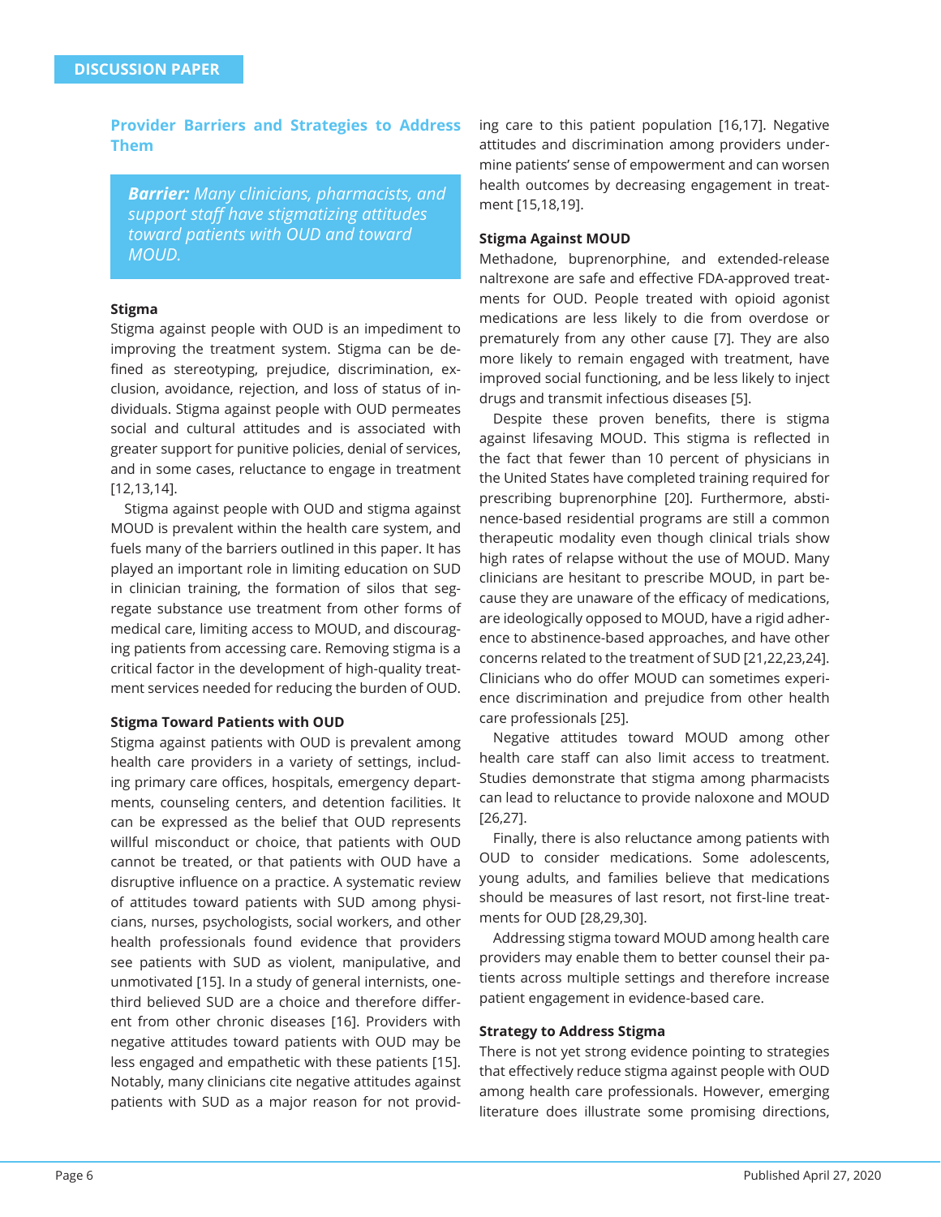## Provider Barriers and Strategies to Address Them

> ***Barrier:*** *Many clinicians, pharmacists, and support staff have stigmatizing attitudes toward patients with OUD and toward MOUD.*

### Stigma

Stigma against people with OUD is an impediment to improving the treatment system. Stigma can be defined as stereotyping, prejudice, discrimination, exclusion, avoidance, rejection, and loss of status of individuals. Stigma against people with OUD permeates social and cultural attitudes and is associated with greater support for punitive policies, denial of services, and in some cases, reluctance to engage in treatment [12,13,14].

Stigma against people with OUD and stigma against MOUD is prevalent within the health care system, and fuels many of the barriers outlined in this paper. It has played an important role in limiting education on SUD in clinician training, the formation of silos that segregate substance use treatment from other forms of medical care, limiting access to MOUD, and discouraging patients from accessing care. Removing stigma is a critical factor in the development of high-quality treatment services needed for reducing the burden of OUD.

### Stigma Toward Patients with OUD

Stigma against patients with OUD is prevalent among health care providers in a variety of settings, including primary care offices, hospitals, emergency departments, counseling centers, and detention facilities. It can be expressed as the belief that OUD represents willful misconduct or choice, that patients with OUD cannot be treated, or that patients with OUD have a disruptive influence on a practice. A systematic review of attitudes toward patients with SUD among physicians, nurses, psychologists, social workers, and other health professionals found evidence that providers see patients with SUD as violent, manipulative, and unmotivated [15]. In a study of general internists, one-third believed SUD are a choice and therefore different from other chronic diseases [16]. Providers with negative attitudes toward patients with OUD may be less engaged and empathetic with these patients [15]. Notably, many clinicians cite negative attitudes against patients with SUD as a major reason for not providing care to this patient population [16,17]. Negative attitudes and discrimination among providers undermine patients' sense of empowerment and can worsen health outcomes by decreasing engagement in treatment [15,18,19].

### Stigma Against MOUD

Methadone, buprenorphine, and extended-release naltrexone are safe and effective FDA-approved treatments for OUD. People treated with opioid agonist medications are less likely to die from overdose or prematurely from any other cause [7]. They are also more likely to remain engaged with treatment, have improved social functioning, and be less likely to inject drugs and transmit infectious diseases [5].

Despite these proven benefits, there is stigma against lifesaving MOUD. This stigma is reflected in the fact that fewer than 10 percent of physicians in the United States have completed training required for prescribing buprenorphine [20]. Furthermore, abstinence-based residential programs are still a common therapeutic modality even though clinical trials show high rates of relapse without the use of MOUD. Many clinicians are hesitant to prescribe MOUD, in part because they are unaware of the efficacy of medications, are ideologically opposed to MOUD, have a rigid adherence to abstinence-based approaches, and have other concerns related to the treatment of SUD [21,22,23,24]. Clinicians who do offer MOUD can sometimes experience discrimination and prejudice from other health care professionals [25].

Negative attitudes toward MOUD among other health care staff can also limit access to treatment. Studies demonstrate that stigma among pharmacists can lead to reluctance to provide naloxone and MOUD [26,27].

Finally, there is also reluctance among patients with OUD to consider medications. Some adolescents, young adults, and families believe that medications should be measures of last resort, not first-line treatments for OUD [28,29,30].

Addressing stigma toward MOUD among health care providers may enable them to better counsel their patients across multiple settings and therefore increase patient engagement in evidence-based care.

### Strategy to Address Stigma

There is not yet strong evidence pointing to strategies that effectively reduce stigma against people with OUD among health care professionals. However, emerging literature does illustrate some promising directions,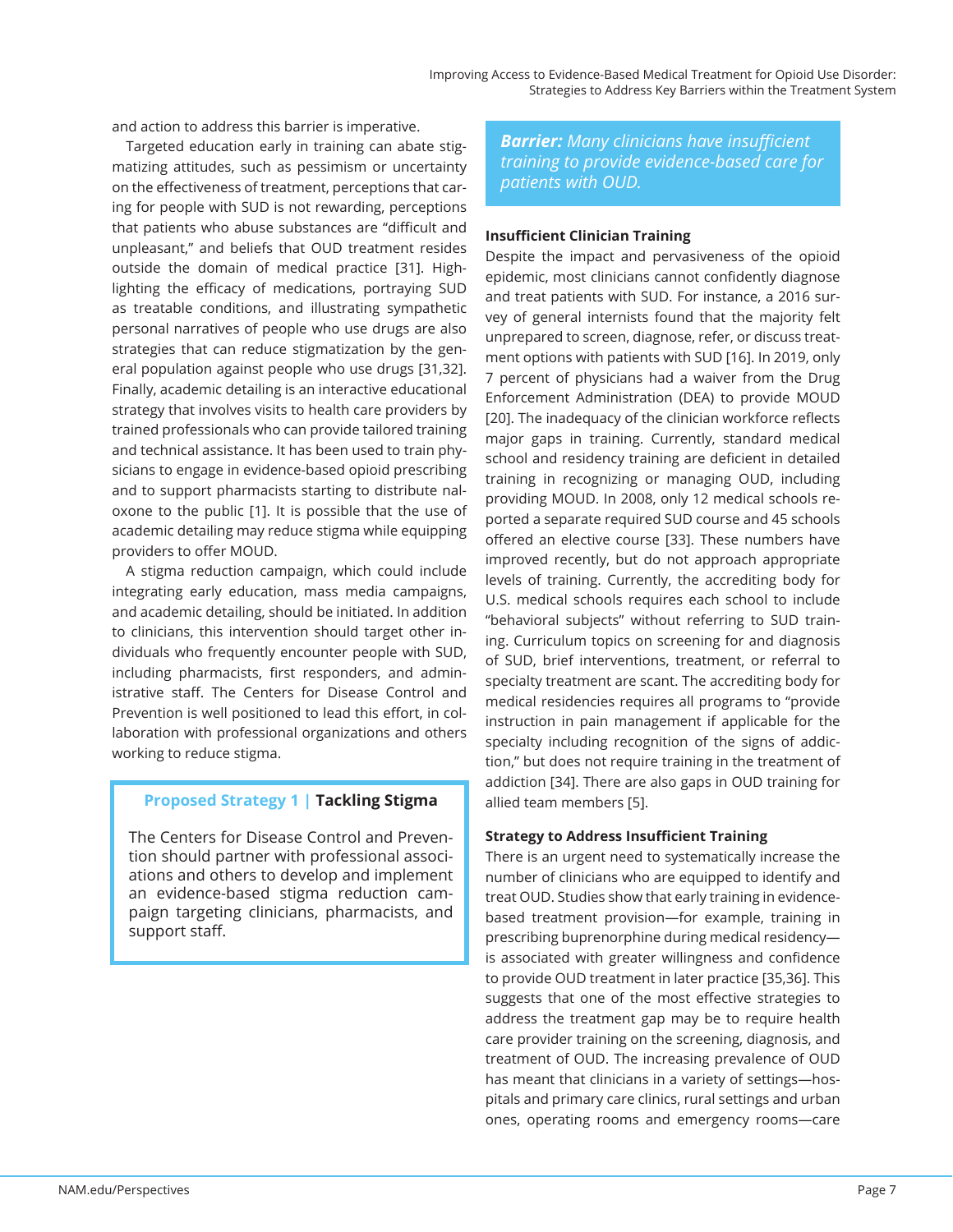and action to address this barrier is imperative.

Targeted education early in training can abate stigmatizing attitudes, such as pessimism or uncertainty on the effectiveness of treatment, perceptions that caring for people with SUD is not rewarding, perceptions that patients who abuse substances are "difficult and unpleasant," and beliefs that OUD treatment resides outside the domain of medical practice [31]. Highlighting the efficacy of medications, portraying SUD as treatable conditions, and illustrating sympathetic personal narratives of people who use drugs are also strategies that can reduce stigmatization by the general population against people who use drugs [31,32]. Finally, academic detailing is an interactive educational strategy that involves visits to health care providers by trained professionals who can provide tailored training and technical assistance. It has been used to train physicians to engage in evidence-based opioid prescribing and to support pharmacists starting to distribute naloxone to the public [1]. It is possible that the use of academic detailing may reduce stigma while equipping providers to offer MOUD.

A stigma reduction campaign, which could include integrating early education, mass media campaigns, and academic detailing, should be initiated. In addition to clinicians, this intervention should target other individuals who frequently encounter people with SUD, including pharmacists, first responders, and administrative staff. The Centers for Disease Control and Prevention is well positioned to lead this effort, in collaboration with professional organizations and others working to reduce stigma.

> **Proposed Strategy 1 | Tackling Stigma**
>
> The Centers for Disease Control and Prevention should partner with professional associations and others to develop and implement an evidence-based stigma reduction campaign targeting clinicians, pharmacists, and support staff.

> ***Barrier:*** *Many clinicians have insufficient training to provide evidence-based care for patients with OUD.*

**Insufficient Clinician Training**

Despite the impact and pervasiveness of the opioid epidemic, most clinicians cannot confidently diagnose and treat patients with SUD. For instance, a 2016 survey of general internists found that the majority felt unprepared to screen, diagnose, refer, or discuss treatment options with patients with SUD [16]. In 2019, only 7 percent of physicians had a waiver from the Drug Enforcement Administration (DEA) to provide MOUD [20]. The inadequacy of the clinician workforce reflects major gaps in training. Currently, standard medical school and residency training are deficient in detailed training in recognizing or managing OUD, including providing MOUD. In 2008, only 12 medical schools reported a separate required SUD course and 45 schools offered an elective course [33]. These numbers have improved recently, but do not approach appropriate levels of training. Currently, the accrediting body for U.S. medical schools requires each school to include "behavioral subjects" without referring to SUD training. Curriculum topics on screening for and diagnosis of SUD, brief interventions, treatment, or referral to specialty treatment are scant. The accrediting body for medical residencies requires all programs to "provide instruction in pain management if applicable for the specialty including recognition of the signs of addiction," but does not require training in the treatment of addiction [34]. There are also gaps in OUD training for allied team members [5].

**Strategy to Address Insufficient Training**

There is an urgent need to systematically increase the number of clinicians who are equipped to identify and treat OUD. Studies show that early training in evidence-based treatment provision—for example, training in prescribing buprenorphine during medical residency—is associated with greater willingness and confidence to provide OUD treatment in later practice [35,36]. This suggests that one of the most effective strategies to address the treatment gap may be to require health care provider training on the screening, diagnosis, and treatment of OUD. The increasing prevalence of OUD has meant that clinicians in a variety of settings—hospitals and primary care clinics, rural settings and urban ones, operating rooms and emergency rooms—care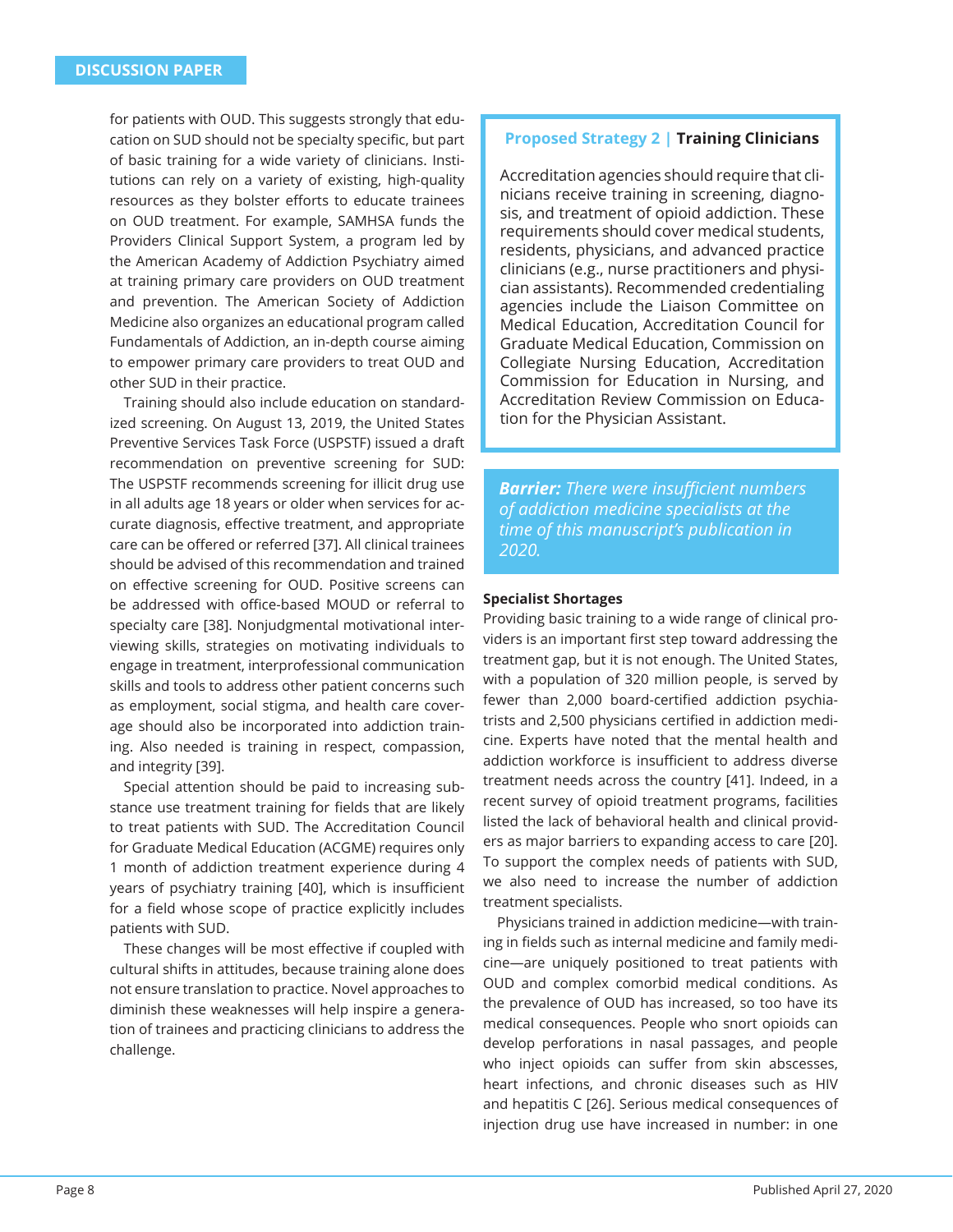for patients with OUD. This suggests strongly that education on SUD should not be specialty specific, but part of basic training for a wide variety of clinicians. Institutions can rely on a variety of existing, high-quality resources as they bolster efforts to educate trainees on OUD treatment. For example, SAMHSA funds the Providers Clinical Support System, a program led by the American Academy of Addiction Psychiatry aimed at training primary care providers on OUD treatment and prevention. The American Society of Addiction Medicine also organizes an educational program called Fundamentals of Addiction, an in-depth course aiming to empower primary care providers to treat OUD and other SUD in their practice.

Training should also include education on standardized screening. On August 13, 2019, the United States Preventive Services Task Force (USPSTF) issued a draft recommendation on preventive screening for SUD: The USPSTF recommends screening for illicit drug use in all adults age 18 years or older when services for accurate diagnosis, effective treatment, and appropriate care can be offered or referred [37]. All clinical trainees should be advised of this recommendation and trained on effective screening for OUD. Positive screens can be addressed with office-based MOUD or referral to specialty care [38]. Nonjudgmental motivational interviewing skills, strategies on motivating individuals to engage in treatment, interprofessional communication skills and tools to address other patient concerns such as employment, social stigma, and health care coverage should also be incorporated into addiction training. Also needed is training in respect, compassion, and integrity [39].

Special attention should be paid to increasing substance use treatment training for fields that are likely to treat patients with SUD. The Accreditation Council for Graduate Medical Education (ACGME) requires only 1 month of addiction treatment experience during 4 years of psychiatry training [40], which is insufficient for a field whose scope of practice explicitly includes patients with SUD.

These changes will be most effective if coupled with cultural shifts in attitudes, because training alone does not ensure translation to practice. Novel approaches to diminish these weaknesses will help inspire a generation of trainees and practicing clinicians to address the challenge.

> **Proposed Strategy 2 | Training Clinicians**
>
> Accreditation agencies should require that clinicians receive training in screening, diagnosis, and treatment of opioid addiction. These requirements should cover medical students, residents, physicians, and advanced practice clinicians (e.g., nurse practitioners and physician assistants). Recommended credentialing agencies include the Liaison Committee on Medical Education, Accreditation Council for Graduate Medical Education, Commission on Collegiate Nursing Education, Accreditation Commission for Education in Nursing, and Accreditation Review Commission on Education for the Physician Assistant.

> ***Barrier:*** *There were insufficient numbers of addiction medicine specialists at the time of this manuscript's publication in 2020.*

**Specialist Shortages**

Providing basic training to a wide range of clinical providers is an important first step toward addressing the treatment gap, but it is not enough. The United States, with a population of 320 million people, is served by fewer than 2,000 board-certified addiction psychiatrists and 2,500 physicians certified in addiction medicine. Experts have noted that the mental health and addiction workforce is insufficient to address diverse treatment needs across the country [41]. Indeed, in a recent survey of opioid treatment programs, facilities listed the lack of behavioral health and clinical providers as major barriers to expanding access to care [20]. To support the complex needs of patients with SUD, we also need to increase the number of addiction treatment specialists.

Physicians trained in addiction medicine—with training in fields such as internal medicine and family medicine—are uniquely positioned to treat patients with OUD and complex comorbid medical conditions. As the prevalence of OUD has increased, so too have its medical consequences. People who snort opioids can develop perforations in nasal passages, and people who inject opioids can suffer from skin abscesses, heart infections, and chronic diseases such as HIV and hepatitis C [26]. Serious medical consequences of injection drug use have increased in number: in one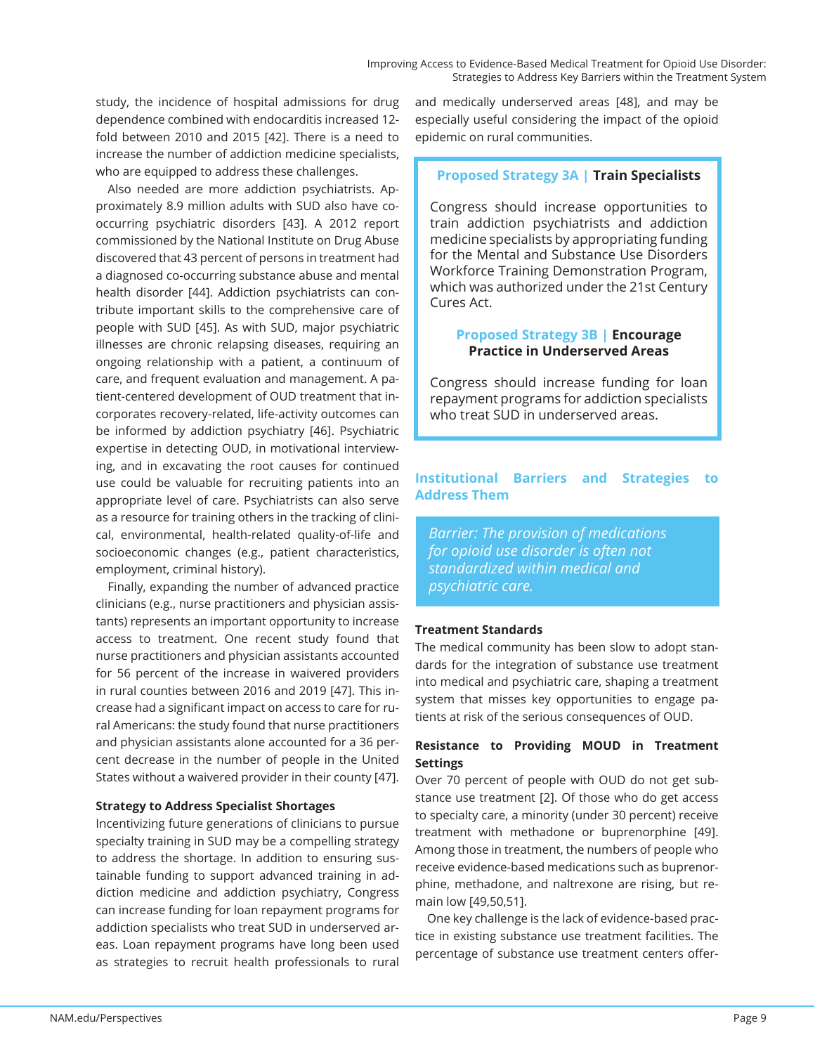study, the incidence of hospital admissions for drug dependence combined with endocarditis increased 12-fold between 2010 and 2015 [42]. There is a need to increase the number of addiction medicine specialists, who are equipped to address these challenges.

Also needed are more addiction psychiatrists. Approximately 8.9 million adults with SUD also have co-occurring psychiatric disorders [43]. A 2012 report commissioned by the National Institute on Drug Abuse discovered that 43 percent of persons in treatment had a diagnosed co-occurring substance abuse and mental health disorder [44]. Addiction psychiatrists can contribute important skills to the comprehensive care of people with SUD [45]. As with SUD, major psychiatric illnesses are chronic relapsing diseases, requiring an ongoing relationship with a patient, a continuum of care, and frequent evaluation and management. A patient-centered development of OUD treatment that incorporates recovery-related, life-activity outcomes can be informed by addiction psychiatry [46]. Psychiatric expertise in detecting OUD, in motivational interviewing, and in excavating the root causes for continued use could be valuable for recruiting patients into an appropriate level of care. Psychiatrists can also serve as a resource for training others in the tracking of clinical, environmental, health-related quality-of-life and socioeconomic changes (e.g., patient characteristics, employment, criminal history).

Finally, expanding the number of advanced practice clinicians (e.g., nurse practitioners and physician assistants) represents an important opportunity to increase access to treatment. One recent study found that nurse practitioners and physician assistants accounted for 56 percent of the increase in waivered providers in rural counties between 2016 and 2019 [47]. This increase had a significant impact on access to care for rural Americans: the study found that nurse practitioners and physician assistants alone accounted for a 36 percent decrease in the number of people in the United States without a waivered provider in their county [47].

**Strategy to Address Specialist Shortages**

Incentivizing future generations of clinicians to pursue specialty training in SUD may be a compelling strategy to address the shortage. In addition to ensuring sustainable funding to support advanced training in addiction medicine and addiction psychiatry, Congress can increase funding for loan repayment programs for addiction specialists who treat SUD in underserved areas. Loan repayment programs have long been used as strategies to recruit health professionals to rural and medically underserved areas [48], and may be especially useful considering the impact of the opioid epidemic on rural communities.

> **Proposed Strategy 3A | Train Specialists**
>
> Congress should increase opportunities to train addiction psychiatrists and addiction medicine specialists by appropriating funding for the Mental and Substance Use Disorders Workforce Training Demonstration Program, which was authorized under the 21st Century Cures Act.
>
> **Proposed Strategy 3B | Encourage Practice in Underserved Areas**
>
> Congress should increase funding for loan repayment programs for addiction specialists who treat SUD in underserved areas.

## Institutional Barriers and Strategies to Address Them

> *Barrier: The provision of medications for opioid use disorder is often not standardized within medical and psychiatric care.*

**Treatment Standards**

The medical community has been slow to adopt standards for the integration of substance use treatment into medical and psychiatric care, shaping a treatment system that misses key opportunities to engage patients at risk of the serious consequences of OUD.

**Resistance to Providing MOUD in Treatment Settings**

Over 70 percent of people with OUD do not get substance use treatment [2]. Of those who do get access to specialty care, a minority (under 30 percent) receive treatment with methadone or buprenorphine [49]. Among those in treatment, the numbers of people who receive evidence-based medications such as buprenorphine, methadone, and naltrexone are rising, but remain low [49,50,51].

One key challenge is the lack of evidence-based practice in existing substance use treatment facilities. The percentage of substance use treatment centers offer-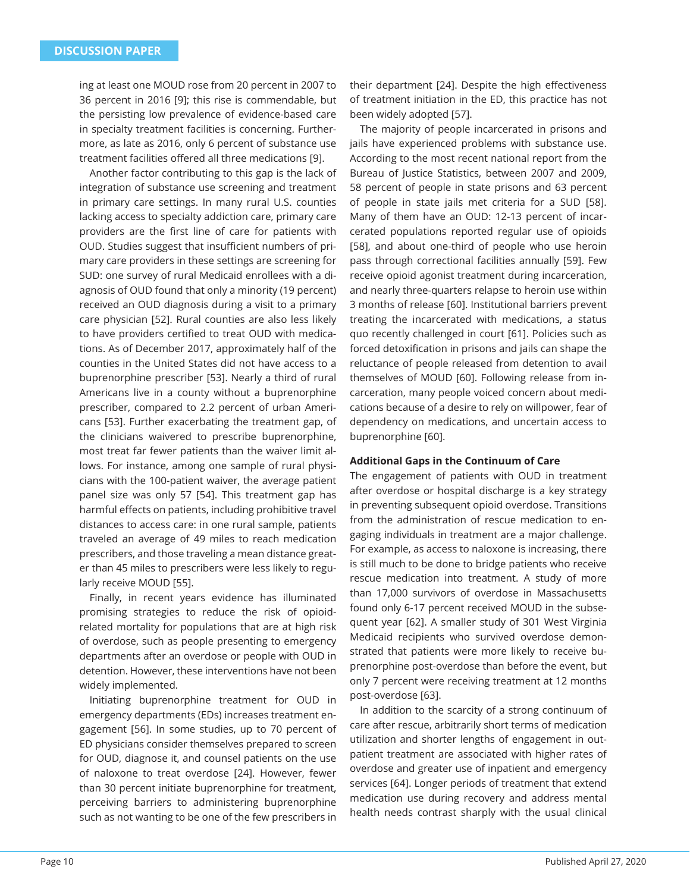ing at least one MOUD rose from 20 percent in 2007 to 36 percent in 2016 [9]; this rise is commendable, but the persisting low prevalence of evidence-based care in specialty treatment facilities is concerning. Furthermore, as late as 2016, only 6 percent of substance use treatment facilities offered all three medications [9].

Another factor contributing to this gap is the lack of integration of substance use screening and treatment in primary care settings. In many rural U.S. counties lacking access to specialty addiction care, primary care providers are the first line of care for patients with OUD. Studies suggest that insufficient numbers of primary care providers in these settings are screening for SUD: one survey of rural Medicaid enrollees with a diagnosis of OUD found that only a minority (19 percent) received an OUD diagnosis during a visit to a primary care physician [52]. Rural counties are also less likely to have providers certified to treat OUD with medications. As of December 2017, approximately half of the counties in the United States did not have access to a buprenorphine prescriber [53]. Nearly a third of rural Americans live in a county without a buprenorphine prescriber, compared to 2.2 percent of urban Americans [53]. Further exacerbating the treatment gap, of the clinicians waivered to prescribe buprenorphine, most treat far fewer patients than the waiver limit allows. For instance, among one sample of rural physicians with the 100-patient waiver, the average patient panel size was only 57 [54]. This treatment gap has harmful effects on patients, including prohibitive travel distances to access care: in one rural sample, patients traveled an average of 49 miles to reach medication prescribers, and those traveling a mean distance greater than 45 miles to prescribers were less likely to regularly receive MOUD [55].

Finally, in recent years evidence has illuminated promising strategies to reduce the risk of opioid-related mortality for populations that are at high risk of overdose, such as people presenting to emergency departments after an overdose or people with OUD in detention. However, these interventions have not been widely implemented.

Initiating buprenorphine treatment for OUD in emergency departments (EDs) increases treatment engagement [56]. In some studies, up to 70 percent of ED physicians consider themselves prepared to screen for OUD, diagnose it, and counsel patients on the use of naloxone to treat overdose [24]. However, fewer than 30 percent initiate buprenorphine for treatment, perceiving barriers to administering buprenorphine such as not wanting to be one of the few prescribers in their department [24]. Despite the high effectiveness of treatment initiation in the ED, this practice has not been widely adopted [57].

The majority of people incarcerated in prisons and jails have experienced problems with substance use. According to the most recent national report from the Bureau of Justice Statistics, between 2007 and 2009, 58 percent of people in state prisons and 63 percent of people in state jails met criteria for a SUD [58]. Many of them have an OUD: 12-13 percent of incarcerated populations reported regular use of opioids [58], and about one-third of people who use heroin pass through correctional facilities annually [59]. Few receive opioid agonist treatment during incarceration, and nearly three-quarters relapse to heroin use within 3 months of release [60]. Institutional barriers prevent treating the incarcerated with medications, a status quo recently challenged in court [61]. Policies such as forced detoxification in prisons and jails can shape the reluctance of people released from detention to avail themselves of MOUD [60]. Following release from incarceration, many people voiced concern about medications because of a desire to rely on willpower, fear of dependency on medications, and uncertain access to buprenorphine [60].

### Additional Gaps in the Continuum of Care

The engagement of patients with OUD in treatment after overdose or hospital discharge is a key strategy in preventing subsequent opioid overdose. Transitions from the administration of rescue medication to engaging individuals in treatment are a major challenge. For example, as access to naloxone is increasing, there is still much to be done to bridge patients who receive rescue medication into treatment. A study of more than 17,000 survivors of overdose in Massachusetts found only 6-17 percent received MOUD in the subsequent year [62]. A smaller study of 301 West Virginia Medicaid recipients who survived overdose demonstrated that patients were more likely to receive buprenorphine post-overdose than before the event, but only 7 percent were receiving treatment at 12 months post-overdose [63].

In addition to the scarcity of a strong continuum of care after rescue, arbitrarily short terms of medication utilization and shorter lengths of engagement in outpatient treatment are associated with higher rates of overdose and greater use of inpatient and emergency services [64]. Longer periods of treatment that extend medication use during recovery and address mental health needs contrast sharply with the usual clinical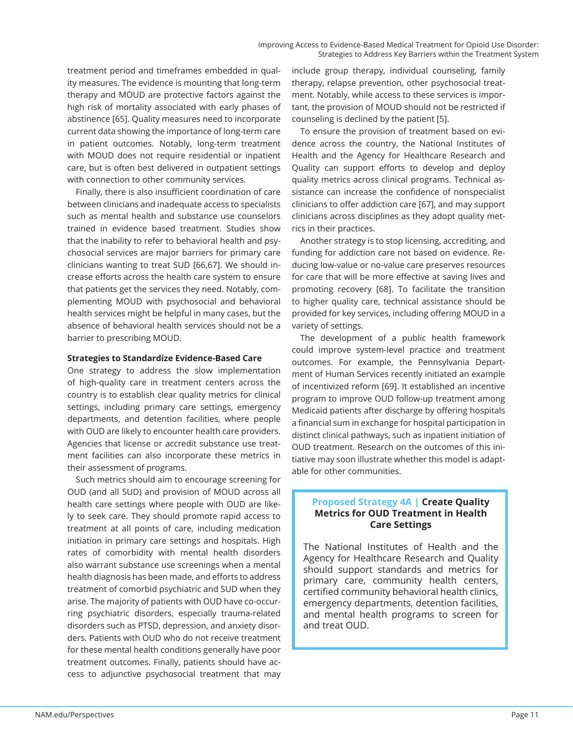treatment period and timeframes embedded in quality measures. The evidence is mounting that long-term therapy and MOUD are protective factors against the high risk of mortality associated with early phases of abstinence [65]. Quality measures need to incorporate current data showing the importance of long-term care in patient outcomes. Notably, long-term treatment with MOUD does not require residential or inpatient care, but is often best delivered in outpatient settings with connection to other community services.

Finally, there is also insufficient coordination of care between clinicians and inadequate access to specialists such as mental health and substance use counselors trained in evidence based treatment. Studies show that the inability to refer to behavioral health and psychosocial services are major barriers for primary care clinicians wanting to treat SUD [66,67]. We should increase efforts across the health care system to ensure that patients get the services they need. Notably, complementing MOUD with psychosocial and behavioral health services might be helpful in many cases, but the absence of behavioral health services should not be a barrier to prescribing MOUD.

**Strategies to Standardize Evidence-Based Care**

One strategy to address the slow implementation of high-quality care in treatment centers across the country is to establish clear quality metrics for clinical settings, including primary care settings, emergency departments, and detention facilities, where people with OUD are likely to encounter health care providers. Agencies that license or accredit substance use treatment facilities can also incorporate these metrics in their assessment of programs.

Such metrics should aim to encourage screening for OUD (and all SUD) and provision of MOUD across all health care settings where people with OUD are likely to seek care. They should promote rapid access to treatment at all points of care, including medication initiation in primary care settings and hospitals. High rates of comorbidity with mental health disorders also warrant substance use screenings when a mental health diagnosis has been made, and efforts to address treatment of comorbid psychiatric and SUD when they arise. The majority of patients with OUD have co-occurring psychiatric disorders, especially trauma-related disorders such as PTSD, depression, and anxiety disorders. Patients with OUD who do not receive treatment for these mental health conditions generally have poor treatment outcomes. Finally, patients should have access to adjunctive psychosocial treatment that may include group therapy, individual counseling, family therapy, relapse prevention, other psychosocial treatment. Notably, while access to these services is important, the provision of MOUD should not be restricted if counseling is declined by the patient [5].

To ensure the provision of treatment based on evidence across the country, the National Institutes of Health and the Agency for Healthcare Research and Quality can support efforts to develop and deploy quality metrics across clinical programs. Technical assistance can increase the confidence of nonspecialist clinicians to offer addiction care [67], and may support clinicians across disciplines as they adopt quality metrics in their practices.

Another strategy is to stop licensing, accrediting, and funding for addiction care not based on evidence. Reducing low-value or no-value care preserves resources for care that will be more effective at saving lives and promoting recovery [68]. To facilitate the transition to higher quality care, technical assistance should be provided for key services, including offering MOUD in a variety of settings.

The development of a public health framework could improve system-level practice and treatment outcomes. For example, the Pennsylvania Department of Human Services recently initiated an example of incentivized reform [69]. It established an incentive program to improve OUD follow-up treatment among Medicaid patients after discharge by offering hospitals a financial sum in exchange for hospital participation in distinct clinical pathways, such as inpatient initiation of OUD treatment. Research on the outcomes of this initiative may soon illustrate whether this model is adaptable for other communities.

**Proposed Strategy 4A | Create Quality Metrics for OUD Treatment in Health Care Settings**

The National Institutes of Health and the Agency for Healthcare Research and Quality should support standards and metrics for primary care, community health centers, certified community behavioral health clinics, emergency departments, detention facilities, and mental health programs to screen for and treat OUD.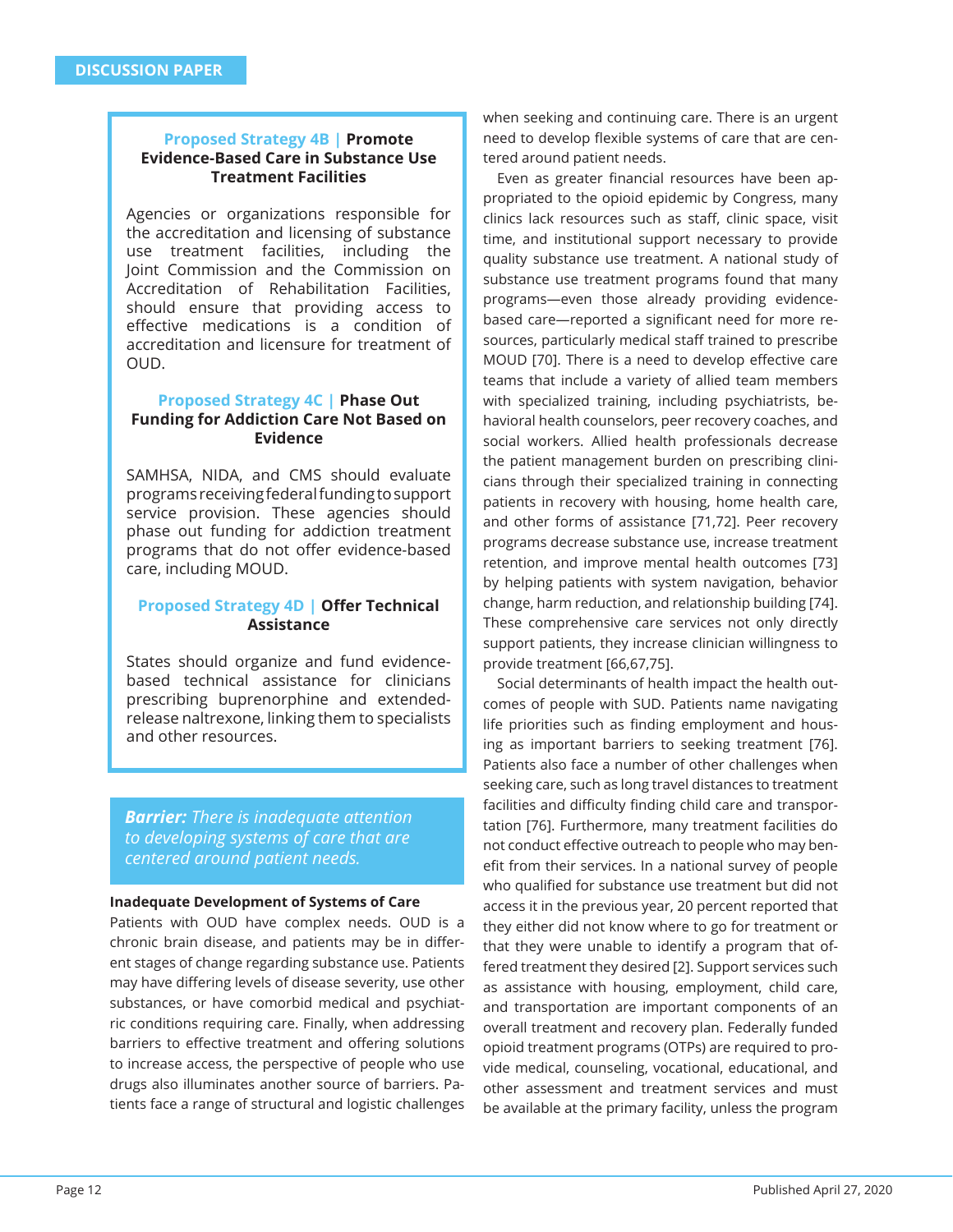### Proposed Strategy 4B | **Promote Evidence-Based Care in Substance Use Treatment Facilities**

Agencies or organizations responsible for the accreditation and licensing of substance use treatment facilities, including the Joint Commission and the Commission on Accreditation of Rehabilitation Facilities, should ensure that providing access to effective medications is a condition of accreditation and licensure for treatment of OUD.

### Proposed Strategy 4C | **Phase Out Funding for Addiction Care Not Based on Evidence**

SAMHSA, NIDA, and CMS should evaluate programs receiving federal funding to support service provision. These agencies should phase out funding for addiction treatment programs that do not offer evidence-based care, including MOUD.

### Proposed Strategy 4D | **Offer Technical Assistance**

States should organize and fund evidence-based technical assistance for clinicians prescribing buprenorphine and extended-release naltrexone, linking them to specialists and other resources.

***Barrier:*** *There is inadequate attention to developing systems of care that are centered around patient needs.*

**Inadequate Development of Systems of Care**

Patients with OUD have complex needs. OUD is a chronic brain disease, and patients may be in different stages of change regarding substance use. Patients may have differing levels of disease severity, use other substances, or have comorbid medical and psychiatric conditions requiring care. Finally, when addressing barriers to effective treatment and offering solutions to increase access, the perspective of people who use drugs also illuminates another source of barriers. Patients face a range of structural and logistic challenges when seeking and continuing care. There is an urgent need to develop flexible systems of care that are centered around patient needs.

Even as greater financial resources have been appropriated to the opioid epidemic by Congress, many clinics lack resources such as staff, clinic space, visit time, and institutional support necessary to provide quality substance use treatment. A national study of substance use treatment programs found that many programs—even those already providing evidence-based care—reported a significant need for more resources, particularly medical staff trained to prescribe MOUD [70]. There is a need to develop effective care teams that include a variety of allied team members with specialized training, including psychiatrists, behavioral health counselors, peer recovery coaches, and social workers. Allied health professionals decrease the patient management burden on prescribing clinicians through their specialized training in connecting patients in recovery with housing, home health care, and other forms of assistance [71,72]. Peer recovery programs decrease substance use, increase treatment retention, and improve mental health outcomes [73] by helping patients with system navigation, behavior change, harm reduction, and relationship building [74]. These comprehensive care services not only directly support patients, they increase clinician willingness to provide treatment [66,67,75].

Social determinants of health impact the health outcomes of people with SUD. Patients name navigating life priorities such as finding employment and housing as important barriers to seeking treatment [76]. Patients also face a number of other challenges when seeking care, such as long travel distances to treatment facilities and difficulty finding child care and transportation [76]. Furthermore, many treatment facilities do not conduct effective outreach to people who may benefit from their services. In a national survey of people who qualified for substance use treatment but did not access it in the previous year, 20 percent reported that they either did not know where to go for treatment or that they were unable to identify a program that offered treatment they desired [2]. Support services such as assistance with housing, employment, child care, and transportation are important components of an overall treatment and recovery plan. Federally funded opioid treatment programs (OTPs) are required to provide medical, counseling, vocational, educational, and other assessment and treatment services and must be available at the primary facility, unless the program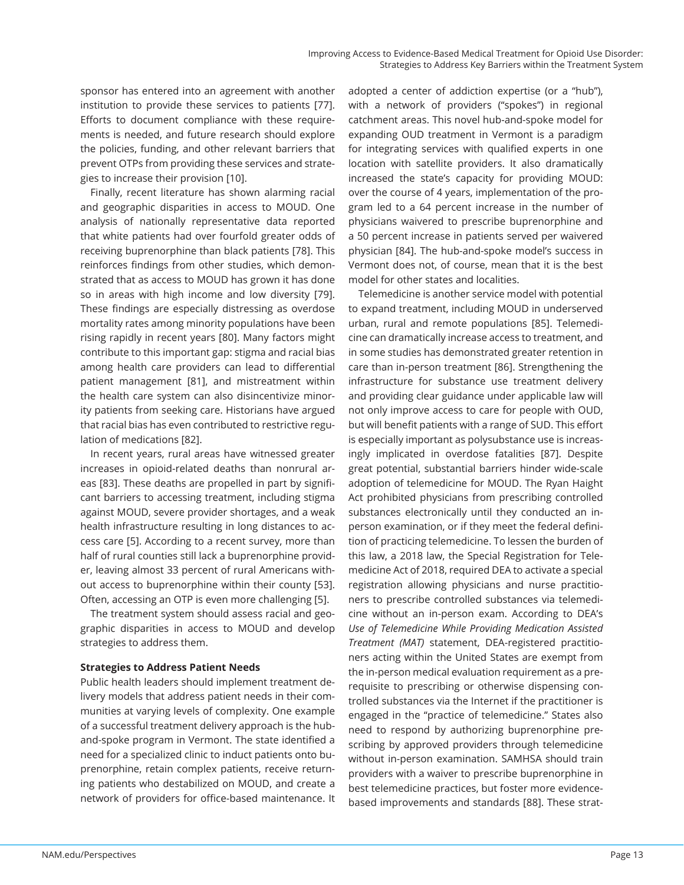sponsor has entered into an agreement with another institution to provide these services to patients [77]. Efforts to document compliance with these requirements is needed, and future research should explore the policies, funding, and other relevant barriers that prevent OTPs from providing these services and strategies to increase their provision [10].

Finally, recent literature has shown alarming racial and geographic disparities in access to MOUD. One analysis of nationally representative data reported that white patients had over fourfold greater odds of receiving buprenorphine than black patients [78]. This reinforces findings from other studies, which demonstrated that as access to MOUD has grown it has done so in areas with high income and low diversity [79]. These findings are especially distressing as overdose mortality rates among minority populations have been rising rapidly in recent years [80]. Many factors might contribute to this important gap: stigma and racial bias among health care providers can lead to differential patient management [81], and mistreatment within the health care system can also disincentivize minority patients from seeking care. Historians have argued that racial bias has even contributed to restrictive regulation of medications [82].

In recent years, rural areas have witnessed greater increases in opioid-related deaths than nonrural areas [83]. These deaths are propelled in part by significant barriers to accessing treatment, including stigma against MOUD, severe provider shortages, and a weak health infrastructure resulting in long distances to access care [5]. According to a recent survey, more than half of rural counties still lack a buprenorphine provider, leaving almost 33 percent of rural Americans without access to buprenorphine within their county [53]. Often, accessing an OTP is even more challenging [5].

The treatment system should assess racial and geographic disparities in access to MOUD and develop strategies to address them.

**Strategies to Address Patient Needs**

Public health leaders should implement treatment delivery models that address patient needs in their communities at varying levels of complexity. One example of a successful treatment delivery approach is the hub-and-spoke program in Vermont. The state identified a need for a specialized clinic to induct patients onto buprenorphine, retain complex patients, receive returning patients who destabilized on MOUD, and create a network of providers for office-based maintenance. It adopted a center of addiction expertise (or a "hub"), with a network of providers ("spokes") in regional catchment areas. This novel hub-and-spoke model for expanding OUD treatment in Vermont is a paradigm for integrating services with qualified experts in one location with satellite providers. It also dramatically increased the state's capacity for providing MOUD: over the course of 4 years, implementation of the program led to a 64 percent increase in the number of physicians waivered to prescribe buprenorphine and a 50 percent increase in patients served per waivered physician [84]. The hub-and-spoke model's success in Vermont does not, of course, mean that it is the best model for other states and localities.

Telemedicine is another service model with potential to expand treatment, including MOUD in underserved urban, rural and remote populations [85]. Telemedicine can dramatically increase access to treatment, and in some studies has demonstrated greater retention in care than in-person treatment [86]. Strengthening the infrastructure for substance use treatment delivery and providing clear guidance under applicable law will not only improve access to care for people with OUD, but will benefit patients with a range of SUD. This effort is especially important as polysubstance use is increasingly implicated in overdose fatalities [87]. Despite great potential, substantial barriers hinder wide-scale adoption of telemedicine for MOUD. The Ryan Haight Act prohibited physicians from prescribing controlled substances electronically until they conducted an in-person examination, or if they meet the federal definition of practicing telemedicine. To lessen the burden of this law, a 2018 law, the Special Registration for Telemedicine Act of 2018, required DEA to activate a special registration allowing physicians and nurse practitioners to prescribe controlled substances via telemedicine without an in-person exam. According to DEA's *Use of Telemedicine While Providing Medication Assisted Treatment (MAT)* statement, DEA-registered practitioners acting within the United States are exempt from the in-person medical evaluation requirement as a prerequisite to prescribing or otherwise dispensing controlled substances via the Internet if the practitioner is engaged in the "practice of telemedicine." States also need to respond by authorizing buprenorphine prescribing by approved providers through telemedicine without in-person examination. SAMHSA should train providers with a waiver to prescribe buprenorphine in best telemedicine practices, but foster more evidence-based improvements and standards [88]. These strat-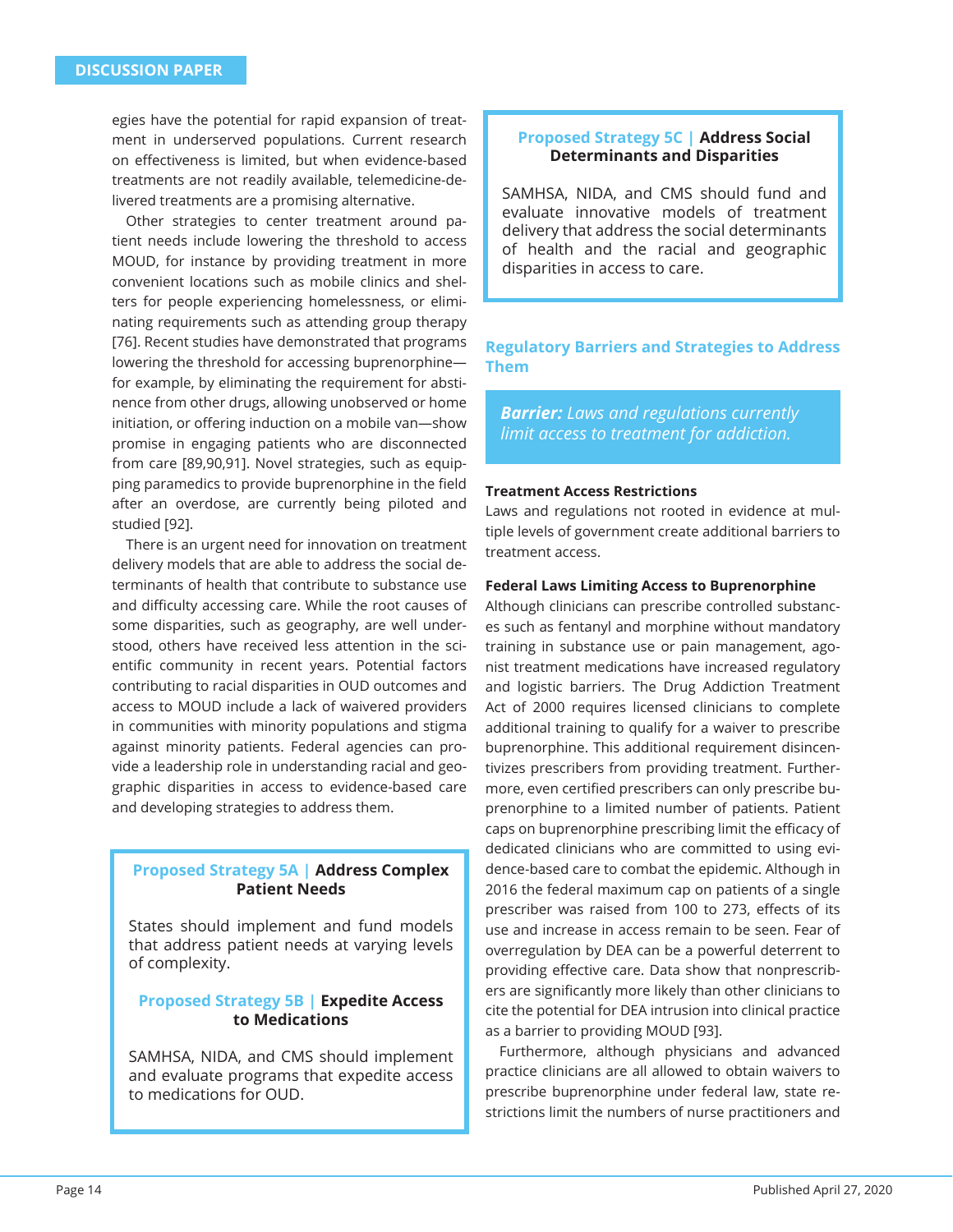egies have the potential for rapid expansion of treatment in underserved populations. Current research on effectiveness is limited, but when evidence-based treatments are not readily available, telemedicine-delivered treatments are a promising alternative.

Other strategies to center treatment around patient needs include lowering the threshold to access MOUD, for instance by providing treatment in more convenient locations such as mobile clinics and shelters for people experiencing homelessness, or eliminating requirements such as attending group therapy [76]. Recent studies have demonstrated that programs lowering the threshold for accessing buprenorphine—for example, by eliminating the requirement for abstinence from other drugs, allowing unobserved or home initiation, or offering induction on a mobile van—show promise in engaging patients who are disconnected from care [89,90,91]. Novel strategies, such as equipping paramedics to provide buprenorphine in the field after an overdose, are currently being piloted and studied [92].

There is an urgent need for innovation on treatment delivery models that are able to address the social determinants of health that contribute to substance use and difficulty accessing care. While the root causes of some disparities, such as geography, are well understood, others have received less attention in the scientific community in recent years. Potential factors contributing to racial disparities in OUD outcomes and access to MOUD include a lack of waivered providers in communities with minority populations and stigma against minority patients. Federal agencies can provide a leadership role in understanding racial and geographic disparities in access to evidence-based care and developing strategies to address them.

> **Proposed Strategy 5A | Address Complex Patient Needs**
>
> States should implement and fund models that address patient needs at varying levels of complexity.
>
> **Proposed Strategy 5B | Expedite Access to Medications**
>
> SAMHSA, NIDA, and CMS should implement and evaluate programs that expedite access to medications for OUD.

> **Proposed Strategy 5C | Address Social Determinants and Disparities**
>
> SAMHSA, NIDA, and CMS should fund and evaluate innovative models of treatment delivery that address the social determinants of health and the racial and geographic disparities in access to care.

## Regulatory Barriers and Strategies to Address Them

> ***Barrier:*** *Laws and regulations currently limit access to treatment for addiction.*

**Treatment Access Restrictions**

Laws and regulations not rooted in evidence at multiple levels of government create additional barriers to treatment access.

**Federal Laws Limiting Access to Buprenorphine**

Although clinicians can prescribe controlled substances such as fentanyl and morphine without mandatory training in substance use or pain management, agonist treatment medications have increased regulatory and logistic barriers. The Drug Addiction Treatment Act of 2000 requires licensed clinicians to complete additional training to qualify for a waiver to prescribe buprenorphine. This additional requirement disincentivizes prescribers from providing treatment. Furthermore, even certified prescribers can only prescribe buprenorphine to a limited number of patients. Patient caps on buprenorphine prescribing limit the efficacy of dedicated clinicians who are committed to using evidence-based care to combat the epidemic. Although in 2016 the federal maximum cap on patients of a single prescriber was raised from 100 to 273, effects of its use and increase in access remain to be seen. Fear of overregulation by DEA can be a powerful deterrent to providing effective care. Data show that nonprescribers are significantly more likely than other clinicians to cite the potential for DEA intrusion into clinical practice as a barrier to providing MOUD [93].

Furthermore, although physicians and advanced practice clinicians are all allowed to obtain waivers to prescribe buprenorphine under federal law, state restrictions limit the numbers of nurse practitioners and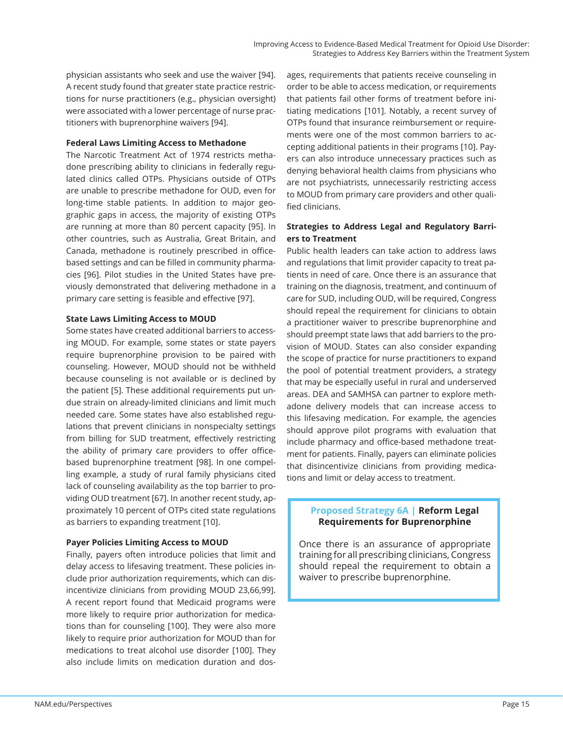physician assistants who seek and use the waiver [94]. A recent study found that greater state practice restrictions for nurse practitioners (e.g., physician oversight) were associated with a lower percentage of nurse practitioners with buprenorphine waivers [94].

**Federal Laws Limiting Access to Methadone**

The Narcotic Treatment Act of 1974 restricts methadone prescribing ability to clinicians in federally regulated clinics called OTPs. Physicians outside of OTPs are unable to prescribe methadone for OUD, even for long-time stable patients. In addition to major geographic gaps in access, the majority of existing OTPs are running at more than 80 percent capacity [95]. In other countries, such as Australia, Great Britain, and Canada, methadone is routinely prescribed in office-based settings and can be filled in community pharmacies [96]. Pilot studies in the United States have previously demonstrated that delivering methadone in a primary care setting is feasible and effective [97].

**State Laws Limiting Access to MOUD**

Some states have created additional barriers to accessing MOUD. For example, some states or state payers require buprenorphine provision to be paired with counseling. However, MOUD should not be withheld because counseling is not available or is declined by the patient [5]. These additional requirements put undue strain on already-limited clinicians and limit much needed care. Some states have also established regulations that prevent clinicians in nonspecialty settings from billing for SUD treatment, effectively restricting the ability of primary care providers to offer office-based buprenorphine treatment [98]. In one compelling example, a study of rural family physicians cited lack of counseling availability as the top barrier to providing OUD treatment [67]. In another recent study, approximately 10 percent of OTPs cited state regulations as barriers to expanding treatment [10].

**Payer Policies Limiting Access to MOUD**

Finally, payers often introduce policies that limit and delay access to lifesaving treatment. These policies include prior authorization requirements, which can disincentivize clinicians from providing MOUD 23,66,99]. A recent report found that Medicaid programs were more likely to require prior authorization for medications than for counseling [100]. They were also more likely to require prior authorization for MOUD than for medications to treat alcohol use disorder [100]. They also include limits on medication duration and dosages, requirements that patients receive counseling in order to be able to access medication, or requirements that patients fail other forms of treatment before initiating medications [101]. Notably, a recent survey of OTPs found that insurance reimbursement or requirements were one of the most common barriers to accepting additional patients in their programs [10]. Payers can also introduce unnecessary practices such as denying behavioral health claims from physicians who are not psychiatrists, unnecessarily restricting access to MOUD from primary care providers and other qualified clinicians.

**Strategies to Address Legal and Regulatory Barriers to Treatment**

Public health leaders can take action to address laws and regulations that limit provider capacity to treat patients in need of care. Once there is an assurance that training on the diagnosis, treatment, and continuum of care for SUD, including OUD, will be required, Congress should repeal the requirement for clinicians to obtain a practitioner waiver to prescribe buprenorphine and should preempt state laws that add barriers to the provision of MOUD. States can also consider expanding the scope of practice for nurse practitioners to expand the pool of potential treatment providers, a strategy that may be especially useful in rural and underserved areas. DEA and SAMHSA can partner to explore methadone delivery models that can increase access to this lifesaving medication. For example, the agencies should approve pilot programs with evaluation that include pharmacy and office-based methadone treatment for patients. Finally, payers can eliminate policies that disincentivize clinicians from providing medications and limit or delay access to treatment.

> **Proposed Strategy 6A | Reform Legal Requirements for Buprenorphine**
>
> Once there is an assurance of appropriate training for all prescribing clinicians, Congress should repeal the requirement to obtain a waiver to prescribe buprenorphine.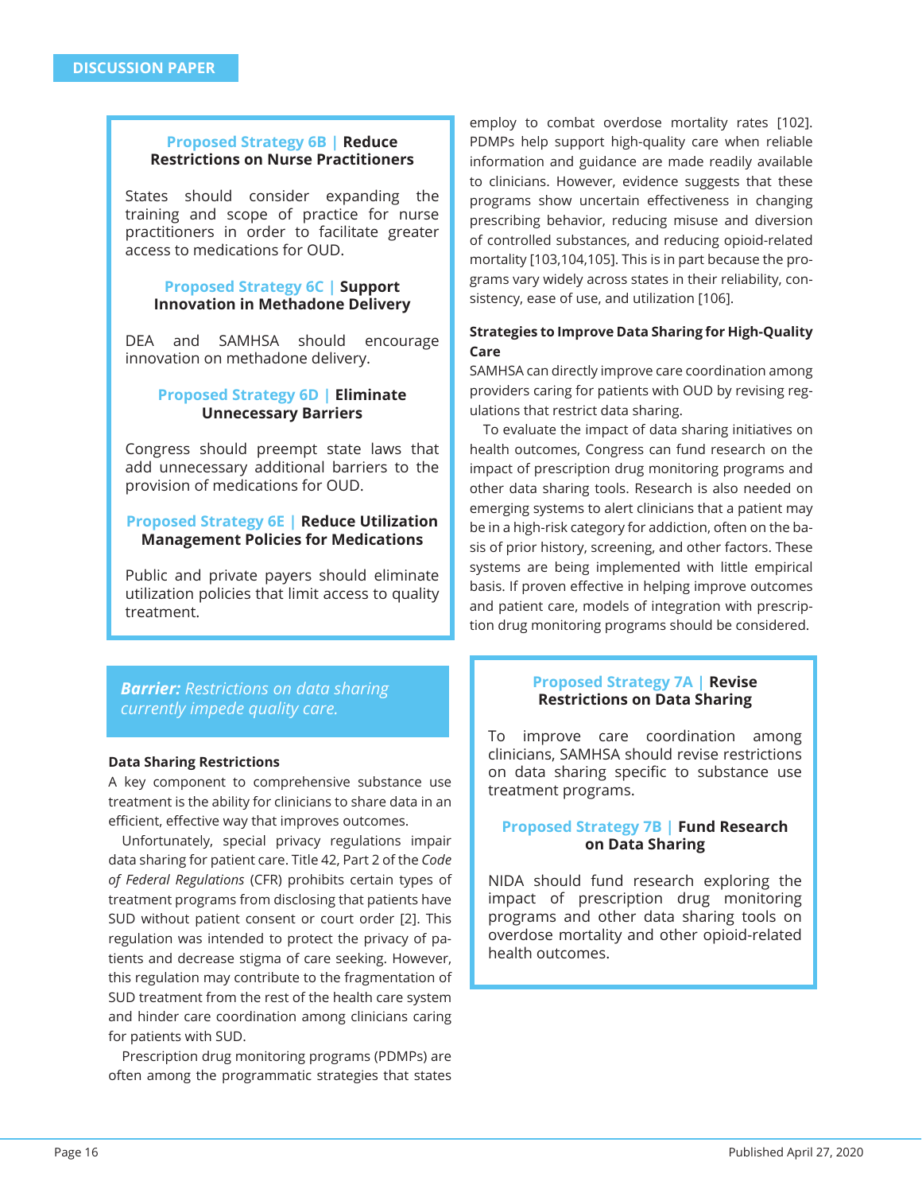**Proposed Strategy 6B | Reduce Restrictions on Nurse Practitioners**

States should consider expanding the training and scope of practice for nurse practitioners in order to facilitate greater access to medications for OUD.

**Proposed Strategy 6C | Support Innovation in Methadone Delivery**

DEA and SAMHSA should encourage innovation on methadone delivery.

**Proposed Strategy 6D | Eliminate Unnecessary Barriers**

Congress should preempt state laws that add unnecessary additional barriers to the provision of medications for OUD.

**Proposed Strategy 6E | Reduce Utilization Management Policies for Medications**

Public and private payers should eliminate utilization policies that limit access to quality treatment.

***Barrier:** Restrictions on data sharing currently impede quality care.*

### Data Sharing Restrictions

A key component to comprehensive substance use treatment is the ability for clinicians to share data in an efficient, effective way that improves outcomes.

Unfortunately, special privacy regulations impair data sharing for patient care. Title 42, Part 2 of the *Code of Federal Regulations* (CFR) prohibits certain types of treatment programs from disclosing that patients have SUD without patient consent or court order [2]. This regulation was intended to protect the privacy of patients and decrease stigma of care seeking. However, this regulation may contribute to the fragmentation of SUD treatment from the rest of the health care system and hinder care coordination among clinicians caring for patients with SUD.

Prescription drug monitoring programs (PDMPs) are often among the programmatic strategies that states employ to combat overdose mortality rates [102]. PDMPs help support high-quality care when reliable information and guidance are made readily available to clinicians. However, evidence suggests that these programs show uncertain effectiveness in changing prescribing behavior, reducing misuse and diversion of controlled substances, and reducing opioid-related mortality [103,104,105]. This is in part because the programs vary widely across states in their reliability, consistency, ease of use, and utilization [106].

### Strategies to Improve Data Sharing for High-Quality Care

SAMHSA can directly improve care coordination among providers caring for patients with OUD by revising regulations that restrict data sharing.

To evaluate the impact of data sharing initiatives on health outcomes, Congress can fund research on the impact of prescription drug monitoring programs and other data sharing tools. Research is also needed on emerging systems to alert clinicians that a patient may be in a high-risk category for addiction, often on the basis of prior history, screening, and other factors. These systems are being implemented with little empirical basis. If proven effective in helping improve outcomes and patient care, models of integration with prescription drug monitoring programs should be considered.

**Proposed Strategy 7A | Revise Restrictions on Data Sharing**

To improve care coordination among clinicians, SAMHSA should revise restrictions on data sharing specific to substance use treatment programs.

**Proposed Strategy 7B | Fund Research on Data Sharing**

NIDA should fund research exploring the impact of prescription drug monitoring programs and other data sharing tools on overdose mortality and other opioid-related health outcomes.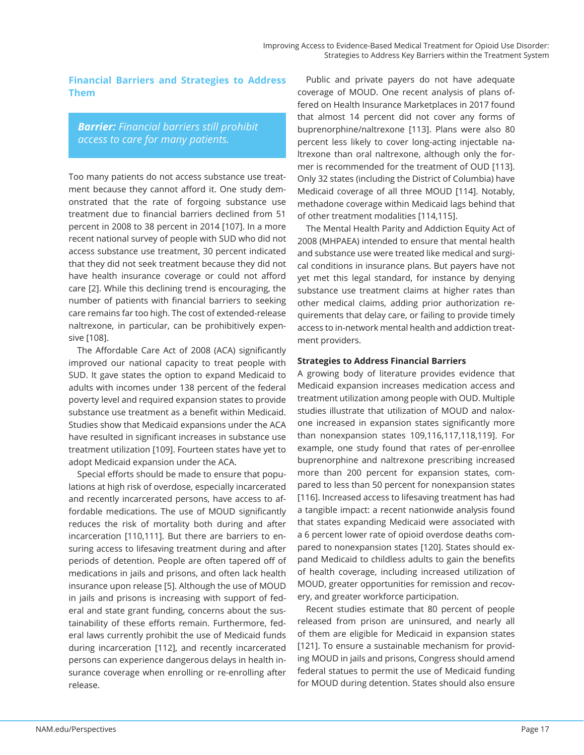## Financial Barriers and Strategies to Address Them

***Barrier:*** *Financial barriers still prohibit access to care for many patients.*

Too many patients do not access substance use treatment because they cannot afford it. One study demonstrated that the rate of forgoing substance use treatment due to financial barriers declined from 51 percent in 2008 to 38 percent in 2014 [107]. In a more recent national survey of people with SUD who did not access substance use treatment, 30 percent indicated that they did not seek treatment because they did not have health insurance coverage or could not afford care [2]. While this declining trend is encouraging, the number of patients with financial barriers to seeking care remains far too high. The cost of extended-release naltrexone, in particular, can be prohibitively expensive [108].

The Affordable Care Act of 2008 (ACA) significantly improved our national capacity to treat people with SUD. It gave states the option to expand Medicaid to adults with incomes under 138 percent of the federal poverty level and required expansion states to provide substance use treatment as a benefit within Medicaid. Studies show that Medicaid expansions under the ACA have resulted in significant increases in substance use treatment utilization [109]. Fourteen states have yet to adopt Medicaid expansion under the ACA.

Special efforts should be made to ensure that populations at high risk of overdose, especially incarcerated and recently incarcerated persons, have access to affordable medications. The use of MOUD significantly reduces the risk of mortality both during and after incarceration [110,111]. But there are barriers to ensuring access to lifesaving treatment during and after periods of detention. People are often tapered off of medications in jails and prisons, and often lack health insurance upon release [5]. Although the use of MOUD in jails and prisons is increasing with support of federal and state grant funding, concerns about the sustainability of these efforts remain. Furthermore, federal laws currently prohibit the use of Medicaid funds during incarceration [112], and recently incarcerated persons can experience dangerous delays in health insurance coverage when enrolling or re-enrolling after release.

Public and private payers do not have adequate coverage of MOUD. One recent analysis of plans offered on Health Insurance Marketplaces in 2017 found that almost 14 percent did not cover any forms of buprenorphine/naltrexone [113]. Plans were also 80 percent less likely to cover long-acting injectable naltrexone than oral naltrexone, although only the former is recommended for the treatment of OUD [113]. Only 32 states (including the District of Columbia) have Medicaid coverage of all three MOUD [114]. Notably, methadone coverage within Medicaid lags behind that of other treatment modalities [114,115].

The Mental Health Parity and Addiction Equity Act of 2008 (MHPAEA) intended to ensure that mental health and substance use were treated like medical and surgical conditions in insurance plans. But payers have not yet met this legal standard, for instance by denying substance use treatment claims at higher rates than other medical claims, adding prior authorization requirements that delay care, or failing to provide timely access to in-network mental health and addiction treatment providers.

### Strategies to Address Financial Barriers

A growing body of literature provides evidence that Medicaid expansion increases medication access and treatment utilization among people with OUD. Multiple studies illustrate that utilization of MOUD and naloxone increased in expansion states significantly more than nonexpansion states 109,116,117,118,119]. For example, one study found that rates of per-enrollee buprenorphine and naltrexone prescribing increased more than 200 percent for expansion states, compared to less than 50 percent for nonexpansion states [116]. Increased access to lifesaving treatment has had a tangible impact: a recent nationwide analysis found that states expanding Medicaid were associated with a 6 percent lower rate of opioid overdose deaths compared to nonexpansion states [120]. States should expand Medicaid to childless adults to gain the benefits of health coverage, including increased utilization of MOUD, greater opportunities for remission and recovery, and greater workforce participation.

Recent studies estimate that 80 percent of people released from prison are uninsured, and nearly all of them are eligible for Medicaid in expansion states [121]. To ensure a sustainable mechanism for providing MOUD in jails and prisons, Congress should amend federal statues to permit the use of Medicaid funding for MOUD during detention. States should also ensure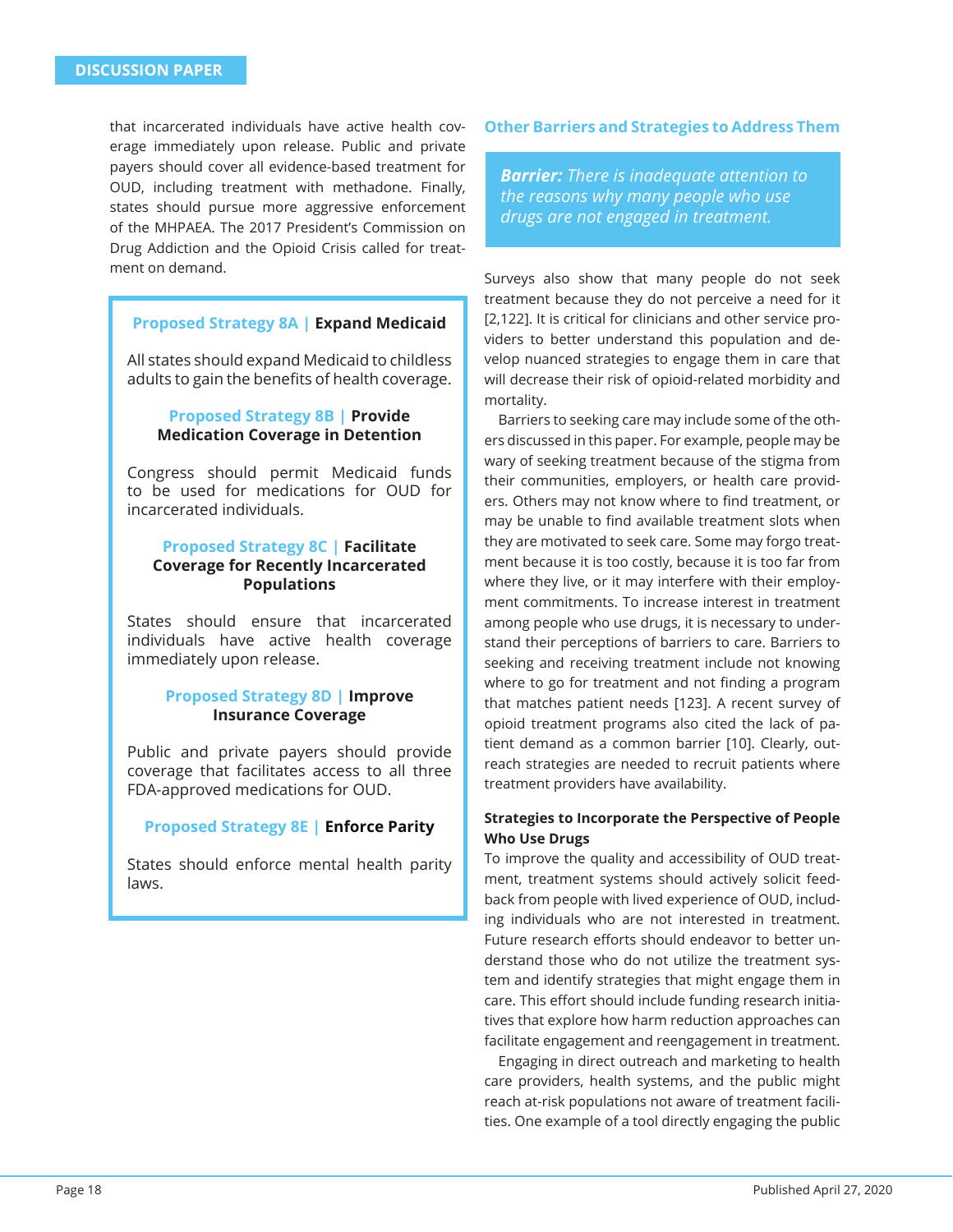that incarcerated individuals have active health coverage immediately upon release. Public and private payers should cover all evidence-based treatment for OUD, including treatment with methadone. Finally, states should pursue more aggressive enforcement of the MHPAEA. The 2017 President's Commission on Drug Addiction and the Opioid Crisis called for treatment on demand.

> **Proposed Strategy 8A | Expand Medicaid**
>
> All states should expand Medicaid to childless adults to gain the benefits of health coverage.
>
> **Proposed Strategy 8B | Provide Medication Coverage in Detention**
>
> Congress should permit Medicaid funds to be used for medications for OUD for incarcerated individuals.
>
> **Proposed Strategy 8C | Facilitate Coverage for Recently Incarcerated Populations**
>
> States should ensure that incarcerated individuals have active health coverage immediately upon release.
>
> **Proposed Strategy 8D | Improve Insurance Coverage**
>
> Public and private payers should provide coverage that facilitates access to all three FDA-approved medications for OUD.
>
> **Proposed Strategy 8E | Enforce Parity**
>
> States should enforce mental health parity laws.

### Other Barriers and Strategies to Address Them

> ***Barrier:*** *There is inadequate attention to the reasons why many people who use drugs are not engaged in treatment.*

Surveys also show that many people do not seek treatment because they do not perceive a need for it [2,122]. It is critical for clinicians and other service providers to better understand this population and develop nuanced strategies to engage them in care that will decrease their risk of opioid-related morbidity and mortality.

Barriers to seeking care may include some of the others discussed in this paper. For example, people may be wary of seeking treatment because of the stigma from their communities, employers, or health care providers. Others may not know where to find treatment, or may be unable to find available treatment slots when they are motivated to seek care. Some may forgo treatment because it is too costly, because it is too far from where they live, or it may interfere with their employment commitments. To increase interest in treatment among people who use drugs, it is necessary to understand their perceptions of barriers to care. Barriers to seeking and receiving treatment include not knowing where to go for treatment and not finding a program that matches patient needs [123]. A recent survey of opioid treatment programs also cited the lack of patient demand as a common barrier [10]. Clearly, outreach strategies are needed to recruit patients where treatment providers have availability.

#### Strategies to Incorporate the Perspective of People Who Use Drugs

To improve the quality and accessibility of OUD treatment, treatment systems should actively solicit feedback from people with lived experience of OUD, including individuals who are not interested in treatment. Future research efforts should endeavor to better understand those who do not utilize the treatment system and identify strategies that might engage them in care. This effort should include funding research initiatives that explore how harm reduction approaches can facilitate engagement and reengagement in treatment.

Engaging in direct outreach and marketing to health care providers, health systems, and the public might reach at-risk populations not aware of treatment facilities. One example of a tool directly engaging the public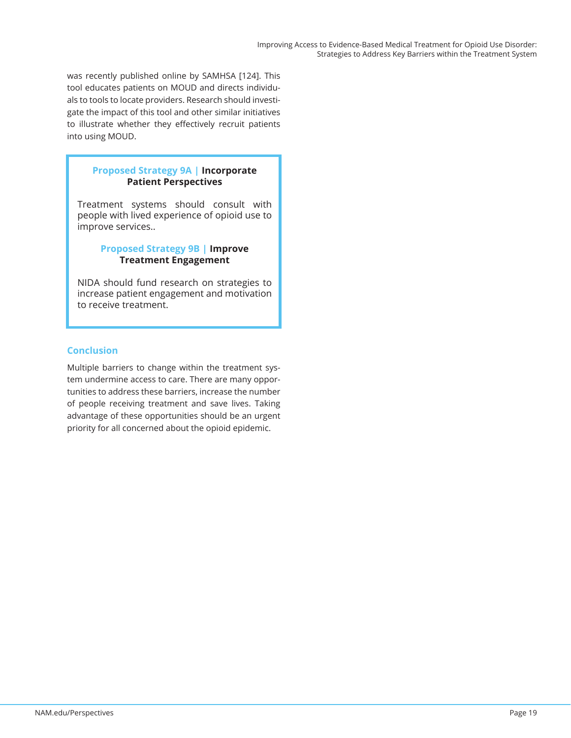was recently published online by SAMHSA [124]. This tool educates patients on MOUD and directs individuals to tools to locate providers. Research should investigate the impact of this tool and other similar initiatives to illustrate whether they effectively recruit patients into using MOUD.

> **Proposed Strategy 9A | Incorporate Patient Perspectives**
>
> Treatment systems should consult with people with lived experience of opioid use to improve services..
>
> **Proposed Strategy 9B | Improve Treatment Engagement**
>
> NIDA should fund research on strategies to increase patient engagement and motivation to receive treatment.

## Conclusion

Multiple barriers to change within the treatment system undermine access to care. There are many opportunities to address these barriers, increase the number of people receiving treatment and save lives. Taking advantage of these opportunities should be an urgent priority for all concerned about the opioid epidemic.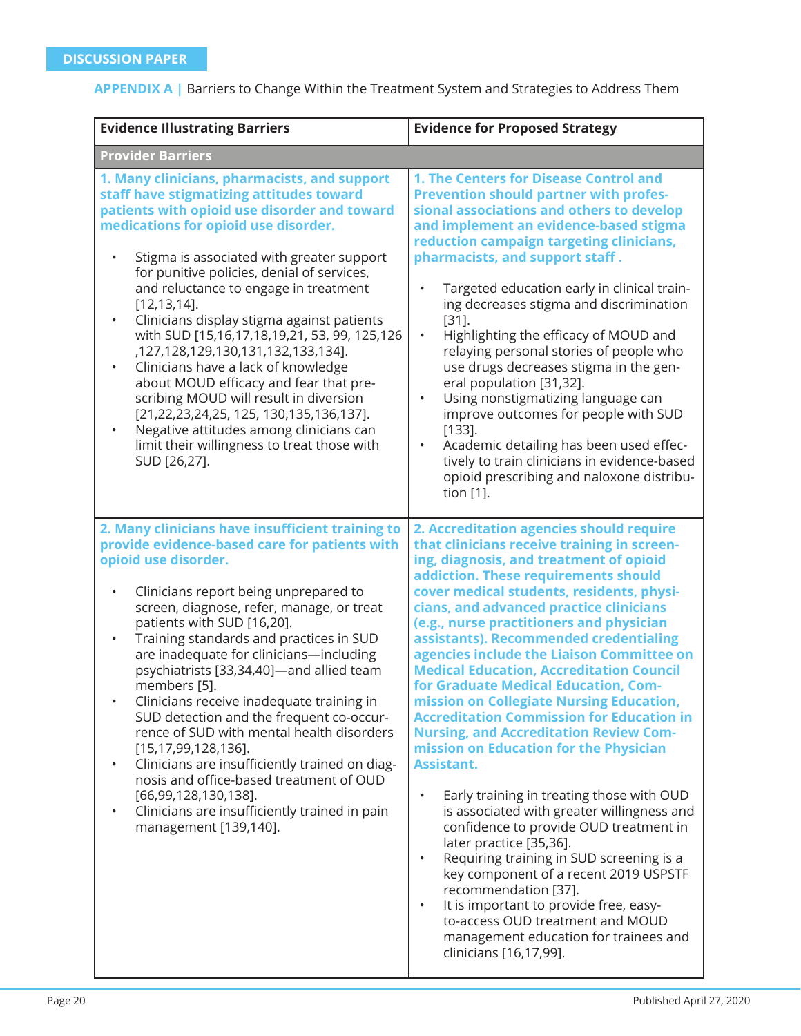DISCUSSION PAPER

**APPENDIX A** | Barriers to Change Within the Treatment System and Strategies to Address Them

| **Evidence Illustrating Barriers** | **Evidence for Proposed Strategy** |
| --- | --- |
| **Provider Barriers** | |
| **1. Many clinicians, pharmacists, and support staff have stigmatizing attitudes toward patients with opioid use disorder and toward medications for opioid use disorder.**<br><br>• Stigma is associated with greater support for punitive policies, denial of services, and reluctance to engage in treatment [12,13,14].<br>• Clinicians display stigma against patients with SUD [15,16,17,18,19,21, 53, 99, 125,126 ,127,128,129,130,131,132,133,134].<br>• Clinicians have a lack of knowledge about MOUD efficacy and fear that prescribing MOUD will result in diversion [21,22,23,24,25, 125, 130,135,136,137].<br>• Negative attitudes among clinicians can limit their willingness to treat those with SUD [26,27]. | **1. The Centers for Disease Control and Prevention should partner with professional associations and others to develop and implement an evidence-based stigma reduction campaign targeting clinicians, pharmacists, and support staff .**<br><br>• Targeted education early in clinical training decreases stigma and discrimination [31].<br>• Highlighting the efficacy of MOUD and relaying personal stories of people who use drugs decreases stigma in the general population [31,32].<br>• Using nonstigmatizing language can improve outcomes for people with SUD [133].<br>• Academic detailing has been used effectively to train clinicians in evidence-based opioid prescribing and naloxone distribution [1]. |
| **2. Many clinicians have insufficient training to provide evidence-based care for patients with opioid use disorder.**<br><br>• Clinicians report being unprepared to screen, diagnose, refer, manage, or treat patients with SUD [16,20].<br>• Training standards and practices in SUD are inadequate for clinicians—including psychiatrists [33,34,40]—and allied team members [5].<br>• Clinicians receive inadequate training in SUD detection and the frequent co-occurrence of SUD with mental health disorders [15,17,99,128,136].<br>• Clinicians are insufficiently trained on diagnosis and office-based treatment of OUD [66,99,128,130,138].<br>• Clinicians are insufficiently trained in pain management [139,140]. | **2. Accreditation agencies should require that clinicians receive training in screening, diagnosis, and treatment of opioid addiction. These requirements should cover medical students, residents, physicians, and advanced practice clinicians (e.g., nurse practitioners and physician assistants). Recommended credentialing agencies include the Liaison Committee on Medical Education, Accreditation Council for Graduate Medical Education, Commission on Collegiate Nursing Education, Accreditation Commission for Education in Nursing, and Accreditation Review Commission on Education for the Physician Assistant.**<br><br>• Early training in treating those with OUD is associated with greater willingness and confidence to provide OUD treatment in later practice [35,36].<br>• Requiring training in SUD screening is a key component of a recent 2019 USPSTF recommendation [37].<br>• It is important to provide free, easy-to-access OUD treatment and MOUD management education for trainees and clinicians [16,17,99]. |

Published April 27, 2020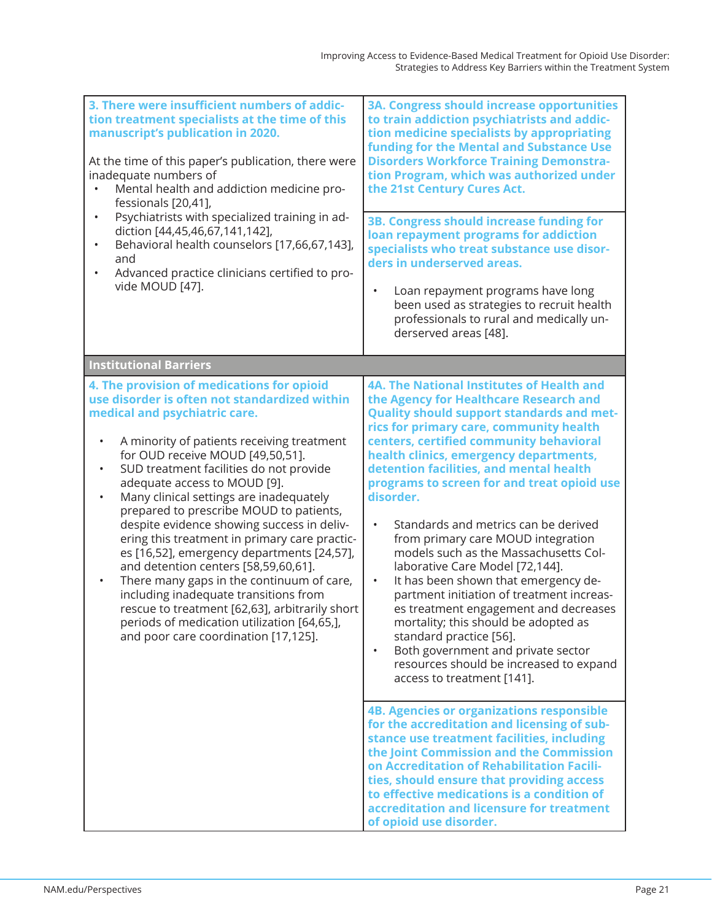| Barrier | Recommendation |
|---|---|
| **3. There were insufficient numbers of addiction treatment specialists at the time of this manuscript's publication in 2020.**<br><br>At the time of this paper's publication, there were inadequate numbers of<br>• Mental health and addiction medicine professionals [20,41],<br>• Psychiatrists with specialized training in addiction [44,45,46,67,141,142],<br>• Behavioral health counselors [17,66,67,143], and<br>• Advanced practice clinicians certified to provide MOUD [47]. | **3A. Congress should increase opportunities to train addiction psychiatrists and addiction medicine specialists by appropriating funding for the Mental and Substance Use Disorders Workforce Training Demonstration Program, which was authorized under the 21st Century Cures Act.** |
| | **3B. Congress should increase funding for loan repayment programs for addiction specialists who treat substance use disorders in underserved areas.**<br><br>• Loan repayment programs have long been used as strategies to recruit health professionals to rural and medically underserved areas [48]. |
| **Institutional Barriers** | |
| **4. The provision of medications for opioid use disorder is often not standardized within medical and psychiatric care.**<br><br>• A minority of patients receiving treatment for OUD receive MOUD [49,50,51].<br>• SUD treatment facilities do not provide adequate access to MOUD [9].<br>• Many clinical settings are inadequately prepared to prescribe MOUD to patients, despite evidence showing success in delivering this treatment in primary care practices [16,52], emergency departments [24,57], and detention centers [58,59,60,61].<br>• There many gaps in the continuum of care, including inadequate transitions from rescue to treatment [62,63], arbitrarily short periods of medication utilization [64,65,], and poor care coordination [17,125]. | **4A. The National Institutes of Health and the Agency for Healthcare Research and Quality should support standards and metrics for primary care, community health centers, certified community behavioral health clinics, emergency departments, detention facilities, and mental health programs to screen for and treat opioid use disorder.**<br><br>• Standards and metrics can be derived from primary care MOUD integration models such as the Massachusetts Collaborative Care Model [72,144].<br>• It has been shown that emergency department initiation of treatment increases treatment engagement and decreases mortality; this should be adopted as standard practice [56].<br>• Both government and private sector resources should be increased to expand access to treatment [141]. |
| | **4B. Agencies or organizations responsible for the accreditation and licensing of substance use treatment facilities, including the Joint Commission and the Commission on Accreditation of Rehabilitation Facilities, should ensure that providing access to effective medications is a condition of accreditation and licensure for treatment of opioid use disorder.** |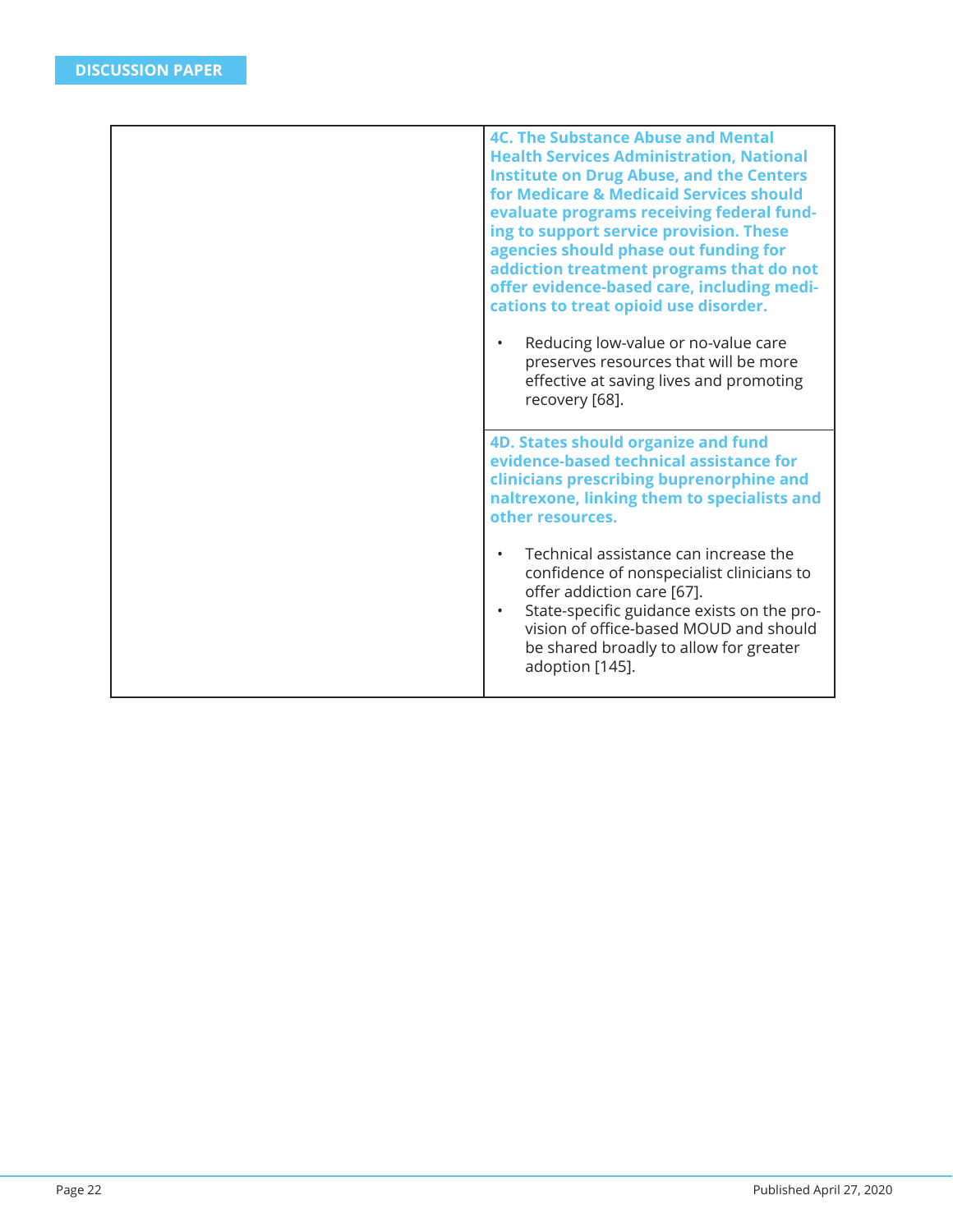| | |
|---|---|
| | **4C. The Substance Abuse and Mental Health Services Administration, National Institute on Drug Abuse, and the Centers for Medicare & Medicaid Services should evaluate programs receiving federal funding to support service provision. These agencies should phase out funding for addiction treatment programs that do not offer evidence-based care, including medications to treat opioid use disorder.**<br><br>• Reducing low-value or no-value care preserves resources that will be more effective at saving lives and promoting recovery [68]. |
| | **4D. States should organize and fund evidence-based technical assistance for clinicians prescribing buprenorphine and naltrexone, linking them to specialists and other resources.**<br><br>• Technical assistance can increase the confidence of nonspecialist clinicians to offer addiction care [67].<br>• State-specific guidance exists on the provision of office-based MOUD and should be shared broadly to allow for greater adoption [145]. |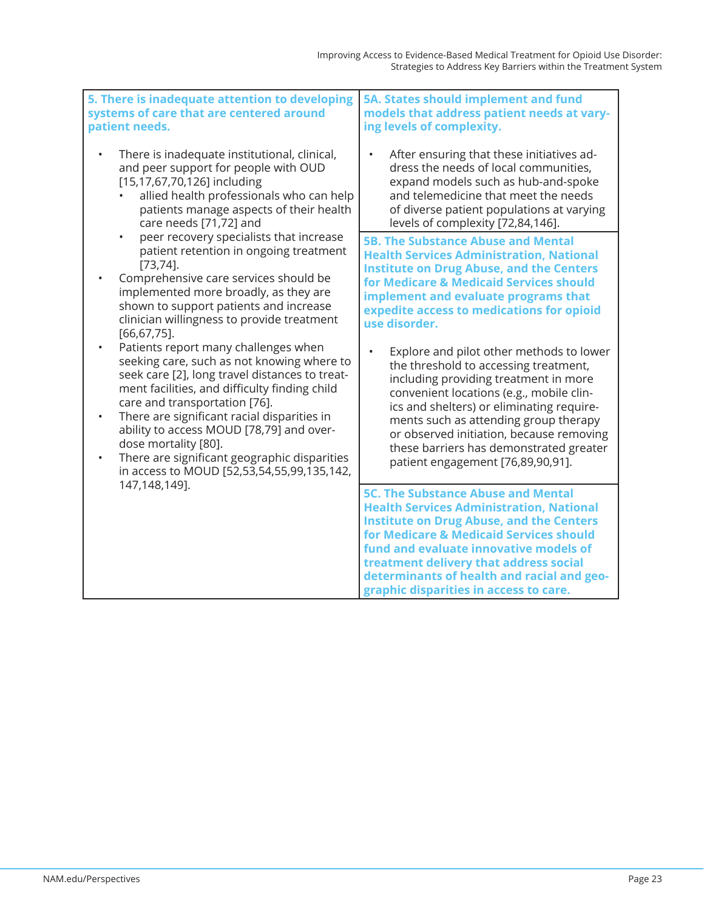| 5. There is inadequate attention to developing systems of care that are centered around patient needs. | 5A. States should implement and fund models that address patient needs at varying levels of complexity. |
|---|---|
| • There is inadequate institutional, clinical, and peer support for people with OUD [15,17,67,70,126] including<br>  ◦ allied health professionals who can help patients manage aspects of their health care needs [71,72] and<br>  ◦ peer recovery specialists that increase patient retention in ongoing treatment [73,74].<br>• Comprehensive care services should be implemented more broadly, as they are shown to support patients and increase clinician willingness to provide treatment [66,67,75].<br>• Patients report many challenges when seeking care, such as not knowing where to seek care [2], long travel distances to treatment facilities, and difficulty finding child care and transportation [76].<br>• There are significant racial disparities in ability to access MOUD [78,79] and overdose mortality [80].<br>• There are significant geographic disparities in access to MOUD [52,53,54,55,99,135,142,147,148,149]. | • After ensuring that these initiatives address the needs of local communities, expand models such as hub-and-spoke and telemedicine that meet the needs of diverse patient populations at varying levels of complexity [72,84,146].<br><br>**5B. The Substance Abuse and Mental Health Services Administration, National Institute on Drug Abuse, and the Centers for Medicare & Medicaid Services should implement and evaluate programs that expedite access to medications for opioid use disorder.**<br><br>• Explore and pilot other methods to lower the threshold to accessing treatment, including providing treatment in more convenient locations (e.g., mobile clinics and shelters) or eliminating requirements such as attending group therapy or observed initiation, because removing these barriers has demonstrated greater patient engagement [76,89,90,91].<br><br>**5C. The Substance Abuse and Mental Health Services Administration, National Institute on Drug Abuse, and the Centers for Medicare & Medicaid Services should fund and evaluate innovative models of treatment delivery that address social determinants of health and racial and geographic disparities in access to care.** |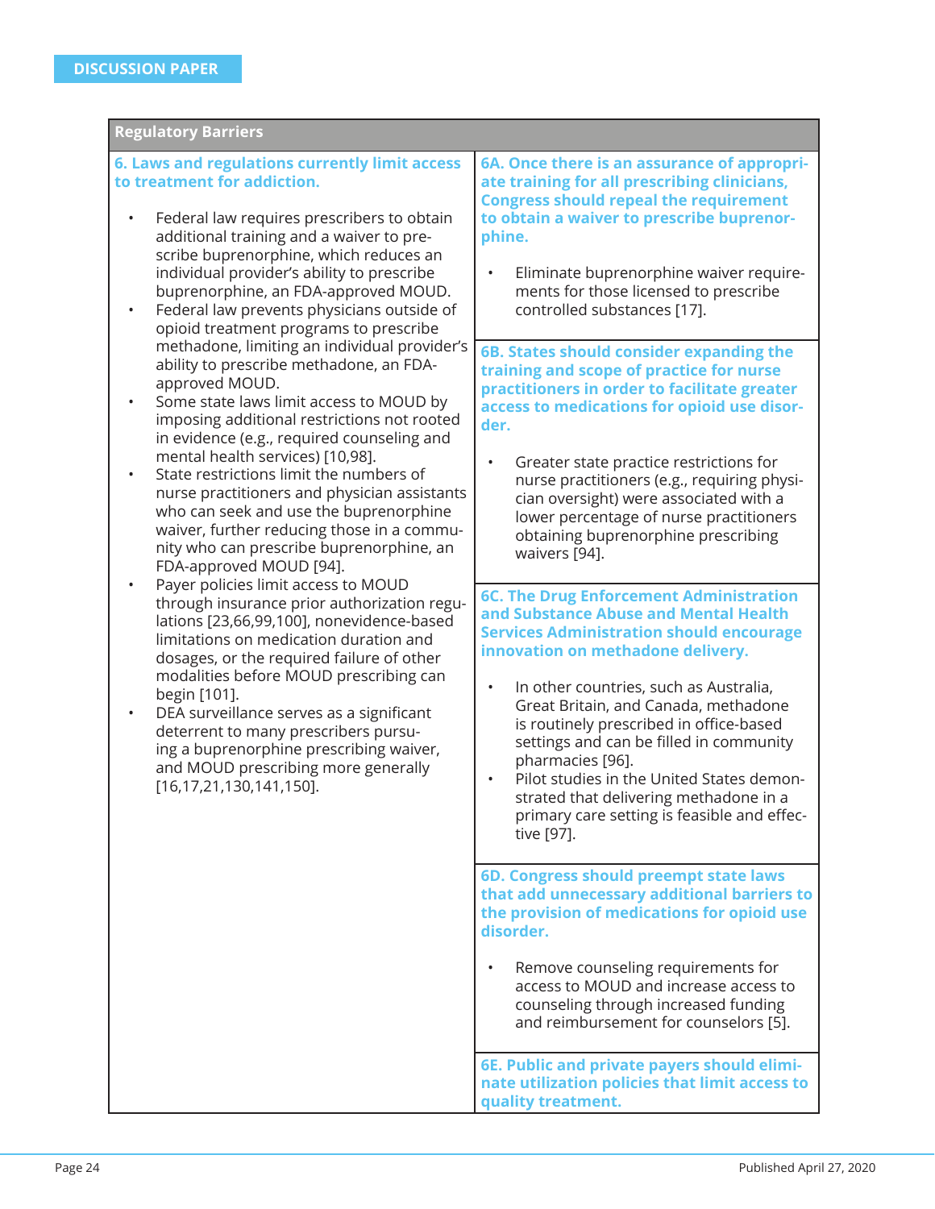| Regulatory Barriers | |
|---|---|
| **6. Laws and regulations currently limit access to treatment for addiction.**<br><br>• Federal law requires prescribers to obtain additional training and a waiver to prescribe buprenorphine, which reduces an individual provider's ability to prescribe buprenorphine, an FDA-approved MOUD.<br>• Federal law prevents physicians outside of opioid treatment programs to prescribe methadone, limiting an individual provider's ability to prescribe methadone, an FDA-approved MOUD.<br>• Some state laws limit access to MOUD by imposing additional restrictions not rooted in evidence (e.g., required counseling and mental health services) [10,98].<br>• State restrictions limit the numbers of nurse practitioners and physician assistants who can seek and use the buprenorphine waiver, further reducing those in a community who can prescribe buprenorphine, an FDA-approved MOUD [94].<br>• Payer policies limit access to MOUD through insurance prior authorization regulations [23,66,99,100], nonevidence-based limitations on medication duration and dosages, or the required failure of other modalities before MOUD prescribing can begin [101].<br>• DEA surveillance serves as a significant deterrent to many prescribers pursuing a buprenorphine prescribing waiver, and MOUD prescribing more generally [16,17,21,130,141,150]. | **6A. Once there is an assurance of appropriate training for all prescribing clinicians, Congress should repeal the requirement to obtain a waiver to prescribe buprenorphine.**<br><br>• Eliminate buprenorphine waiver requirements for those licensed to prescribe controlled substances [17]. |
| | **6B. States should consider expanding the training and scope of practice for nurse practitioners in order to facilitate greater access to medications for opioid use disorder.**<br><br>• Greater state practice restrictions for nurse practitioners (e.g., requiring physician oversight) were associated with a lower percentage of nurse practitioners obtaining buprenorphine prescribing waivers [94]. |
| | **6C. The Drug Enforcement Administration and Substance Abuse and Mental Health Services Administration should encourage innovation on methadone delivery.**<br><br>• In other countries, such as Australia, Great Britain, and Canada, methadone is routinely prescribed in office-based settings and can be filled in community pharmacies [96].<br>• Pilot studies in the United States demonstrated that delivering methadone in a primary care setting is feasible and effective [97]. |
| | **6D. Congress should preempt state laws that add unnecessary additional barriers to the provision of medications for opioid use disorder.**<br><br>• Remove counseling requirements for access to MOUD and increase access to counseling through increased funding and reimbursement for counselors [5]. |
| | **6E. Public and private payers should eliminate utilization policies that limit access to quality treatment.** |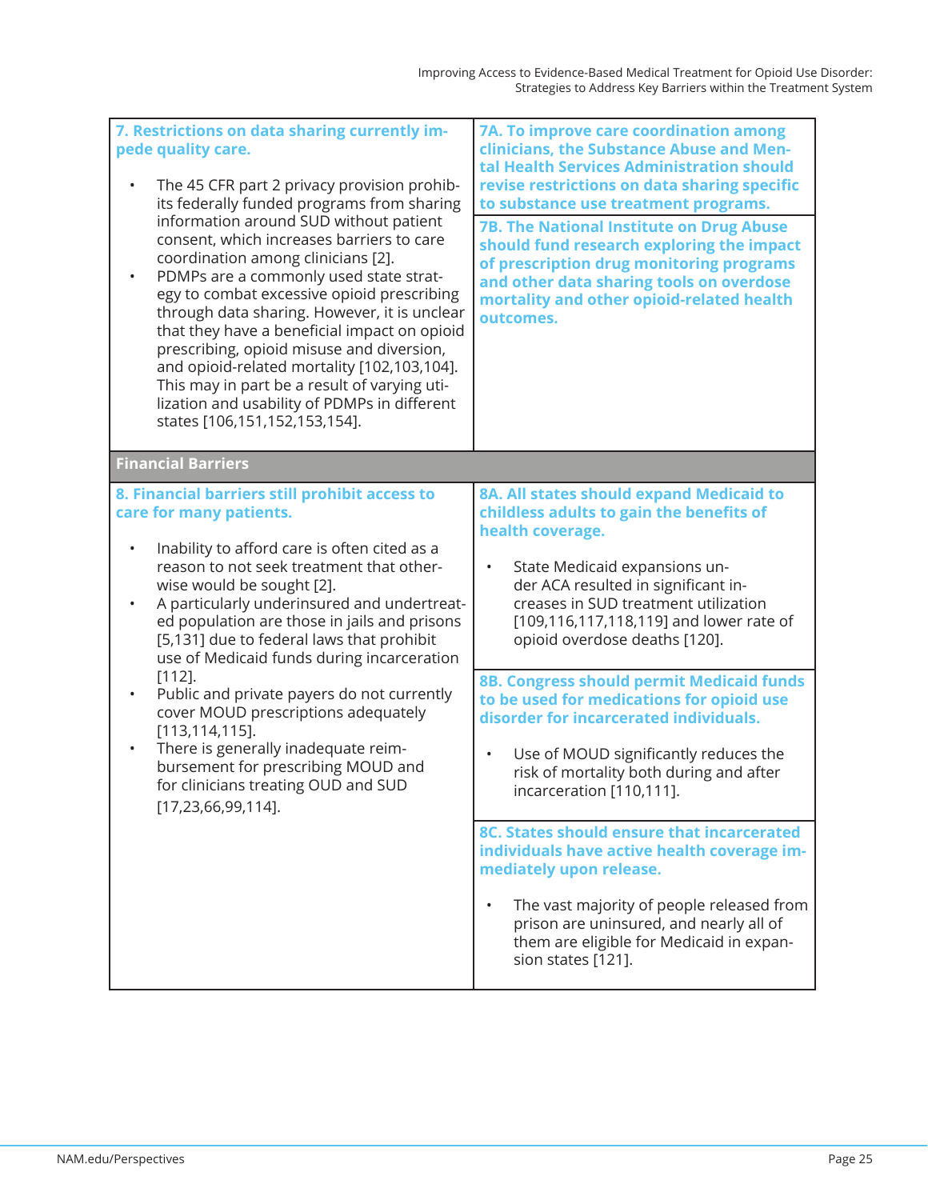| | |
|---|---|
| **7. Restrictions on data sharing currently impede quality care.**<br><br>• The 45 CFR part 2 privacy provision prohibits federally funded programs from sharing information around SUD without patient consent, which increases barriers to care coordination among clinicians [2].<br>• PDMPs are a commonly used state strategy to combat excessive opioid prescribing through data sharing. However, it is unclear that they have a beneficial impact on opioid prescribing, opioid misuse and diversion, and opioid-related mortality [102,103,104]. This may in part be a result of varying utilization and usability of PDMPs in different states [106,151,152,153,154]. | **7A. To improve care coordination among clinicians, the Substance Abuse and Mental Health Services Administration should revise restrictions on data sharing specific to substance use treatment programs.**<br><br>**7B. The National Institute on Drug Abuse should fund research exploring the impact of prescription drug monitoring programs and other data sharing tools on overdose mortality and other opioid-related health outcomes.** |
| **Financial Barriers** | |
| **8. Financial barriers still prohibit access to care for many patients.**<br><br>• Inability to afford care is often cited as a reason to not seek treatment that otherwise would be sought [2].<br>• A particularly underinsured and undertreated population are those in jails and prisons [5,131] due to federal laws that prohibit use of Medicaid funds during incarceration [112].<br>• Public and private payers do not currently cover MOUD prescriptions adequately [113,114,115].<br>• There is generally inadequate reimbursement for prescribing MOUD and for clinicians treating OUD and SUD [17,23,66,99,114]. | **8A. All states should expand Medicaid to childless adults to gain the benefits of health coverage.**<br><br>• State Medicaid expansions under ACA resulted in significant increases in SUD treatment utilization [109,116,117,118,119] and lower rate of opioid overdose deaths [120].<br><br>**8B. Congress should permit Medicaid funds to be used for medications for opioid use disorder for incarcerated individuals.**<br><br>• Use of MOUD significantly reduces the risk of mortality both during and after incarceration [110,111].<br><br>**8C. States should ensure that incarcerated individuals have active health coverage immediately upon release.**<br><br>• The vast majority of people released from prison are uninsured, and nearly all of them are eligible for Medicaid in expansion states [121]. |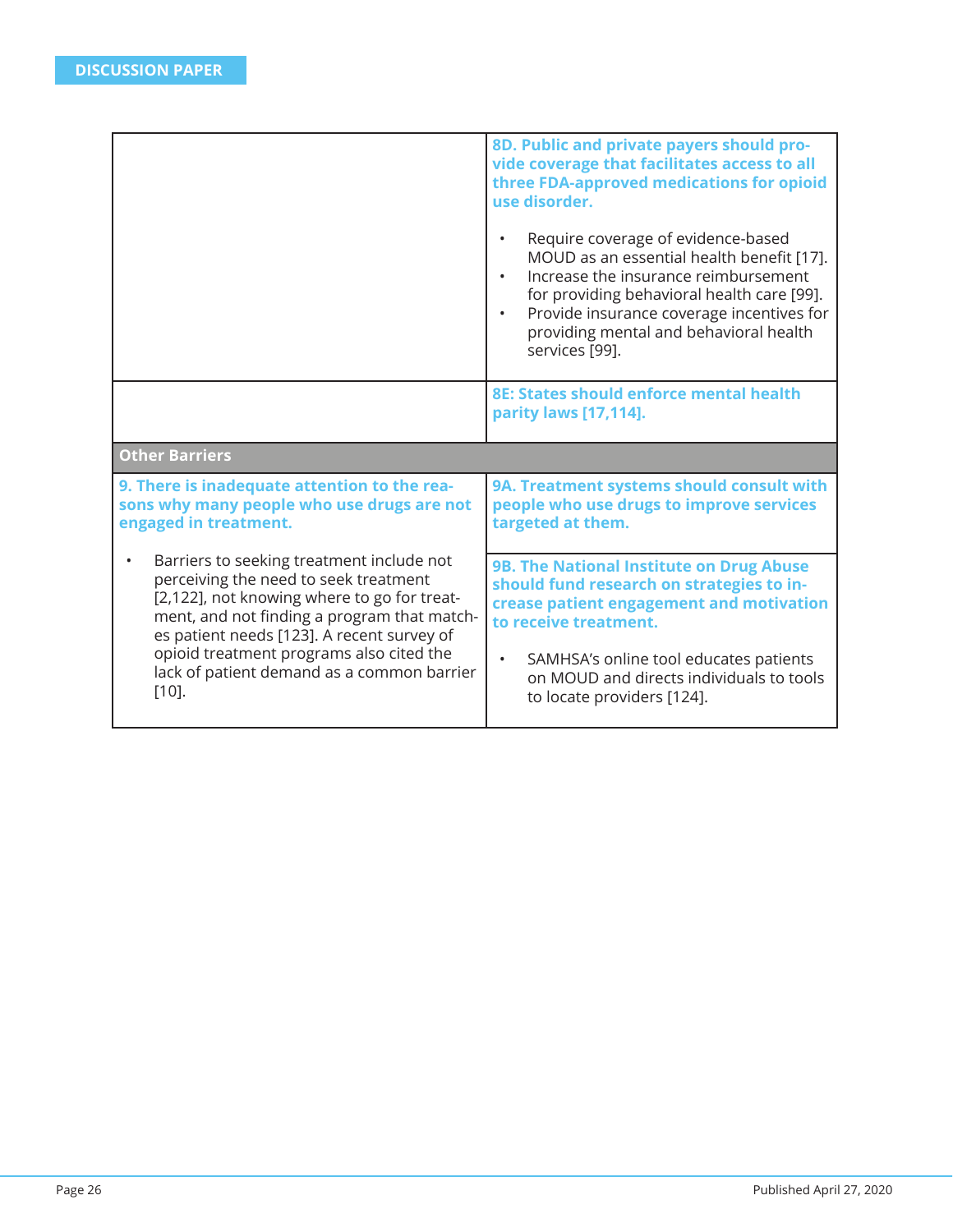| | |
|---|---|
| | **8D. Public and private payers should provide coverage that facilitates access to all three FDA-approved medications for opioid use disorder.**<br><br>• Require coverage of evidence-based MOUD as an essential health benefit [17].<br>• Increase the insurance reimbursement for providing behavioral health care [99].<br>• Provide insurance coverage incentives for providing mental and behavioral health services [99]. |
| | **8E: States should enforce mental health parity laws [17,114].** |
| **Other Barriers** | |
| **9. There is inadequate attention to the reasons why many people who use drugs are not engaged in treatment.**<br><br>• Barriers to seeking treatment include not perceiving the need to seek treatment [2,122], not knowing where to go for treatment, and not finding a program that matches patient needs [123]. A recent survey of opioid treatment programs also cited the lack of patient demand as a common barrier [10]. | **9A. Treatment systems should consult with people who use drugs to improve services targeted at them.**<br><br>**9B. The National Institute on Drug Abuse should fund research on strategies to increase patient engagement and motivation to receive treatment.**<br><br>• SAMHSA's online tool educates patients on MOUD and directs individuals to tools to locate providers [124]. |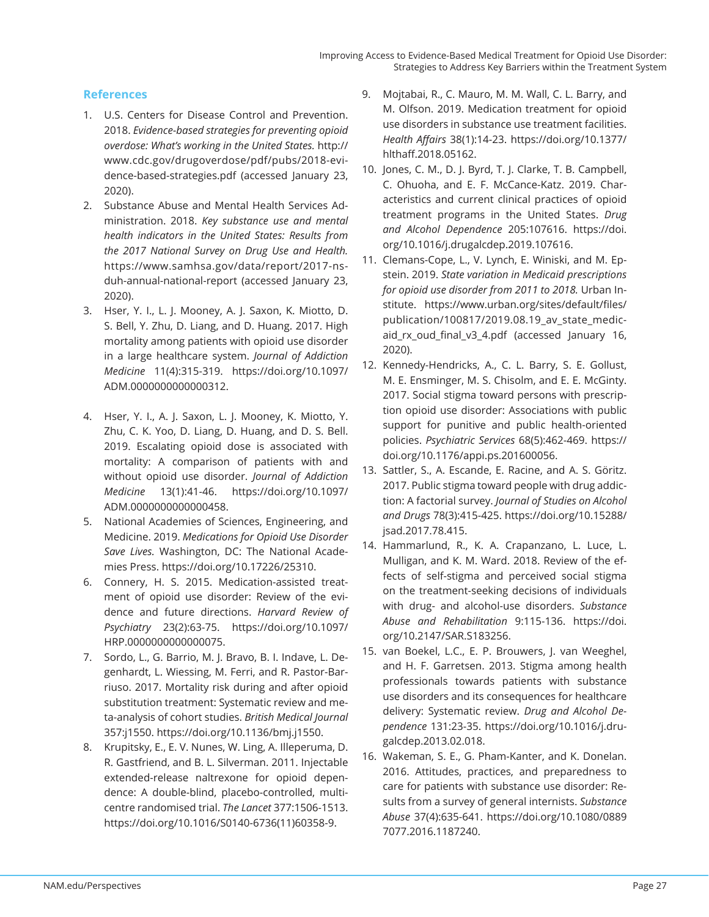## References

1. U.S. Centers for Disease Control and Prevention. 2018. *Evidence-based strategies for preventing opioid overdose: What's working in the United States.* http://www.cdc.gov/drugoverdose/pdf/pubs/2018-evidence-based-strategies.pdf (accessed January 23, 2020).
2. Substance Abuse and Mental Health Services Administration. 2018. *Key substance use and mental health indicators in the United States: Results from the 2017 National Survey on Drug Use and Health.* https://www.samhsa.gov/data/report/2017-nsduh-annual-national-report (accessed January 23, 2020).
3. Hser, Y. I., L. J. Mooney, A. J. Saxon, K. Miotto, D. S. Bell, Y. Zhu, D. Liang, and D. Huang. 2017. High mortality among patients with opioid use disorder in a large healthcare system. *Journal of Addiction Medicine* 11(4):315-319. https://doi.org/10.1097/ADM.0000000000000312.
4. Hser, Y. I., A. J. Saxon, L. J. Mooney, K. Miotto, Y. Zhu, C. K. Yoo, D. Liang, D. Huang, and D. S. Bell. 2019. Escalating opioid dose is associated with mortality: A comparison of patients with and without opioid use disorder. *Journal of Addiction Medicine* 13(1):41-46. https://doi.org/10.1097/ADM.0000000000000458.
5. National Academies of Sciences, Engineering, and Medicine. 2019. *Medications for Opioid Use Disorder Save Lives.* Washington, DC: The National Academies Press. https://doi.org/10.17226/25310.
6. Connery, H. S. 2015. Medication-assisted treatment of opioid use disorder: Review of the evidence and future directions. *Harvard Review of Psychiatry* 23(2):63-75. https://doi.org/10.1097/HRP.0000000000000075.
7. Sordo, L., G. Barrio, M. J. Bravo, B. I. Indave, L. Degenhardt, L. Wiessing, M. Ferri, and R. Pastor-Barriuso. 2017. Mortality risk during and after opioid substitution treatment: Systematic review and meta-analysis of cohort studies. *British Medical Journal* 357:j1550. https://doi.org/10.1136/bmj.j1550.
8. Krupitsky, E., E. V. Nunes, W. Ling, A. Illeperuma, D. R. Gastfriend, and B. L. Silverman. 2011. Injectable extended-release naltrexone for opioid dependence: A double-blind, placebo-controlled, multicentre randomised trial. *The Lancet* 377:1506-1513. https://doi.org/10.1016/S0140-6736(11)60358-9.
9. Mojtabai, R., C. Mauro, M. M. Wall, C. L. Barry, and M. Olfson. 2019. Medication treatment for opioid use disorders in substance use treatment facilities. *Health Affairs* 38(1):14-23. https://doi.org/10.1377/hlthaff.2018.05162.
10. Jones, C. M., D. J. Byrd, T. J. Clarke, T. B. Campbell, C. Ohuoha, and E. F. McCance-Katz. 2019. Characteristics and current clinical practices of opioid treatment programs in the United States. *Drug and Alcohol Dependence* 205:107616. https://doi.org/10.1016/j.drugalcdep.2019.107616.
11. Clemans-Cope, L., V. Lynch, E. Winiski, and M. Epstein. 2019. *State variation in Medicaid prescriptions for opioid use disorder from 2011 to 2018.* Urban Institute. https://www.urban.org/sites/default/files/publication/100817/2019.08.19_av_state_medicaid_rx_oud_final_v3_4.pdf (accessed January 16, 2020).
12. Kennedy-Hendricks, A., C. L. Barry, S. E. Gollust, M. E. Ensminger, M. S. Chisolm, and E. E. McGinty. 2017. Social stigma toward persons with prescription opioid use disorder: Associations with public support for punitive and public health-oriented policies. *Psychiatric Services* 68(5):462-469. https://doi.org/10.1176/appi.ps.201600056.
13. Sattler, S., A. Escande, E. Racine, and A. S. Göritz. 2017. Public stigma toward people with drug addiction: A factorial survey. *Journal of Studies on Alcohol and Drugs* 78(3):415-425. https://doi.org/10.15288/jsad.2017.78.415.
14. Hammarlund, R., K. A. Crapanzano, L. Luce, L. Mulligan, and K. M. Ward. 2018. Review of the effects of self-stigma and perceived social stigma on the treatment-seeking decisions of individuals with drug- and alcohol-use disorders. *Substance Abuse and Rehabilitation* 9:115-136. https://doi.org/10.2147/SAR.S183256.
15. van Boekel, L.C., E. P. Brouwers, J. van Weeghel, and H. F. Garretsen. 2013. Stigma among health professionals towards patients with substance use disorders and its consequences for healthcare delivery: Systematic review. *Drug and Alcohol Dependence* 131:23-35. https://doi.org/10.1016/j.drugalcdep.2013.02.018.
16. Wakeman, S. E., G. Pham-Kanter, and K. Donelan. 2016. Attitudes, practices, and preparedness to care for patients with substance use disorder: Results from a survey of general internists. *Substance Abuse* 37(4):635-641. https://doi.org/10.1080/08897077.2016.1187240.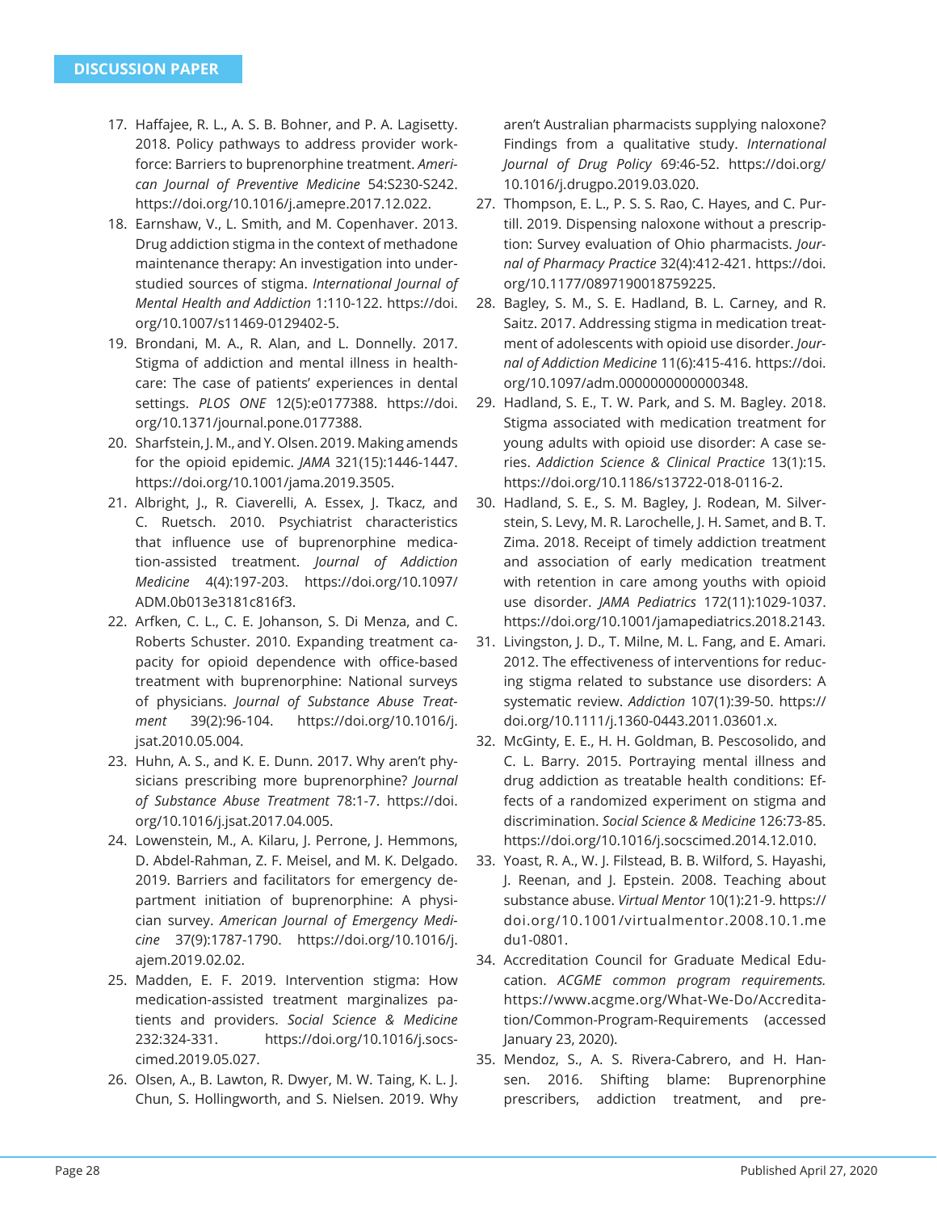17. Haffajee, R. L., A. S. B. Bohner, and P. A. Lagisetty. 2018. Policy pathways to address provider workforce: Barriers to buprenorphine treatment. *American Journal of Preventive Medicine* 54:S230-S242. https://doi.org/10.1016/j.amepre.2017.12.022.
18. Earnshaw, V., L. Smith, and M. Copenhaver. 2013. Drug addiction stigma in the context of methadone maintenance therapy: An investigation into understudied sources of stigma. *International Journal of Mental Health and Addiction* 1:110-122. https://doi.org/10.1007/s11469-0129402-5.
19. Brondani, M. A., R. Alan, and L. Donnelly. 2017. Stigma of addiction and mental illness in healthcare: The case of patients' experiences in dental settings. *PLOS ONE* 12(5):e0177388. https://doi.org/10.1371/journal.pone.0177388.
20. Sharfstein, J. M., and Y. Olsen. 2019. Making amends for the opioid epidemic. *JAMA* 321(15):1446-1447. https://doi.org/10.1001/jama.2019.3505.
21. Albright, J., R. Ciaverelli, A. Essex, J. Tkacz, and C. Ruetsch. 2010. Psychiatrist characteristics that influence use of buprenorphine medication-assisted treatment. *Journal of Addiction Medicine* 4(4):197-203. https://doi.org/10.1097/ADM.0b013e3181c816f3.
22. Arfken, C. L., C. E. Johanson, S. Di Menza, and C. Roberts Schuster. 2010. Expanding treatment capacity for opioid dependence with office-based treatment with buprenorphine: National surveys of physicians. *Journal of Substance Abuse Treatment* 39(2):96-104. https://doi.org/10.1016/j.jsat.2010.05.004.
23. Huhn, A. S., and K. E. Dunn. 2017. Why aren't physicians prescribing more buprenorphine? *Journal of Substance Abuse Treatment* 78:1-7. https://doi.org/10.1016/j.jsat.2017.04.005.
24. Lowenstein, M., A. Kilaru, J. Perrone, J. Hemmons, D. Abdel-Rahman, Z. F. Meisel, and M. K. Delgado. 2019. Barriers and facilitators for emergency department initiation of buprenorphine: A physician survey. *American Journal of Emergency Medicine* 37(9):1787-1790. https://doi.org/10.1016/j.ajem.2019.02.02.
25. Madden, E. F. 2019. Intervention stigma: How medication-assisted treatment marginalizes patients and providers. *Social Science & Medicine* 232:324-331. https://doi.org/10.1016/j.socscimed.2019.05.027.
26. Olsen, A., B. Lawton, R. Dwyer, M. W. Taing, K. L. J. Chun, S. Hollingworth, and S. Nielsen. 2019. Why aren't Australian pharmacists supplying naloxone? Findings from a qualitative study. *International Journal of Drug Policy* 69:46-52. https://doi.org/10.1016/j.drugpo.2019.03.020.
27. Thompson, E. L., P. S. S. Rao, C. Hayes, and C. Purtill. 2019. Dispensing naloxone without a prescription: Survey evaluation of Ohio pharmacists. *Journal of Pharmacy Practice* 32(4):412-421. https://doi.org/10.1177/0897190018759225.
28. Bagley, S. M., S. E. Hadland, B. L. Carney, and R. Saitz. 2017. Addressing stigma in medication treatment of adolescents with opioid use disorder. *Journal of Addiction Medicine* 11(6):415-416. https://doi.org/10.1097/adm.0000000000000348.
29. Hadland, S. E., T. W. Park, and S. M. Bagley. 2018. Stigma associated with medication treatment for young adults with opioid use disorder: A case series. *Addiction Science & Clinical Practice* 13(1):15. https://doi.org/10.1186/s13722-018-0116-2.
30. Hadland, S. E., S. M. Bagley, J. Rodean, M. Silverstein, S. Levy, M. R. Larochelle, J. H. Samet, and B. T. Zima. 2018. Receipt of timely addiction treatment and association of early medication treatment with retention in care among youths with opioid use disorder. *JAMA Pediatrics* 172(11):1029-1037. https://doi.org/10.1001/jamapediatrics.2018.2143.
31. Livingston, J. D., T. Milne, M. L. Fang, and E. Amari. 2012. The effectiveness of interventions for reducing stigma related to substance use disorders: A systematic review. *Addiction* 107(1):39-50. https://doi.org/10.1111/j.1360-0443.2011.03601.x.
32. McGinty, E. E., H. H. Goldman, B. Pescosolido, and C. L. Barry. 2015. Portraying mental illness and drug addiction as treatable health conditions: Effects of a randomized experiment on stigma and discrimination. *Social Science & Medicine* 126:73-85. https://doi.org/10.1016/j.socscimed.2014.12.010.
33. Yoast, R. A., W. J. Filstead, B. B. Wilford, S. Hayashi, J. Reenan, and J. Epstein. 2008. Teaching about substance abuse. *Virtual Mentor* 10(1):21-9. https://doi.org/10.1001/virtualmentor.2008.10.1.medu1-0801.
34. Accreditation Council for Graduate Medical Education. *ACGME common program requirements.* https://www.acgme.org/What-We-Do/Accreditation/Common-Program-Requirements (accessed January 23, 2020).
35. Mendoz, S., A. S. Rivera-Cabrero, and H. Hansen. 2016. Shifting blame: Buprenorphine prescribers, addiction treatment, and pre-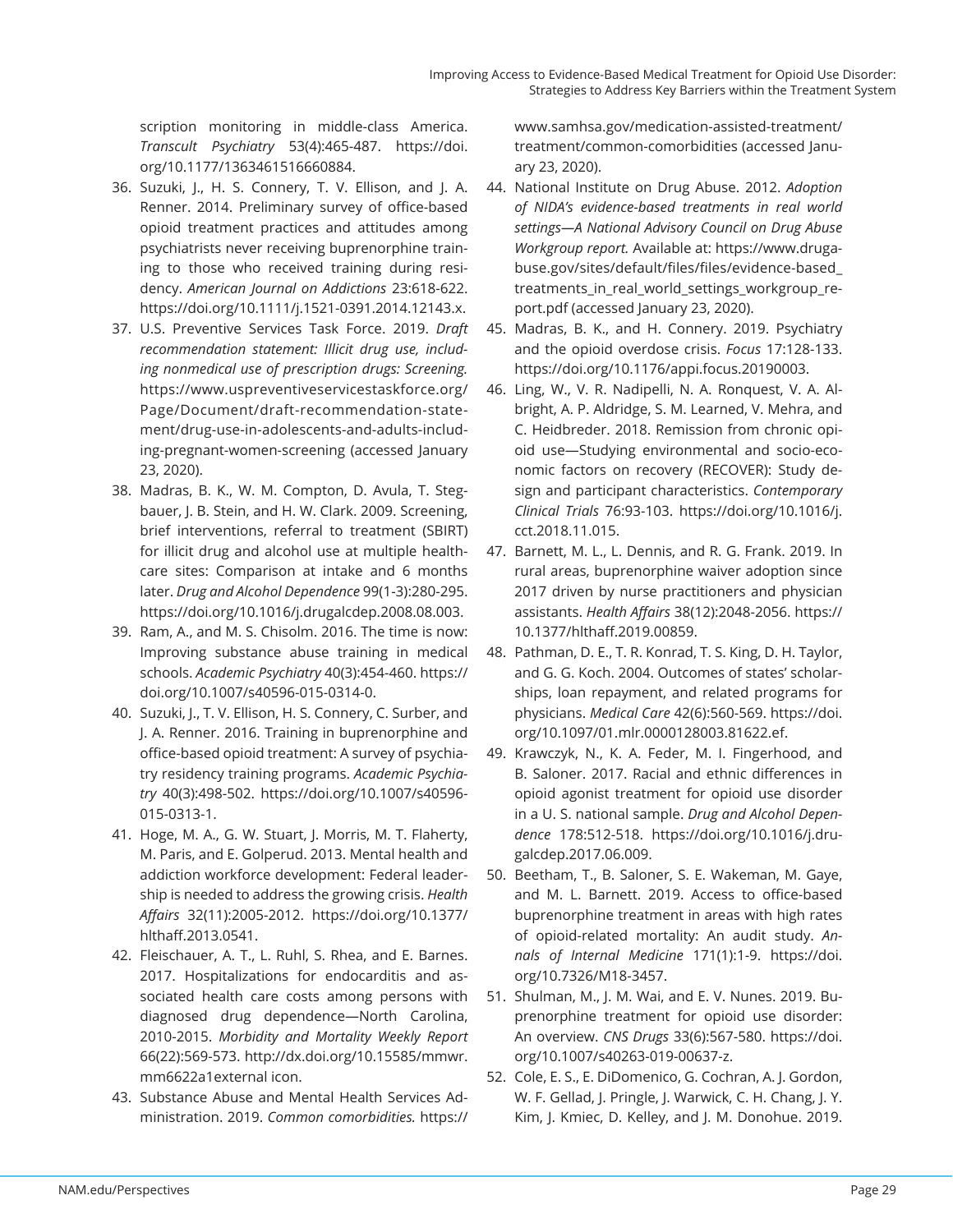scription monitoring in middle-class America. *Transcult Psychiatry* 53(4):465-487. https://doi.org/10.1177/1363461516660884.

36. Suzuki, J., H. S. Connery, T. V. Ellison, and J. A. Renner. 2014. Preliminary survey of office-based opioid treatment practices and attitudes among psychiatrists never receiving buprenorphine training to those who received training during residency. *American Journal on Addictions* 23:618-622. https://doi.org/10.1111/j.1521-0391.2014.12143.x.
37. U.S. Preventive Services Task Force. 2019. *Draft recommendation statement: Illicit drug use, including nonmedical use of prescription drugs: Screening.* https://www.uspreventiveservicestaskforce.org/Page/Document/draft-recommendation-statement/drug-use-in-adolescents-and-adults-including-pregnant-women-screening (accessed January 23, 2020).
38. Madras, B. K., W. M. Compton, D. Avula, T. Stegbauer, J. B. Stein, and H. W. Clark. 2009. Screening, brief interventions, referral to treatment (SBIRT) for illicit drug and alcohol use at multiple healthcare sites: Comparison at intake and 6 months later. *Drug and Alcohol Dependence* 99(1-3):280-295. https://doi.org/10.1016/j.drugalcdep.2008.08.003.
39. Ram, A., and M. S. Chisolm. 2016. The time is now: Improving substance abuse training in medical schools. *Academic Psychiatry* 40(3):454-460. https://doi.org/10.1007/s40596-015-0314-0.
40. Suzuki, J., T. V. Ellison, H. S. Connery, C. Surber, and J. A. Renner. 2016. Training in buprenorphine and office-based opioid treatment: A survey of psychiatry residency training programs. *Academic Psychiatry* 40(3):498-502. https://doi.org/10.1007/s40596-015-0313-1.
41. Hoge, M. A., G. W. Stuart, J. Morris, M. T. Flaherty, M. Paris, and E. Golperud. 2013. Mental health and addiction workforce development: Federal leadership is needed to address the growing crisis. *Health Affairs* 32(11):2005-2012. https://doi.org/10.1377/hlthaff.2013.0541.
42. Fleischauer, A. T., L. Ruhl, S. Rhea, and E. Barnes. 2017. Hospitalizations for endocarditis and associated health care costs among persons with diagnosed drug dependence—North Carolina, 2010-2015. *Morbidity and Mortality Weekly Report* 66(22):569-573. http://dx.doi.org/10.15585/mmwr.mm6622a1external icon.
43. Substance Abuse and Mental Health Services Administration. 2019. *Common comorbidities.* https://www.samhsa.gov/medication-assisted-treatment/treatment/common-comorbidities (accessed January 23, 2020).
44. National Institute on Drug Abuse. 2012. *Adoption of NIDA's evidence-based treatments in real world settings—A National Advisory Council on Drug Abuse Workgroup report.* Available at: https://www.drugabuse.gov/sites/default/files/files/evidence-based_treatments_in_real_world_settings_workgroup_report.pdf (accessed January 23, 2020).
45. Madras, B. K., and H. Connery. 2019. Psychiatry and the opioid overdose crisis. *Focus* 17:128-133. https://doi.org/10.1176/appi.focus.20190003.
46. Ling, W., V. R. Nadipelli, N. A. Ronquest, V. A. Albright, A. P. Aldridge, S. M. Learned, V. Mehra, and C. Heidbreder. 2018. Remission from chronic opioid use—Studying environmental and socio-economic factors on recovery (RECOVER): Study design and participant characteristics. *Contemporary Clinical Trials* 76:93-103. https://doi.org/10.1016/j.cct.2018.11.015.
47. Barnett, M. L., L. Dennis, and R. G. Frank. 2019. In rural areas, buprenorphine waiver adoption since 2017 driven by nurse practitioners and physician assistants. *Health Affairs* 38(12):2048-2056. https://10.1377/hlthaff.2019.00859.
48. Pathman, D. E., T. R. Konrad, T. S. King, D. H. Taylor, and G. G. Koch. 2004. Outcomes of states' scholarships, loan repayment, and related programs for physicians. *Medical Care* 42(6):560-569. https://doi.org/10.1097/01.mlr.0000128003.81622.ef.
49. Krawczyk, N., K. A. Feder, M. I. Fingerhood, and B. Saloner. 2017. Racial and ethnic differences in opioid agonist treatment for opioid use disorder in a U. S. national sample. *Drug and Alcohol Dependence* 178:512-518. https://doi.org/10.1016/j.drugalcdep.2017.06.009.
50. Beetham, T., B. Saloner, S. E. Wakeman, M. Gaye, and M. L. Barnett. 2019. Access to office-based buprenorphine treatment in areas with high rates of opioid-related mortality: An audit study. *Annals of Internal Medicine* 171(1):1-9. https://doi.org/10.7326/M18-3457.
51. Shulman, M., J. M. Wai, and E. V. Nunes. 2019. Buprenorphine treatment for opioid use disorder: An overview. *CNS Drugs* 33(6):567-580. https://doi.org/10.1007/s40263-019-00637-z.
52. Cole, E. S., E. DiDomenico, G. Cochran, A. J. Gordon, W. F. Gellad, J. Pringle, J. Warwick, C. H. Chang, J. Y. Kim, J. Kmiec, D. Kelley, and J. M. Donohue. 2019.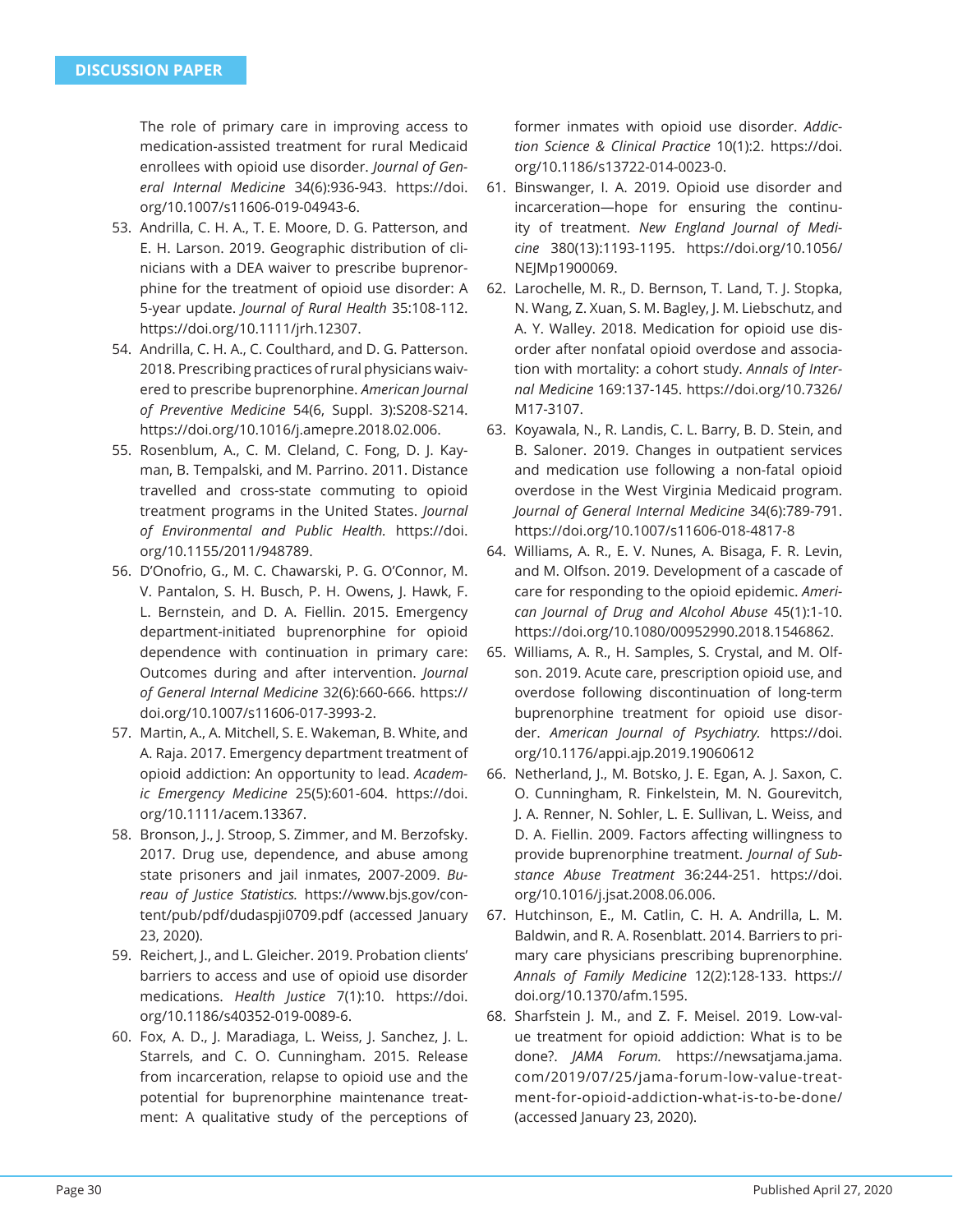The role of primary care in improving access to medication-assisted treatment for rural Medicaid enrollees with opioid use disorder. *Journal of General Internal Medicine* 34(6):936-943. https://doi.org/10.1007/s11606-019-04943-6.

53. Andrilla, C. H. A., T. E. Moore, D. G. Patterson, and E. H. Larson. 2019. Geographic distribution of clinicians with a DEA waiver to prescribe buprenorphine for the treatment of opioid use disorder: A 5-year update. *Journal of Rural Health* 35:108-112. https://doi.org/10.1111/jrh.12307.
54. Andrilla, C. H. A., C. Coulthard, and D. G. Patterson. 2018. Prescribing practices of rural physicians waivered to prescribe buprenorphine. *American Journal of Preventive Medicine* 54(6, Suppl. 3):S208-S214. https://doi.org/10.1016/j.amepre.2018.02.006.
55. Rosenblum, A., C. M. Cleland, C. Fong, D. J. Kayman, B. Tempalski, and M. Parrino. 2011. Distance travelled and cross-state commuting to opioid treatment programs in the United States. *Journal of Environmental and Public Health.* https://doi.org/10.1155/2011/948789.
56. D'Onofrio, G., M. C. Chawarski, P. G. O'Connor, M. V. Pantalon, S. H. Busch, P. H. Owens, J. Hawk, F. L. Bernstein, and D. A. Fiellin. 2015. Emergency department-initiated buprenorphine for opioid dependence with continuation in primary care: Outcomes during and after intervention. *Journal of General Internal Medicine* 32(6):660-666. https://doi.org/10.1007/s11606-017-3993-2.
57. Martin, A., A. Mitchell, S. E. Wakeman, B. White, and A. Raja. 2017. Emergency department treatment of opioid addiction: An opportunity to lead. *Academic Emergency Medicine* 25(5):601-604. https://doi.org/10.1111/acem.13367.
58. Bronson, J., J. Stroop, S. Zimmer, and M. Berzofsky. 2017. Drug use, dependence, and abuse among state prisoners and jail inmates, 2007-2009. *Bureau of Justice Statistics.* https://www.bjs.gov/content/pub/pdf/dudaspji0709.pdf (accessed January 23, 2020).
59. Reichert, J., and L. Gleicher. 2019. Probation clients' barriers to access and use of opioid use disorder medications. *Health Justice* 7(1):10. https://doi.org/10.1186/s40352-019-0089-6.
60. Fox, A. D., J. Maradiaga, L. Weiss, J. Sanchez, J. L. Starrels, and C. O. Cunningham. 2015. Release from incarceration, relapse to opioid use and the potential for buprenorphine maintenance treatment: A qualitative study of the perceptions of former inmates with opioid use disorder. *Addiction Science & Clinical Practice* 10(1):2. https://doi.org/10.1186/s13722-014-0023-0.
61. Binswanger, I. A. 2019. Opioid use disorder and incarceration—hope for ensuring the continuity of treatment. *New England Journal of Medicine* 380(13):1193-1195. https://doi.org/10.1056/NEJMp1900069.
62. Larochelle, M. R., D. Bernson, T. Land, T. J. Stopka, N. Wang, Z. Xuan, S. M. Bagley, J. M. Liebschutz, and A. Y. Walley. 2018. Medication for opioid use disorder after nonfatal opioid overdose and association with mortality: a cohort study. *Annals of Internal Medicine* 169:137-145. https://doi.org/10.7326/M17-3107.
63. Koyawala, N., R. Landis, C. L. Barry, B. D. Stein, and B. Saloner. 2019. Changes in outpatient services and medication use following a non-fatal opioid overdose in the West Virginia Medicaid program. *Journal of General Internal Medicine* 34(6):789-791. https://doi.org/10.1007/s11606-018-4817-8
64. Williams, A. R., E. V. Nunes, A. Bisaga, F. R. Levin, and M. Olfson. 2019. Development of a cascade of care for responding to the opioid epidemic. *American Journal of Drug and Alcohol Abuse* 45(1):1-10. https://doi.org/10.1080/00952990.2018.1546862.
65. Williams, A. R., H. Samples, S. Crystal, and M. Olfson. 2019. Acute care, prescription opioid use, and overdose following discontinuation of long-term buprenorphine treatment for opioid use disorder. *American Journal of Psychiatry.* https://doi.org/10.1176/appi.ajp.2019.19060612
66. Netherland, J., M. Botsko, J. E. Egan, A. J. Saxon, C. O. Cunningham, R. Finkelstein, M. N. Gourevitch, J. A. Renner, N. Sohler, L. E. Sullivan, L. Weiss, and D. A. Fiellin. 2009. Factors affecting willingness to provide buprenorphine treatment. *Journal of Substance Abuse Treatment* 36:244-251. https://doi.org/10.1016/j.jsat.2008.06.006.
67. Hutchinson, E., M. Catlin, C. H. A. Andrilla, L. M. Baldwin, and R. A. Rosenblatt. 2014. Barriers to primary care physicians prescribing buprenorphine. *Annals of Family Medicine* 12(2):128-133. https://doi.org/10.1370/afm.1595.
68. Sharfstein J. M., and Z. F. Meisel. 2019. Low-value treatment for opioid addiction: What is to be done?. *JAMA Forum.* https://newsatjama.jama.com/2019/07/25/jama-forum-low-value-treatment-for-opioid-addiction-what-is-to-be-done/ (accessed January 23, 2020).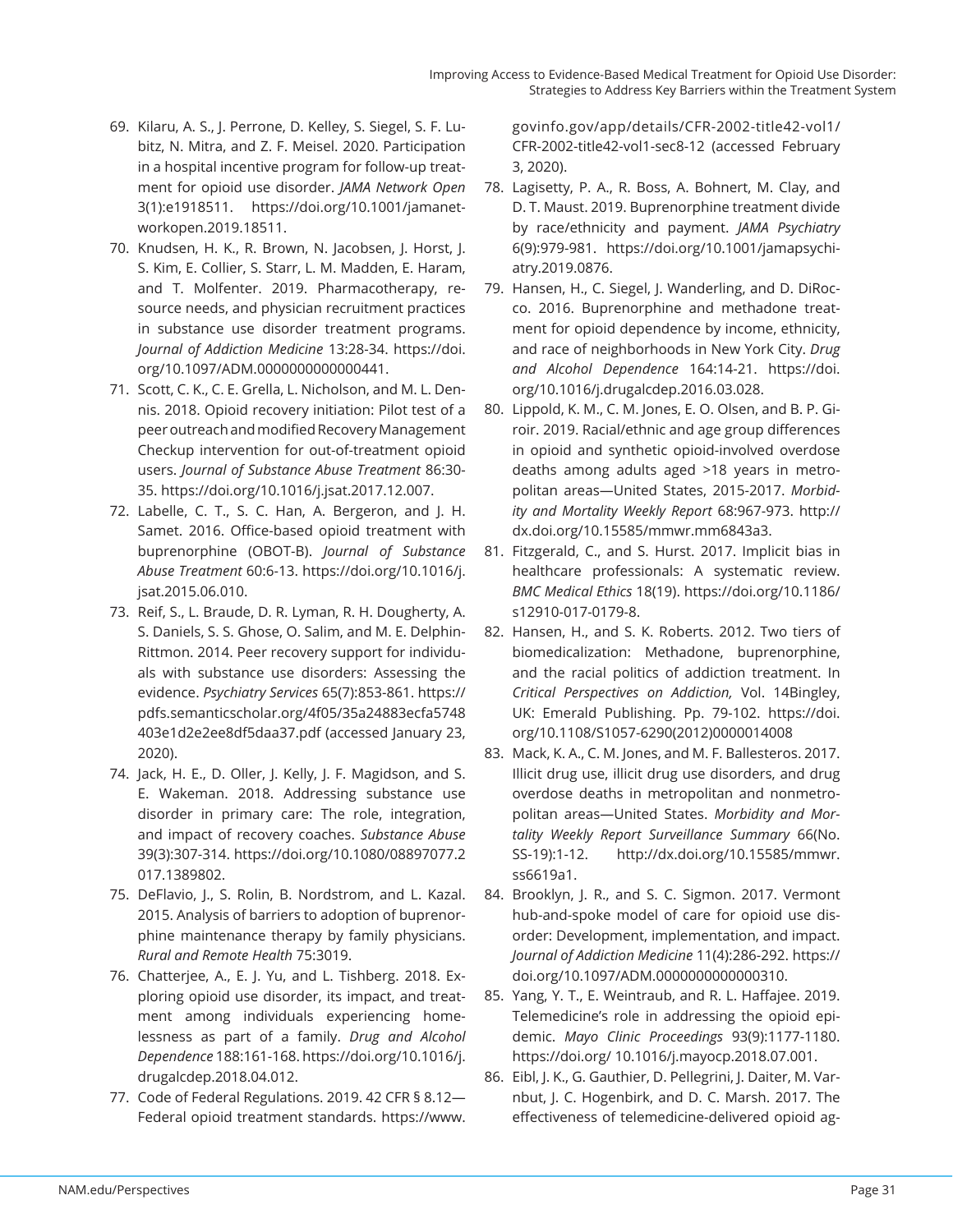69. Kilaru, A. S., J. Perrone, D. Kelley, S. Siegel, S. F. Lubitz, N. Mitra, and Z. F. Meisel. 2020. Participation in a hospital incentive program for follow-up treatment for opioid use disorder. *JAMA Network Open* 3(1):e1918511. https://doi.org/10.1001/jamanetworkopen.2019.18511.
70. Knudsen, H. K., R. Brown, N. Jacobsen, J. Horst, J. S. Kim, E. Collier, S. Starr, L. M. Madden, E. Haram, and T. Molfenter. 2019. Pharmacotherapy, resource needs, and physician recruitment practices in substance use disorder treatment programs. *Journal of Addiction Medicine* 13:28-34. https://doi.org/10.1097/ADM.0000000000000441.
71. Scott, C. K., C. E. Grella, L. Nicholson, and M. L. Dennis. 2018. Opioid recovery initiation: Pilot test of a peer outreach and modified Recovery Management Checkup intervention for out-of-treatment opioid users. *Journal of Substance Abuse Treatment* 86:30-35. https://doi.org/10.1016/j.jsat.2017.12.007.
72. Labelle, C. T., S. C. Han, A. Bergeron, and J. H. Samet. 2016. Office-based opioid treatment with buprenorphine (OBOT-B). *Journal of Substance Abuse Treatment* 60:6-13. https://doi.org/10.1016/j.jsat.2015.06.010.
73. Reif, S., L. Braude, D. R. Lyman, R. H. Dougherty, A. S. Daniels, S. S. Ghose, O. Salim, and M. E. Delphin-Rittmon. 2014. Peer recovery support for individuals with substance use disorders: Assessing the evidence. *Psychiatry Services* 65(7):853-861. https://pdfs.semanticscholar.org/4f05/35a24883ecfa5748403e1d2e2ee8df5daa37.pdf (accessed January 23, 2020).
74. Jack, H. E., D. Oller, J. Kelly, J. F. Magidson, and S. E. Wakeman. 2018. Addressing substance use disorder in primary care: The role, integration, and impact of recovery coaches. *Substance Abuse* 39(3):307-314. https://doi.org/10.1080/08897077.2017.1389802.
75. DeFlavio, J., S. Rolin, B. Nordstrom, and L. Kazal. 2015. Analysis of barriers to adoption of buprenorphine maintenance therapy by family physicians. *Rural and Remote Health* 75:3019.
76. Chatterjee, A., E. J. Yu, and L. Tishberg. 2018. Exploring opioid use disorder, its impact, and treatment among individuals experiencing homelessness as part of a family. *Drug and Alcohol Dependence* 188:161-168. https://doi.org/10.1016/j.drugalcdep.2018.04.012.
77. Code of Federal Regulations. 2019. 42 CFR § 8.12—Federal opioid treatment standards. https://www.govinfo.gov/app/details/CFR-2002-title42-vol1/CFR-2002-title42-vol1-sec8-12 (accessed February 3, 2020).
78. Lagisetty, P. A., R. Boss, A. Bohnert, M. Clay, and D. T. Maust. 2019. Buprenorphine treatment divide by race/ethnicity and payment. *JAMA Psychiatry* 6(9):979-981. https://doi.org/10.1001/jamapsychiatry.2019.0876.
79. Hansen, H., C. Siegel, J. Wanderling, and D. DiRocco. 2016. Buprenorphine and methadone treatment for opioid dependence by income, ethnicity, and race of neighborhoods in New York City. *Drug and Alcohol Dependence* 164:14-21. https://doi.org/10.1016/j.drugalcdep.2016.03.028.
80. Lippold, K. M., C. M. Jones, E. O. Olsen, and B. P. Giroir. 2019. Racial/ethnic and age group differences in opioid and synthetic opioid-involved overdose deaths among adults aged >18 years in metropolitan areas—United States, 2015-2017. *Morbidity and Mortality Weekly Report* 68:967-973. http://dx.doi.org/10.15585/mmwr.mm6843a3.
81. Fitzgerald, C., and S. Hurst. 2017. Implicit bias in healthcare professionals: A systematic review. *BMC Medical Ethics* 18(19). https://doi.org/10.1186/s12910-017-0179-8.
82. Hansen, H., and S. K. Roberts. 2012. Two tiers of biomedicalization: Methadone, buprenorphine, and the racial politics of addiction treatment. In *Critical Perspectives on Addiction,* Vol. 14Bingley, UK: Emerald Publishing. Pp. 79-102. https://doi.org/10.1108/S1057-6290(2012)0000014008
83. Mack, K. A., C. M. Jones, and M. F. Ballesteros. 2017. Illicit drug use, illicit drug use disorders, and drug overdose deaths in metropolitan and nonmetropolitan areas—United States. *Morbidity and Mortality Weekly Report Surveillance Summary* 66(No. SS-19):1-12. http://dx.doi.org/10.15585/mmwr.ss6619a1.
84. Brooklyn, J. R., and S. C. Sigmon. 2017. Vermont hub-and-spoke model of care for opioid use disorder: Development, implementation, and impact. *Journal of Addiction Medicine* 11(4):286-292. https://doi.org/10.1097/ADM.0000000000000310.
85. Yang, Y. T., E. Weintraub, and R. L. Haffajee. 2019. Telemedicine's role in addressing the opioid epidemic. *Mayo Clinic Proceedings* 93(9):1177-1180. https://doi.org/ 10.1016/j.mayocp.2018.07.001.
86. Eibl, J. K., G. Gauthier, D. Pellegrini, J. Daiter, M. Varnbut, J. C. Hogenbirk, and D. C. Marsh. 2017. The effectiveness of telemedicine-delivered opioid ag-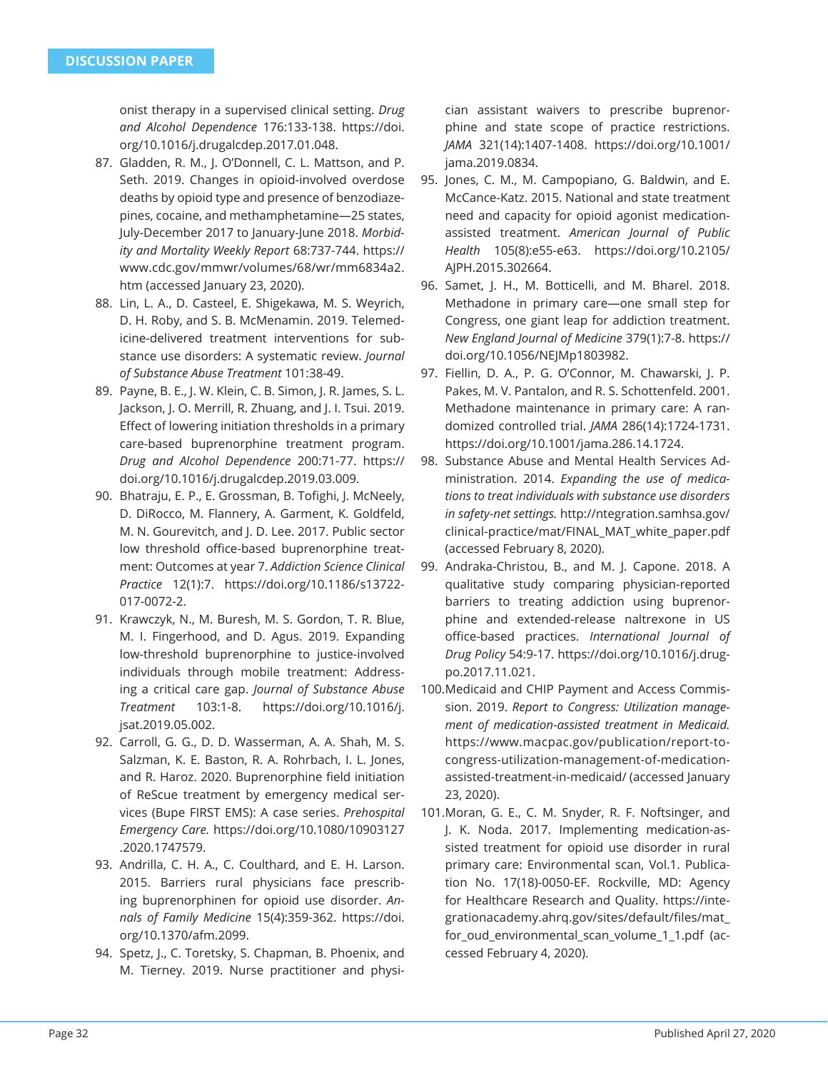onist therapy in a supervised clinical setting. *Drug and Alcohol Dependence* 176:133-138. https://doi.org/10.1016/j.drugalcdep.2017.01.048.

87. Gladden, R. M., J. O'Donnell, C. L. Mattson, and P. Seth. 2019. Changes in opioid-involved overdose deaths by opioid type and presence of benzodiazepines, cocaine, and methamphetamine—25 states, July-December 2017 to January-June 2018. *Morbidity and Mortality Weekly Report* 68:737-744. https://www.cdc.gov/mmwr/volumes/68/wr/mm6834a2.htm (accessed January 23, 2020).
88. Lin, L. A., D. Casteel, E. Shigekawa, M. S. Weyrich, D. H. Roby, and S. B. McMenamin. 2019. Telemedicine-delivered treatment interventions for substance use disorders: A systematic review. *Journal of Substance Abuse Treatment* 101:38-49.
89. Payne, B. E., J. W. Klein, C. B. Simon, J. R. James, S. L. Jackson, J. O. Merrill, R. Zhuang, and J. I. Tsui. 2019. Effect of lowering initiation thresholds in a primary care-based buprenorphine treatment program. *Drug and Alcohol Dependence* 200:71-77. https://doi.org/10.1016/j.drugalcdep.2019.03.009.
90. Bhatraju, E. P., E. Grossman, B. Tofighi, J. McNeely, D. DiRocco, M. Flannery, A. Garment, K. Goldfeld, M. N. Gourevitch, and J. D. Lee. 2017. Public sector low threshold office-based buprenorphine treatment: Outcomes at year 7. *Addiction Science Clinical Practice* 12(1):7. https://doi.org/10.1186/s13722-017-0072-2.
91. Krawczyk, N., M. Buresh, M. S. Gordon, T. R. Blue, M. I. Fingerhood, and D. Agus. 2019. Expanding low-threshold buprenorphine to justice-involved individuals through mobile treatment: Addressing a critical care gap. *Journal of Substance Abuse Treatment* 103:1-8. https://doi.org/10.1016/j.jsat.2019.05.002.
92. Carroll, G. G., D. D. Wasserman, A. A. Shah, M. S. Salzman, K. E. Baston, R. A. Rohrbach, I. L. Jones, and R. Haroz. 2020. Buprenorphine field initiation of ReScue treatment by emergency medical services (Bupe FIRST EMS): A case series. *Prehospital Emergency Care.* https://doi.org/10.1080/10903127.2020.1747579.
93. Andrilla, C. H. A., C. Coulthard, and E. H. Larson. 2015. Barriers rural physicians face prescribing buprenorphinen for opioid use disorder. *Annals of Family Medicine* 15(4):359-362. https://doi.org/10.1370/afm.2099.
94. Spetz, J., C. Toretsky, S. Chapman, B. Phoenix, and M. Tierney. 2019. Nurse practitioner and physician assistant waivers to prescribe buprenorphine and state scope of practice restrictions. *JAMA* 321(14):1407-1408. https://doi.org/10.1001/jama.2019.0834.
95. Jones, C. M., M. Campopiano, G. Baldwin, and E. McCance-Katz. 2015. National and state treatment need and capacity for opioid agonist medication-assisted treatment. *American Journal of Public Health* 105(8):e55-e63. https://doi.org/10.2105/AJPH.2015.302664.
96. Samet, J. H., M. Botticelli, and M. Bharel. 2018. Methadone in primary care—one small step for Congress, one giant leap for addiction treatment. *New England Journal of Medicine* 379(1):7-8. https://doi.org/10.1056/NEJMp1803982.
97. Fiellin, D. A., P. G. O'Connor, M. Chawarski, J. P. Pakes, M. V. Pantalon, and R. S. Schottenfeld. 2001. Methadone maintenance in primary care: A randomized controlled trial. *JAMA* 286(14):1724-1731. https://doi.org/10.1001/jama.286.14.1724.
98. Substance Abuse and Mental Health Services Administration. 2014. *Expanding the use of medications to treat individuals with substance use disorders in safety-net settings.* http://ntegration.samhsa.gov/clinical-practice/mat/FINAL_MAT_white_paper.pdf (accessed February 8, 2020).
99. Andraka-Christou, B., and M. J. Capone. 2018. A qualitative study comparing physician-reported barriers to treating addiction using buprenorphine and extended-release naltrexone in US office-based practices. *International Journal of Drug Policy* 54:9-17. https://doi.org/10.1016/j.drugpo.2017.11.021.
100. Medicaid and CHIP Payment and Access Commission. 2019. *Report to Congress: Utilization management of medication-assisted treatment in Medicaid.* https://www.macpac.gov/publication/report-to-congress-utilization-management-of-medication-assisted-treatment-in-medicaid/ (accessed January 23, 2020).
101. Moran, G. E., C. M. Snyder, R. F. Noftsinger, and J. K. Noda. 2017. Implementing medication-assisted treatment for opioid use disorder in rural primary care: Environmental scan, Vol.1. Publication No. 17(18)-0050-EF. Rockville, MD: Agency for Healthcare Research and Quality. https://integrationacademy.ahrq.gov/sites/default/files/mat_for_oud_environmental_scan_volume_1_1.pdf (accessed February 4, 2020).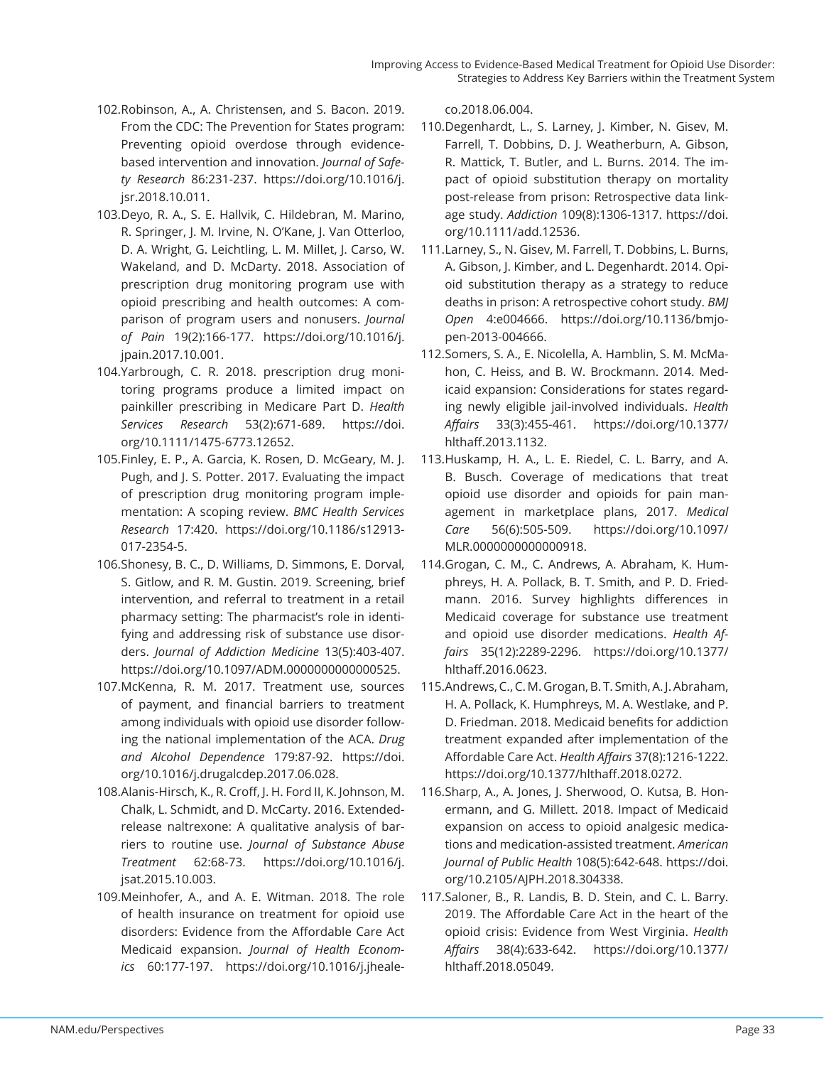102. Robinson, A., A. Christensen, and S. Bacon. 2019. From the CDC: The Prevention for States program: Preventing opioid overdose through evidence-based intervention and innovation. *Journal of Safety Research* 86:231-237. https://doi.org/10.1016/j.jsr.2018.10.011.
103. Deyo, R. A., S. E. Hallvik, C. Hildebran, M. Marino, R. Springer, J. M. Irvine, N. O'Kane, J. Van Otterloo, D. A. Wright, G. Leichtling, L. M. Millet, J. Carso, W. Wakeland, and D. McDarty. 2018. Association of prescription drug monitoring program use with opioid prescribing and health outcomes: A comparison of program users and nonusers. *Journal of Pain* 19(2):166-177. https://doi.org/10.1016/j.jpain.2017.10.001.
104. Yarbrough, C. R. 2018. prescription drug monitoring programs produce a limited impact on painkiller prescribing in Medicare Part D. *Health Services Research* 53(2):671-689. https://doi.org/10.1111/1475-6773.12652.
105. Finley, E. P., A. Garcia, K. Rosen, D. McGeary, M. J. Pugh, and J. S. Potter. 2017. Evaluating the impact of prescription drug monitoring program implementation: A scoping review. *BMC Health Services Research* 17:420. https://doi.org/10.1186/s12913-017-2354-5.
106. Shonesy, B. C., D. Williams, D. Simmons, E. Dorval, S. Gitlow, and R. M. Gustin. 2019. Screening, brief intervention, and referral to treatment in a retail pharmacy setting: The pharmacist's role in identifying and addressing risk of substance use disorders. *Journal of Addiction Medicine* 13(5):403-407. https://doi.org/10.1097/ADM.0000000000000525.
107. McKenna, R. M. 2017. Treatment use, sources of payment, and financial barriers to treatment among individuals with opioid use disorder following the national implementation of the ACA. *Drug and Alcohol Dependence* 179:87-92. https://doi.org/10.1016/j.drugalcdep.2017.06.028.
108. Alanis-Hirsch, K., R. Croff, J. H. Ford II, K. Johnson, M. Chalk, L. Schmidt, and D. McCarty. 2016. Extended-release naltrexone: A qualitative analysis of barriers to routine use. *Journal of Substance Abuse Treatment* 62:68-73. https://doi.org/10.1016/j.jsat.2015.10.003.
109. Meinhofer, A., and A. E. Witman. 2018. The role of health insurance on treatment for opioid use disorders: Evidence from the Affordable Care Act Medicaid expansion. *Journal of Health Economics* 60:177-197. https://doi.org/10.1016/j.jhealeco.2018.06.004.
110. Degenhardt, L., S. Larney, J. Kimber, N. Gisev, M. Farrell, T. Dobbins, D. J. Weatherburn, A. Gibson, R. Mattick, T. Butler, and L. Burns. 2014. The impact of opioid substitution therapy on mortality post-release from prison: Retrospective data linkage study. *Addiction* 109(8):1306-1317. https://doi.org/10.1111/add.12536.
111. Larney, S., N. Gisev, M. Farrell, T. Dobbins, L. Burns, A. Gibson, J. Kimber, and L. Degenhardt. 2014. Opioid substitution therapy as a strategy to reduce deaths in prison: A retrospective cohort study. *BMJ Open* 4:e004666. https://doi.org/10.1136/bmjopen-2013-004666.
112. Somers, S. A., E. Nicolella, A. Hamblin, S. M. McMahon, C. Heiss, and B. W. Brockmann. 2014. Medicaid expansion: Considerations for states regarding newly eligible jail-involved individuals. *Health Affairs* 33(3):455-461. https://doi.org/10.1377/hlthaff.2013.1132.
113. Huskamp, H. A., L. E. Riedel, C. L. Barry, and A. B. Busch. Coverage of medications that treat opioid use disorder and opioids for pain management in marketplace plans, 2017. *Medical Care* 56(6):505-509. https://doi.org/10.1097/MLR.0000000000000918.
114. Grogan, C. M., C. Andrews, A. Abraham, K. Humphreys, H. A. Pollack, B. T. Smith, and P. D. Friedmann. 2016. Survey highlights differences in Medicaid coverage for substance use treatment and opioid use disorder medications. *Health Affairs* 35(12):2289-2296. https://doi.org/10.1377/hlthaff.2016.0623.
115. Andrews, C., C. M. Grogan, B. T. Smith, A. J. Abraham, H. A. Pollack, K. Humphreys, M. A. Westlake, and P. D. Friedman. 2018. Medicaid benefits for addiction treatment expanded after implementation of the Affordable Care Act. *Health Affairs* 37(8):1216-1222. https://doi.org/10.1377/hlthaff.2018.0272.
116. Sharp, A., A. Jones, J. Sherwood, O. Kutsa, B. Honermann, and G. Millett. 2018. Impact of Medicaid expansion on access to opioid analgesic medications and medication-assisted treatment. *American Journal of Public Health* 108(5):642-648. https://doi.org/10.2105/AJPH.2018.304338.
117. Saloner, B., R. Landis, B. D. Stein, and C. L. Barry. 2019. The Affordable Care Act in the heart of the opioid crisis: Evidence from West Virginia. *Health Affairs* 38(4):633-642. https://doi.org/10.1377/hlthaff.2018.05049.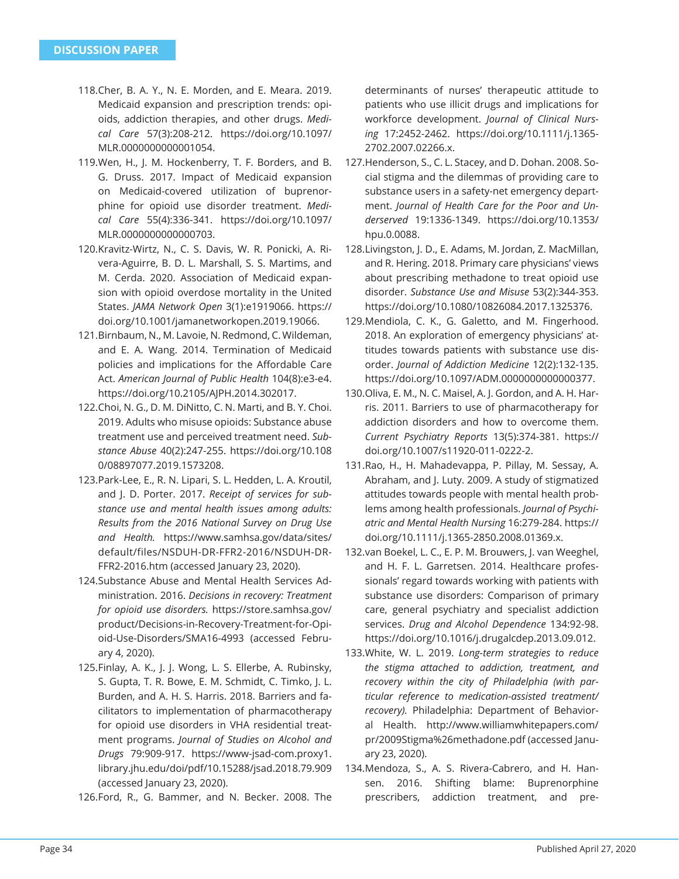118. Cher, B. A. Y., N. E. Morden, and E. Meara. 2019. Medicaid expansion and prescription trends: opioids, addiction therapies, and other drugs. *Medical Care* 57(3):208-212. https://doi.org/10.1097/MLR.0000000000001054.
119. Wen, H., J. M. Hockenberry, T. F. Borders, and B. G. Druss. 2017. Impact of Medicaid expansion on Medicaid-covered utilization of buprenorphine for opioid use disorder treatment. *Medical Care* 55(4):336-341. https://doi.org/10.1097/MLR.0000000000000703.
120. Kravitz-Wirtz, N., C. S. Davis, W. R. Ponicki, A. Rivera-Aguirre, B. D. L. Marshall, S. S. Martims, and M. Cerda. 2020. Association of Medicaid expansion with opioid overdose mortality in the United States. *JAMA Network Open* 3(1):e1919066. https://doi.org/10.1001/jamanetworkopen.2019.19066.
121. Birnbaum, N., M. Lavoie, N. Redmond, C. Wildeman, and E. A. Wang. 2014. Termination of Medicaid policies and implications for the Affordable Care Act. *American Journal of Public Health* 104(8):e3-e4. https://doi.org/10.2105/AJPH.2014.302017.
122. Choi, N. G., D. M. DiNitto, C. N. Marti, and B. Y. Choi. 2019. Adults who misuse opioids: Substance abuse treatment use and perceived treatment need. *Substance Abuse* 40(2):247-255. https://doi.org/10.1080/08897077.2019.1573208.
123. Park-Lee, E., R. N. Lipari, S. L. Hedden, L. A. Kroutil, and J. D. Porter. 2017. *Receipt of services for substance use and mental health issues among adults: Results from the 2016 National Survey on Drug Use and Health.* https://www.samhsa.gov/data/sites/default/files/NSDUH-DR-FFR2-2016/NSDUH-DR-FFR2-2016.htm (accessed January 23, 2020).
124. Substance Abuse and Mental Health Services Administration. 2016. *Decisions in recovery: Treatment for opioid use disorders.* https://store.samhsa.gov/product/Decisions-in-Recovery-Treatment-for-Opioid-Use-Disorders/SMA16-4993 (accessed February 4, 2020).
125. Finlay, A. K., J. J. Wong, L. S. Ellerbe, A. Rubinsky, S. Gupta, T. R. Bowe, E. M. Schmidt, C. Timko, J. L. Burden, and A. H. S. Harris. 2018. Barriers and facilitators to implementation of pharmacotherapy for opioid use disorders in VHA residential treatment programs. *Journal of Studies on Alcohol and Drugs* 79:909-917. https://www-jsad-com.proxy1.library.jhu.edu/doi/pdf/10.15288/jsad.2018.79.909 (accessed January 23, 2020).
126. Ford, R., G. Bammer, and N. Becker. 2008. The determinants of nurses' therapeutic attitude to patients who use illicit drugs and implications for workforce development. *Journal of Clinical Nursing* 17:2452-2462. https://doi.org/10.1111/j.1365-2702.2007.02266.x.
127. Henderson, S., C. L. Stacey, and D. Dohan. 2008. Social stigma and the dilemmas of providing care to substance users in a safety-net emergency department. *Journal of Health Care for the Poor and Underserved* 19:1336-1349. https://doi.org/10.1353/hpu.0.0088.
128. Livingston, J. D., E. Adams, M. Jordan, Z. MacMillan, and R. Hering. 2018. Primary care physicians' views about prescribing methadone to treat opioid use disorder. *Substance Use and Misuse* 53(2):344-353. https://doi.org/10.1080/10826084.2017.1325376.
129. Mendiola, C. K., G. Galetto, and M. Fingerhood. 2018. An exploration of emergency physicians' attitudes towards patients with substance use disorder. *Journal of Addiction Medicine* 12(2):132-135. https://doi.org/10.1097/ADM.0000000000000377.
130. Oliva, E. M., N. C. Maisel, A. J. Gordon, and A. H. Harris. 2011. Barriers to use of pharmacotherapy for addiction disorders and how to overcome them. *Current Psychiatry Reports* 13(5):374-381. https://doi.org/10.1007/s11920-011-0222-2.
131. Rao, H., H. Mahadevappa, P. Pillay, M. Sessay, A. Abraham, and J. Luty. 2009. A study of stigmatized attitudes towards people with mental health problems among health professionals. *Journal of Psychiatric and Mental Health Nursing* 16:279-284. https://doi.org/10.1111/j.1365-2850.2008.01369.x.
132. van Boekel, L. C., E. P. M. Brouwers, J. van Weeghel, and H. F. L. Garretsen. 2014. Healthcare professionals' regard towards working with patients with substance use disorders: Comparison of primary care, general psychiatry and specialist addiction services. *Drug and Alcohol Dependence* 134:92-98. https://doi.org/10.1016/j.drugalcdep.2013.09.012.
133. White, W. L. 2019. *Long-term strategies to reduce the stigma attached to addiction, treatment, and recovery within the city of Philadelphia (with particular reference to medication-assisted treatment/recovery).* Philadelphia: Department of Behavioral Health. http://www.williamwhitepapers.com/pr/2009Stigma%26methadone.pdf (accessed January 23, 2020).
134. Mendoza, S., A. S. Rivera-Cabrero, and H. Hansen. 2016. Shifting blame: Buprenorphine prescribers, addiction treatment, and pre-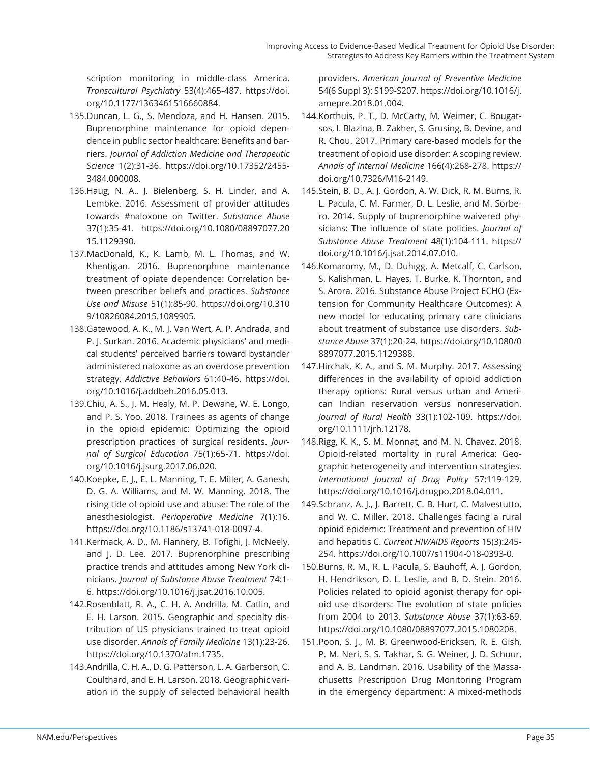scription monitoring in middle-class America. *Transcultural Psychiatry* 53(4):465-487. https://doi.org/10.1177/1363461516660884.

135. Duncan, L. G., S. Mendoza, and H. Hansen. 2015. Buprenorphine maintenance for opioid dependence in public sector healthcare: Benefits and barriers. *Journal of Addiction Medicine and Therapeutic Science* 1(2):31-36. https://doi.org/10.17352/2455-3484.000008.
136. Haug, N. A., J. Bielenberg, S. H. Linder, and A. Lembke. 2016. Assessment of provider attitudes towards #naloxone on Twitter. *Substance Abuse* 37(1):35-41. https://doi.org/10.1080/08897077.2015.1129390.
137. MacDonald, K., K. Lamb, M. L. Thomas, and W. Khentigan. 2016. Buprenorphine maintenance treatment of opiate dependence: Correlation between prescriber beliefs and practices. *Substance Use and Misuse* 51(1):85-90. https://doi.org/10.3109/10826084.2015.1089905.
138. Gatewood, A. K., M. J. Van Wert, A. P. Andrada, and P. J. Surkan. 2016. Academic physicians' and medical students' perceived barriers toward bystander administered naloxone as an overdose prevention strategy. *Addictive Behaviors* 61:40-46. https://doi.org/10.1016/j.addbeh.2016.05.013.
139. Chiu, A. S., J. M. Healy, M. P. Dewane, W. E. Longo, and P. S. Yoo. 2018. Trainees as agents of change in the opioid epidemic: Optimizing the opioid prescription practices of surgical residents. *Journal of Surgical Education* 75(1):65-71. https://doi.org/10.1016/j.jsurg.2017.06.020.
140. Koepke, E. J., E. L. Manning, T. E. Miller, A. Ganesh, D. G. A. Williams, and M. W. Manning. 2018. The rising tide of opioid use and abuse: The role of the anesthesiologist. *Perioperative Medicine* 7(1):16. https://doi.org/10.1186/s13741-018-0097-4.
141. Kermack, A. D., M. Flannery, B. Tofighi, J. McNeely, and J. D. Lee. 2017. Buprenorphine prescribing practice trends and attitudes among New York clinicians. *Journal of Substance Abuse Treatment* 74:1-6. https://doi.org/10.1016/j.jsat.2016.10.005.
142. Rosenblatt, R. A., C. H. A. Andrilla, M. Catlin, and E. H. Larson. 2015. Geographic and specialty distribution of US physicians trained to treat opioid use disorder. *Annals of Family Medicine* 13(1):23-26. https://doi.org/10.1370/afm.1735.
143. Andrilla, C. H. A., D. G. Patterson, L. A. Garberson, C. Coulthard, and E. H. Larson. 2018. Geographic variation in the supply of selected behavioral health providers. *American Journal of Preventive Medicine* 54(6 Suppl 3): S199-S207. https://doi.org/10.1016/j.amepre.2018.01.004.
144. Korthuis, P. T., D. McCarty, M. Weimer, C. Bougatsos, I. Blazina, B. Zakher, S. Grusing, B. Devine, and R. Chou. 2017. Primary care-based models for the treatment of opioid use disorder: A scoping review. *Annals of Internal Medicine* 166(4):268-278. https://doi.org/10.7326/M16-2149.
145. Stein, B. D., A. J. Gordon, A. W. Dick, R. M. Burns, R. L. Pacula, C. M. Farmer, D. L. Leslie, and M. Sorbero. 2014. Supply of buprenorphine waivered physicians: The influence of state policies. *Journal of Substance Abuse Treatment* 48(1):104-111. https://doi.org/10.1016/j.jsat.2014.07.010.
146. Komaromy, M., D. Duhigg, A. Metcalf, C. Carlson, S. Kalishman, L. Hayes, T. Burke, K. Thornton, and S. Arora. 2016. Substance Abuse Project ECHO (Extension for Community Healthcare Outcomes): A new model for educating primary care clinicians about treatment of substance use disorders. *Substance Abuse* 37(1):20-24. https://doi.org/10.1080/08897077.2015.1129388.
147. Hirchak, K. A., and S. M. Murphy. 2017. Assessing differences in the availability of opioid addiction therapy options: Rural versus urban and American Indian reservation versus nonreservation. *Journal of Rural Health* 33(1):102-109. https://doi.org/10.1111/jrh.12178.
148. Rigg, K. K., S. M. Monnat, and M. N. Chavez. 2018. Opioid-related mortality in rural America: Geographic heterogeneity and intervention strategies. *International Journal of Drug Policy* 57:119-129. https://doi.org/10.1016/j.drugpo.2018.04.011.
149. Schranz, A. J., J. Barrett, C. B. Hurt, C. Malvestutto, and W. C. Miller. 2018. Challenges facing a rural opioid epidemic: Treatment and prevention of HIV and hepatitis C. *Current HIV/AIDS Reports* 15(3):245-254. https://doi.org/10.1007/s11904-018-0393-0.
150. Burns, R. M., R. L. Pacula, S. Bauhoff, A. J. Gordon, H. Hendrikson, D. L. Leslie, and B. D. Stein. 2016. Policies related to opioid agonist therapy for opioid use disorders: The evolution of state policies from 2004 to 2013. *Substance Abuse* 37(1):63-69. https://doi.org/10.1080/08897077.2015.1080208.
151. Poon, S. J., M. B. Greenwood-Ericksen, R. E. Gish, P. M. Neri, S. S. Takhar, S. G. Weiner, J. D. Schuur, and A. B. Landman. 2016. Usability of the Massachusetts Prescription Drug Monitoring Program in the emergency department: A mixed-methods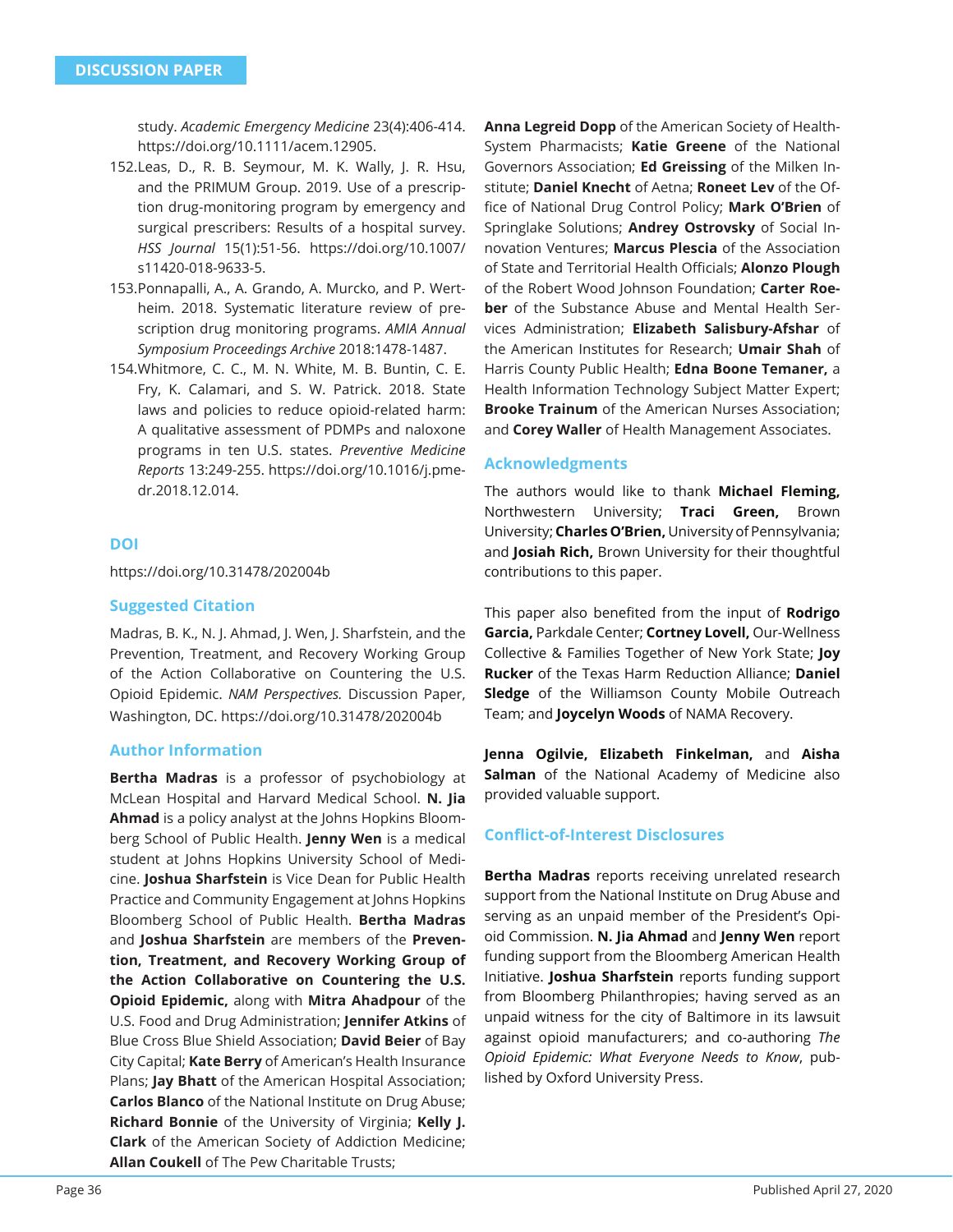study. *Academic Emergency Medicine* 23(4):406-414. https://doi.org/10.1111/acem.12905.

152. Leas, D., R. B. Seymour, M. K. Wally, J. R. Hsu, and the PRIMUM Group. 2019. Use of a prescription drug-monitoring program by emergency and surgical prescribers: Results of a hospital survey. *HSS Journal* 15(1):51-56. https://doi.org/10.1007/s11420-018-9633-5.
153. Ponnapalli, A., A. Grando, A. Murcko, and P. Wertheim. 2018. Systematic literature review of prescription drug monitoring programs. *AMIA Annual Symposium Proceedings Archive* 2018:1478-1487.
154. Whitmore, C. C., M. N. White, M. B. Buntin, C. E. Fry, K. Calamari, and S. W. Patrick. 2018. State laws and policies to reduce opioid-related harm: A qualitative assessment of PDMPs and naloxone programs in ten U.S. states. *Preventive Medicine Reports* 13:249-255. https://doi.org/10.1016/j.pmedr.2018.12.014.

## DOI

https://doi.org/10.31478/202004b

## Suggested Citation

Madras, B. K., N. J. Ahmad, J. Wen, J. Sharfstein, and the Prevention, Treatment, and Recovery Working Group of the Action Collaborative on Countering the U.S. Opioid Epidemic. *NAM Perspectives.* Discussion Paper, Washington, DC. https://doi.org/10.31478/202004b

## Author Information

**Bertha Madras** is a professor of psychobiology at McLean Hospital and Harvard Medical School. **N. Jia Ahmad** is a policy analyst at the Johns Hopkins Bloomberg School of Public Health. **Jenny Wen** is a medical student at Johns Hopkins University School of Medicine. **Joshua Sharfstein** is Vice Dean for Public Health Practice and Community Engagement at Johns Hopkins Bloomberg School of Public Health. **Bertha Madras** and **Joshua Sharfstein** are members of the **Prevention, Treatment, and Recovery Working Group of the Action Collaborative on Countering the U.S. Opioid Epidemic,** along with **Mitra Ahadpour** of the U.S. Food and Drug Administration; **Jennifer Atkins** of Blue Cross Blue Shield Association; **David Beier** of Bay City Capital; **Kate Berry** of American's Health Insurance Plans; **Jay Bhatt** of the American Hospital Association; **Carlos Blanco** of the National Institute on Drug Abuse; **Richard Bonnie** of the University of Virginia; **Kelly J. Clark** of the American Society of Addiction Medicine; **Allan Coukell** of The Pew Charitable Trusts; **Anna Legreid Dopp** of the American Society of Health-System Pharmacists; **Katie Greene** of the National Governors Association; **Ed Greissing** of the Milken Institute; **Daniel Knecht** of Aetna; **Roneet Lev** of the Office of National Drug Control Policy; **Mark O'Brien** of Springlake Solutions; **Andrey Ostrovsky** of Social Innovation Ventures; **Marcus Plescia** of the Association of State and Territorial Health Officials; **Alonzo Plough** of the Robert Wood Johnson Foundation; **Carter Roeber** of the Substance Abuse and Mental Health Services Administration; **Elizabeth Salisbury-Afshar** of the American Institutes for Research; **Umair Shah** of Harris County Public Health; **Edna Boone Temaner,** a Health Information Technology Subject Matter Expert; **Brooke Trainum** of the American Nurses Association; and **Corey Waller** of Health Management Associates.

## Acknowledgments

The authors would like to thank **Michael Fleming,** Northwestern University; **Traci Green,** Brown University; **Charles O'Brien,** University of Pennsylvania; and **Josiah Rich,** Brown University for their thoughtful contributions to this paper.

This paper also benefited from the input of **Rodrigo Garcia,** Parkdale Center; **Cortney Lovell,** Our-Wellness Collective & Families Together of New York State; **Joy Rucker** of the Texas Harm Reduction Alliance; **Daniel Sledge** of the Williamson County Mobile Outreach Team; and **Joycelyn Woods** of NAMA Recovery.

**Jenna Ogilvie, Elizabeth Finkelman,** and **Aisha Salman** of the National Academy of Medicine also provided valuable support.

## Conflict-of-Interest Disclosures

**Bertha Madras** reports receiving unrelated research support from the National Institute on Drug Abuse and serving as an unpaid member of the President's Opioid Commission. **N. Jia Ahmad** and **Jenny Wen** report funding support from the Bloomberg American Health Initiative. **Joshua Sharfstein** reports funding support from Bloomberg Philanthropies; having served as an unpaid witness for the city of Baltimore in its lawsuit against opioid manufacturers; and co-authoring *The Opioid Epidemic: What Everyone Needs to Know*, published by Oxford University Press.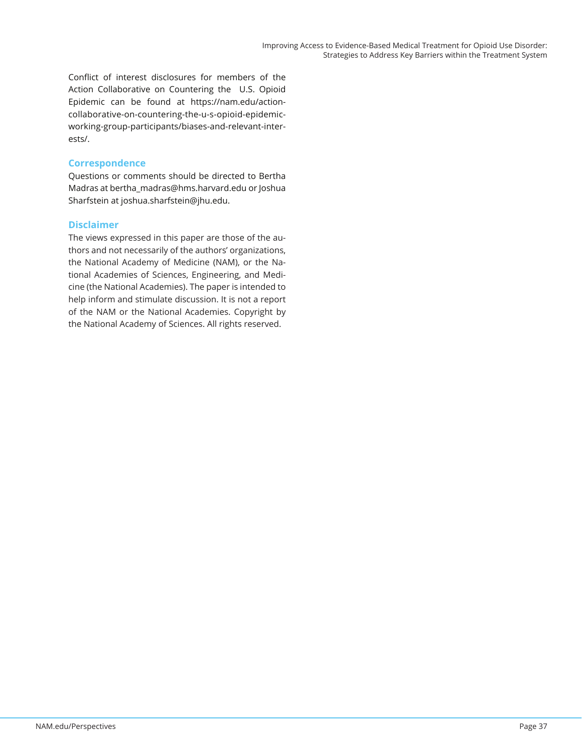Conflict of interest disclosures for members of the Action Collaborative on Countering the U.S. Opioid Epidemic can be found at https://nam.edu/action-collaborative-on-countering-the-u-s-opioid-epidemic-working-group-participants/biases-and-relevant-interests/.

## Correspondence

Questions or comments should be directed to Bertha Madras at bertha_madras@hms.harvard.edu or Joshua Sharfstein at joshua.sharfstein@jhu.edu.

## Disclaimer

The views expressed in this paper are those of the authors and not necessarily of the authors' organizations, the National Academy of Medicine (NAM), or the National Academies of Sciences, Engineering, and Medicine (the National Academies). The paper is intended to help inform and stimulate discussion. It is not a report of the NAM or the National Academies. Copyright by the National Academy of Sciences. All rights reserved.